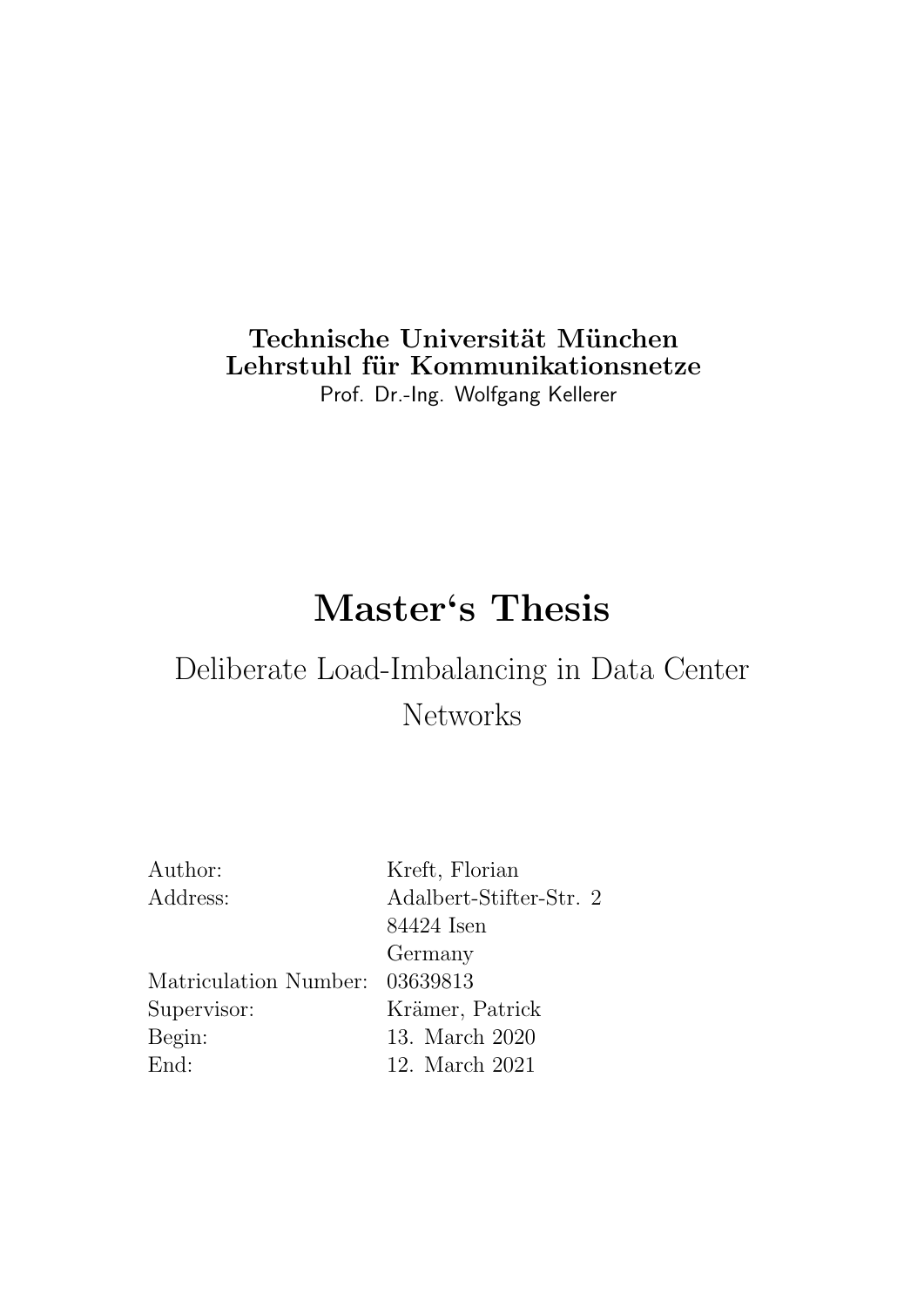**Technische Universität München**
**Lehrstuhl für Kommunikationsnetze**
Prof. Dr.-Ing. Wolfgang Kellerer

# Master‘s Thesis

## Deliberate Load-Imbalancing in Data Center Networks

| | |
|---|---|
| Author: | Kreft, Florian |
| Address: | Adalbert-Stifter-Str. 2 |
| | 84424 Isen |
| | Germany |
| Matriculation Number: | 03639813 |
| Supervisor: | Krämer, Patrick |
| Begin: | 13. March 2020 |
| End: | 12. March 2021 |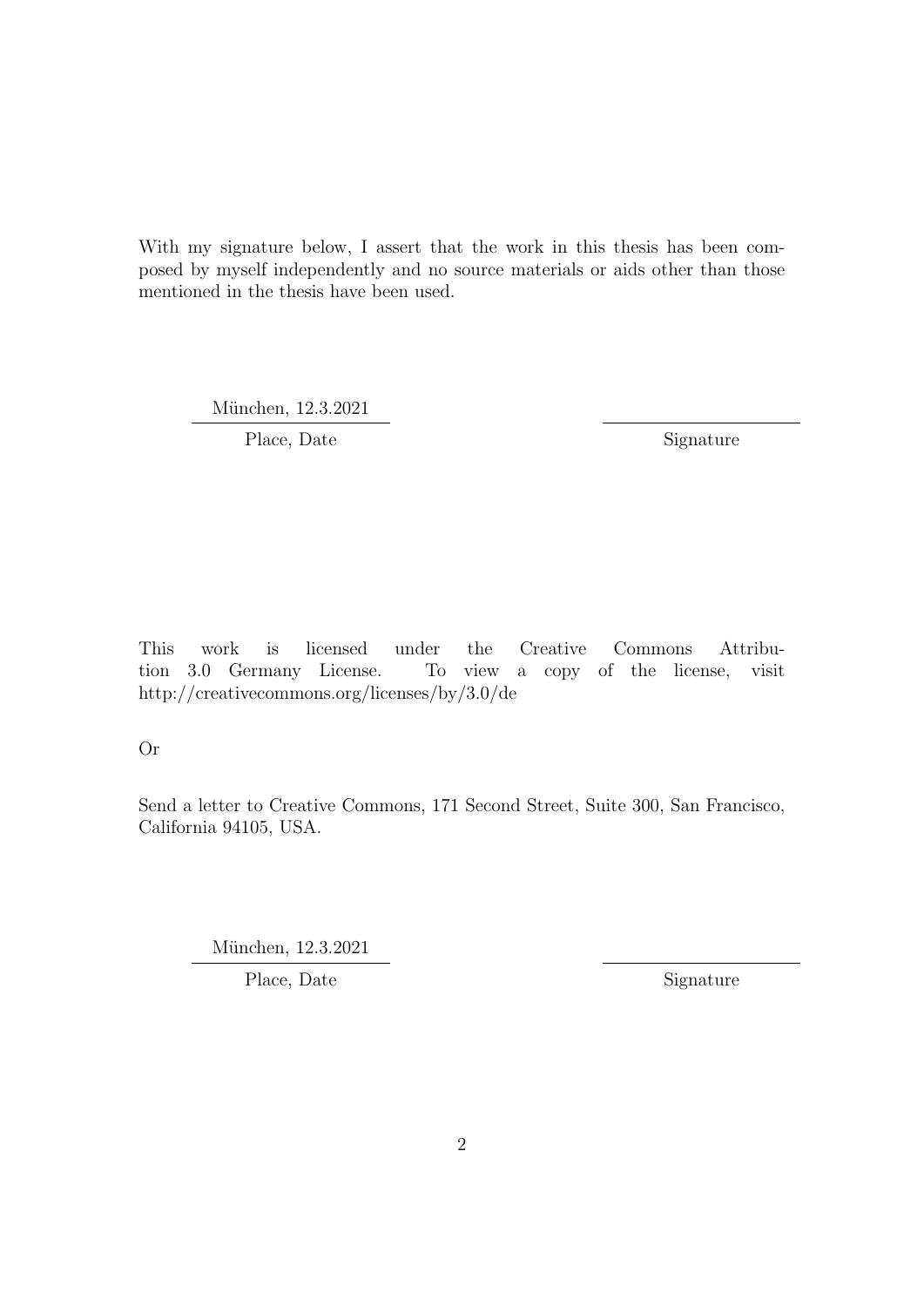With my signature below, I assert that the work in this thesis has been composed by myself independently and no source materials or aids other than those mentioned in the thesis have been used.

München, 12.3.2021

Place, Date                                                Signature

This work is licensed under the Creative Commons Attribution 3.0 Germany License. To view a copy of the license, visit http://creativecommons.org/licenses/by/3.0/de

Or

Send a letter to Creative Commons, 171 Second Street, Suite 300, San Francisco, California 94105, USA.

München, 12.3.2021

Place, Date                                                Signature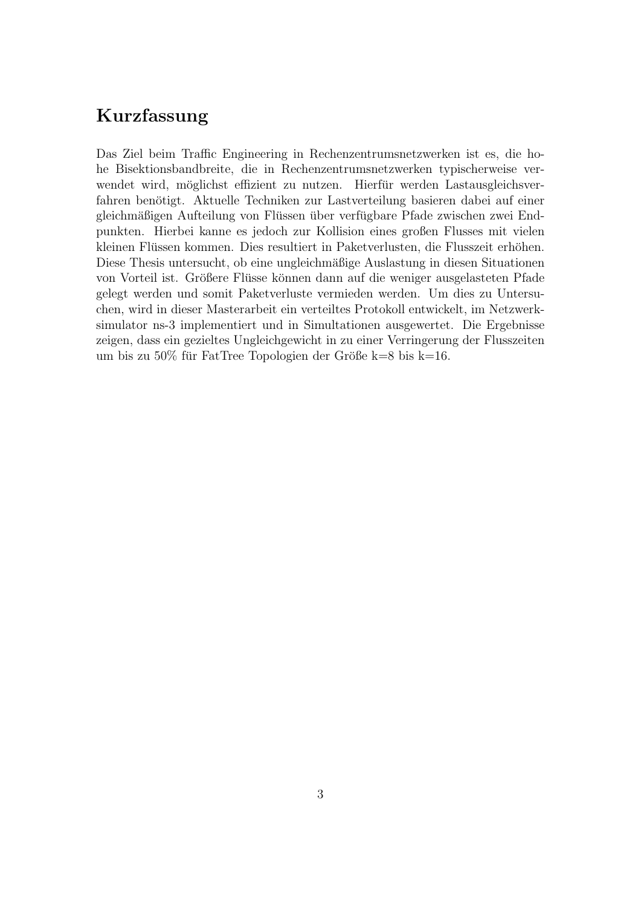# Kurzfassung

Das Ziel beim Traffic Engineering in Rechenzentrumsnetzwerken ist es, die hohe Bisektionsbandbreite, die in Rechenzentrumsnetzwerken typischerweise verwendet wird, möglichst effizient zu nutzen. Hierfür werden Lastausgleichsverfahren benötigt. Aktuelle Techniken zur Lastverteilung basieren dabei auf einer gleichmäßigen Aufteilung von Flüssen über verfügbare Pfade zwischen zwei Endpunkten. Hierbei kanne es jedoch zur Kollision eines großen Flusses mit vielen kleinen Flüssen kommen. Dies resultiert in Paketverlusten, die Flusszeit erhöhen. Diese Thesis untersucht, ob eine ungleichmäßige Auslastung in diesen Situationen von Vorteil ist. Größere Flüsse können dann auf die weniger ausgelasteten Pfade gelegt werden und somit Paketverluste vermieden werden. Um dies zu Untersuchen, wird in dieser Masterarbeit ein verteiltes Protokoll entwickelt, im Netzwerksimulator ns-3 implementiert und in Simultationen ausgewertet. Die Ergebnisse zeigen, dass ein gezieltes Ungleichgewicht in zu einer Verringerung der Flusszeiten um bis zu 50% für FatTree Topologien der Größe k=8 bis k=16.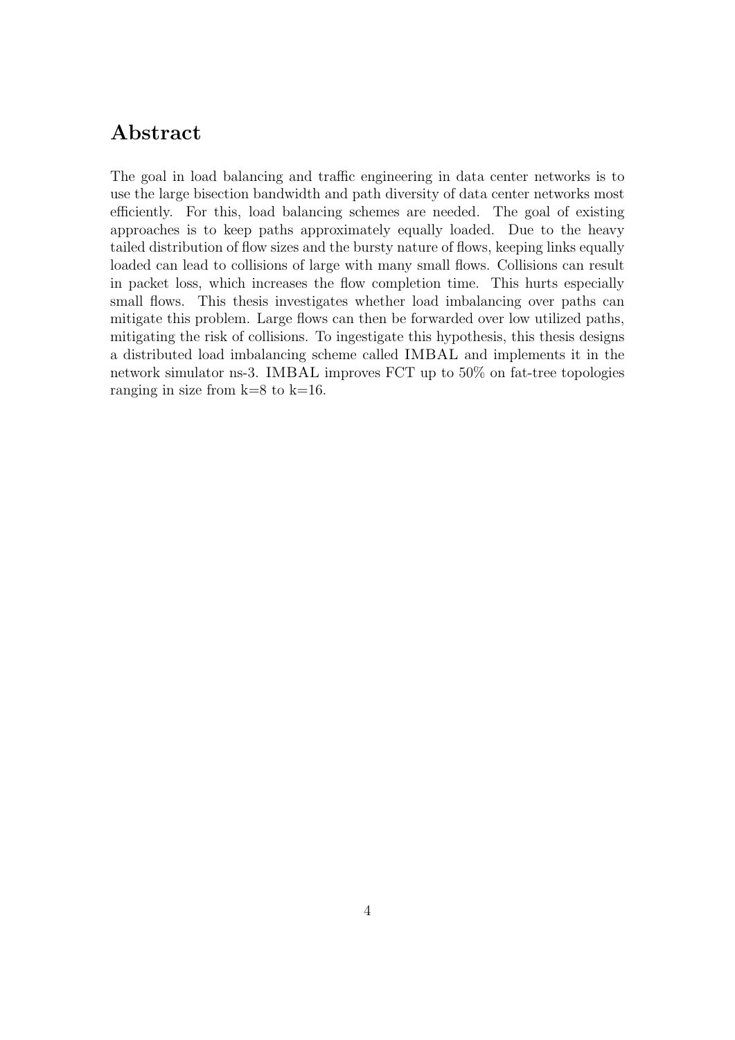## Abstract

The goal in load balancing and traffic engineering in data center networks is to use the large bisection bandwidth and path diversity of data center networks most efficiently. For this, load balancing schemes are needed. The goal of existing approaches is to keep paths approximately equally loaded. Due to the heavy tailed distribution of flow sizes and the bursty nature of flows, keeping links equally loaded can lead to collisions of large with many small flows. Collisions can result in packet loss, which increases the flow completion time. This hurts especially small flows. This thesis investigates whether load imbalancing over paths can mitigate this problem. Large flows can then be forwarded over low utilized paths, mitigating the risk of collisions. To ingestigate this hypothesis, this thesis designs a distributed load imbalancing scheme called IMBAL and implements it in the network simulator ns-3. IMBAL improves FCT up to 50% on fat-tree topologies ranging in size from k=8 to k=16.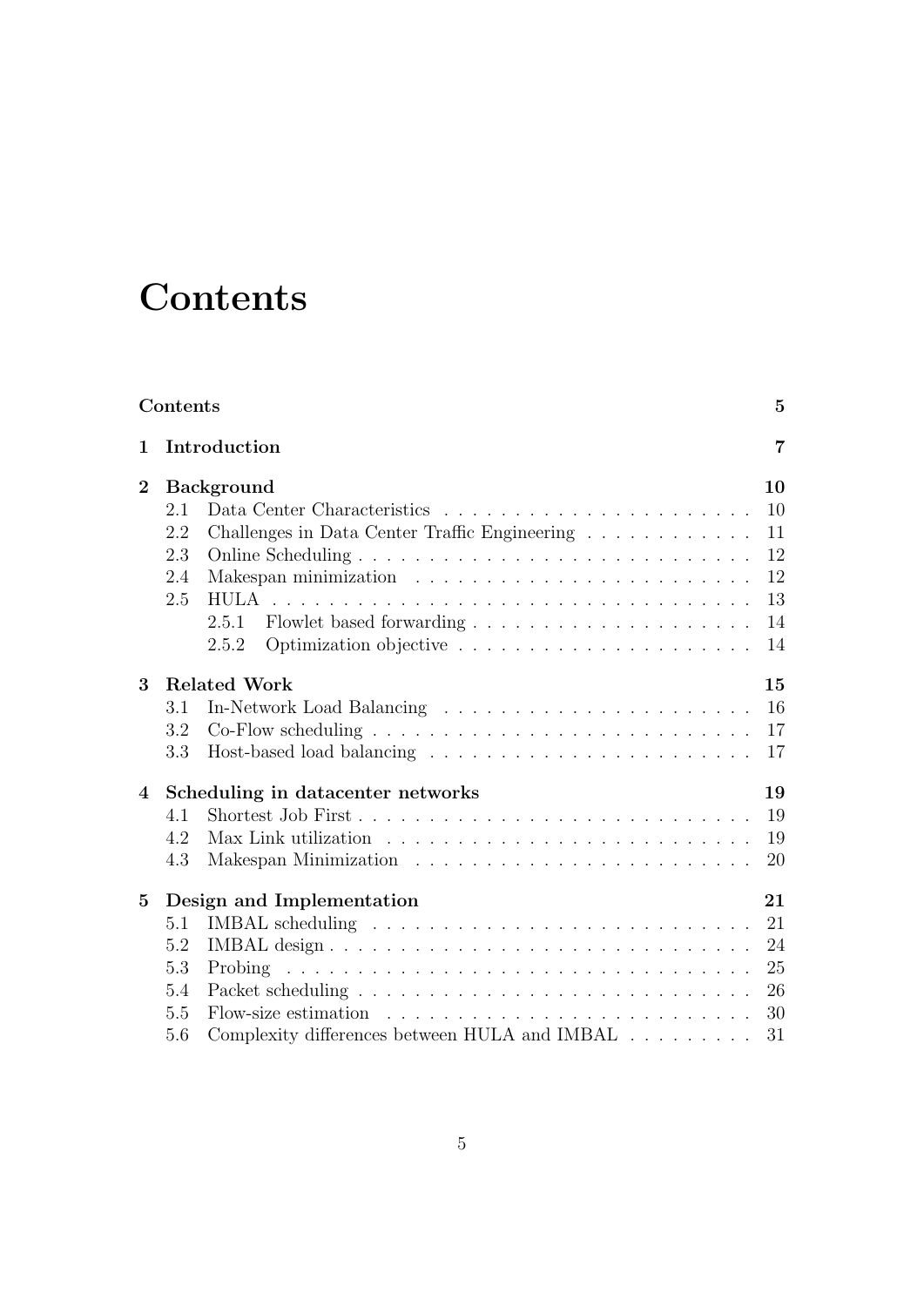# Contents

**Contents** **5**

**1 Introduction** **7**

**2 Background** **10**

- 2.1 Data Center Characteristics . . . . . . . . . . . . . . . . . . . . . . 10
- 2.2 Challenges in Data Center Traffic Engineering . . . . . . . . . . . . 11
- 2.3 Online Scheduling . . . . . . . . . . . . . . . . . . . . . . . . . . . 12
- 2.4 Makespan minimization . . . . . . . . . . . . . . . . . . . . . . . . 12
- 2.5 HULA . . . . . . . . . . . . . . . . . . . . . . . . . . . . . . . . . 13
  - 2.5.1 Flowlet based forwarding . . . . . . . . . . . . . . . . . . . . 14
  - 2.5.2 Optimization objective . . . . . . . . . . . . . . . . . . . . . 14

**3 Related Work** **15**

- 3.1 In-Network Load Balancing . . . . . . . . . . . . . . . . . . . . . . 16
- 3.2 Co-Flow scheduling . . . . . . . . . . . . . . . . . . . . . . . . . . 17
- 3.3 Host-based load balancing . . . . . . . . . . . . . . . . . . . . . . . 17

**4 Scheduling in datacenter networks** **19**

- 4.1 Shortest Job First . . . . . . . . . . . . . . . . . . . . . . . . . . . 19
- 4.2 Max Link utilization . . . . . . . . . . . . . . . . . . . . . . . . . . 19
- 4.3 Makespan Minimization . . . . . . . . . . . . . . . . . . . . . . . . 20

**5 Design and Implementation** **21**

- 5.1 IMBAL scheduling . . . . . . . . . . . . . . . . . . . . . . . . . . . 21
- 5.2 IMBAL design . . . . . . . . . . . . . . . . . . . . . . . . . . . . . 24
- 5.3 Probing . . . . . . . . . . . . . . . . . . . . . . . . . . . . . . . . . 25
- 5.4 Packet scheduling . . . . . . . . . . . . . . . . . . . . . . . . . . . 26
- 5.5 Flow-size estimation . . . . . . . . . . . . . . . . . . . . . . . . . . 30
- 5.6 Complexity differences between HULA and IMBAL . . . . . . . . . 31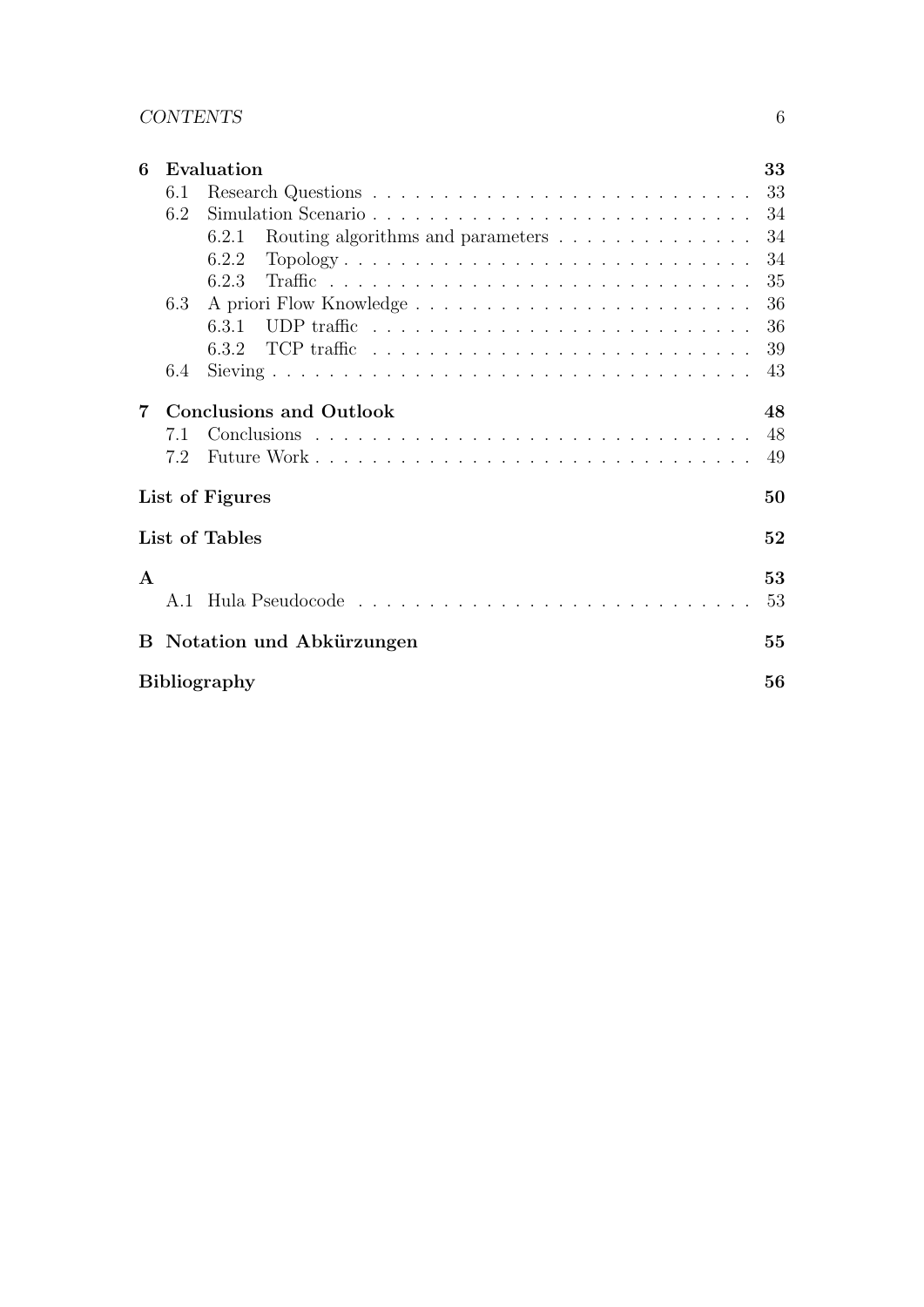**6 Evaluation** 33

- 6.1 Research Questions 33
- 6.2 Simulation Scenario 34
  - 6.2.1 Routing algorithms and parameters 34
  - 6.2.2 Topology 34
  - 6.2.3 Traffic 35
- 6.3 A priori Flow Knowledge 36
  - 6.3.1 UDP traffic 36
  - 6.3.2 TCP traffic 39
- 6.4 Sieving 43

**7 Conclusions and Outlook** 48

- 7.1 Conclusions 48
- 7.2 Future Work 49

**List of Figures** 50

**List of Tables** 52

**A** 53

- A.1 Hula Pseudocode 53

**B Notation und Abkürzungen** 55

**Bibliography** 56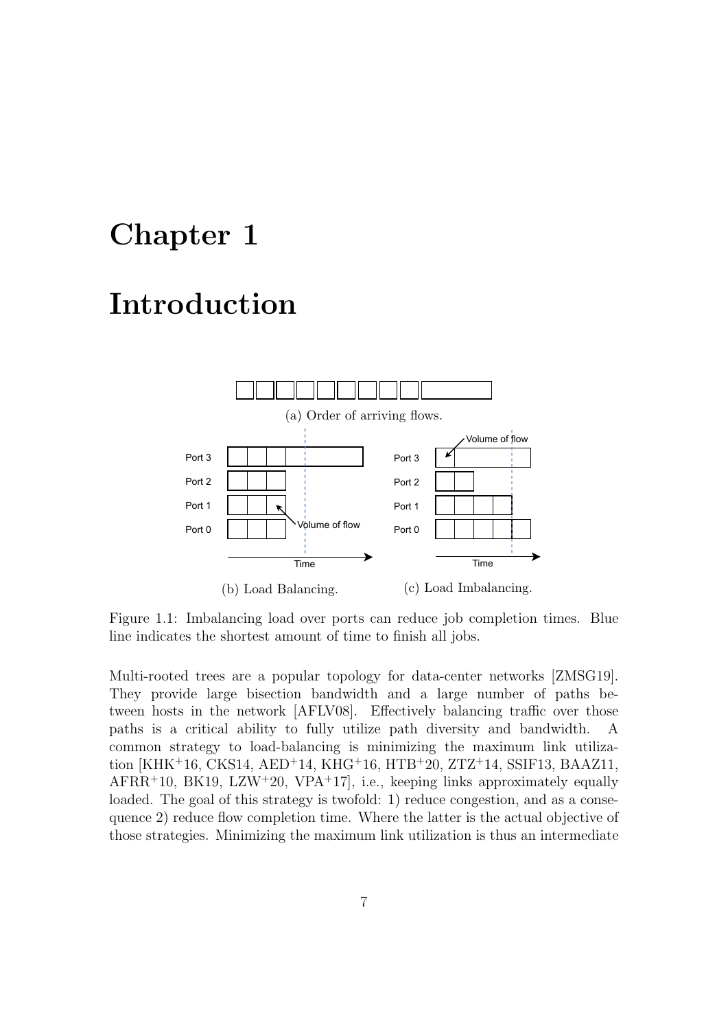# Chapter 1

# Introduction

(a) Order of arriving flows.

(b) Load Balancing.

(c) Load Imbalancing.

Figure 1.1: Imbalancing load over ports can reduce job completion times. Blue line indicates the shortest amount of time to finish all jobs.

Multi-rooted trees are a popular topology for data-center networks [ZMSG19]. They provide large bisection bandwidth and a large number of paths between hosts in the network [AFLV08]. Effectively balancing traffic over those paths is a critical ability to fully utilize path diversity and bandwidth. A common strategy to load-balancing is minimizing the maximum link utilization [KHK+16, CKS14, AED+14, KHG+16, HTB+20, ZTZ+14, SSIF13, BAAZ11, AFRR+10, BK19, LZW+20, VPA+17], i.e., keeping links approximately equally loaded. The goal of this strategy is twofold: 1) reduce congestion, and as a consequence 2) reduce flow completion time. Where the latter is the actual objective of those strategies. Minimizing the maximum link utilization is thus an intermediate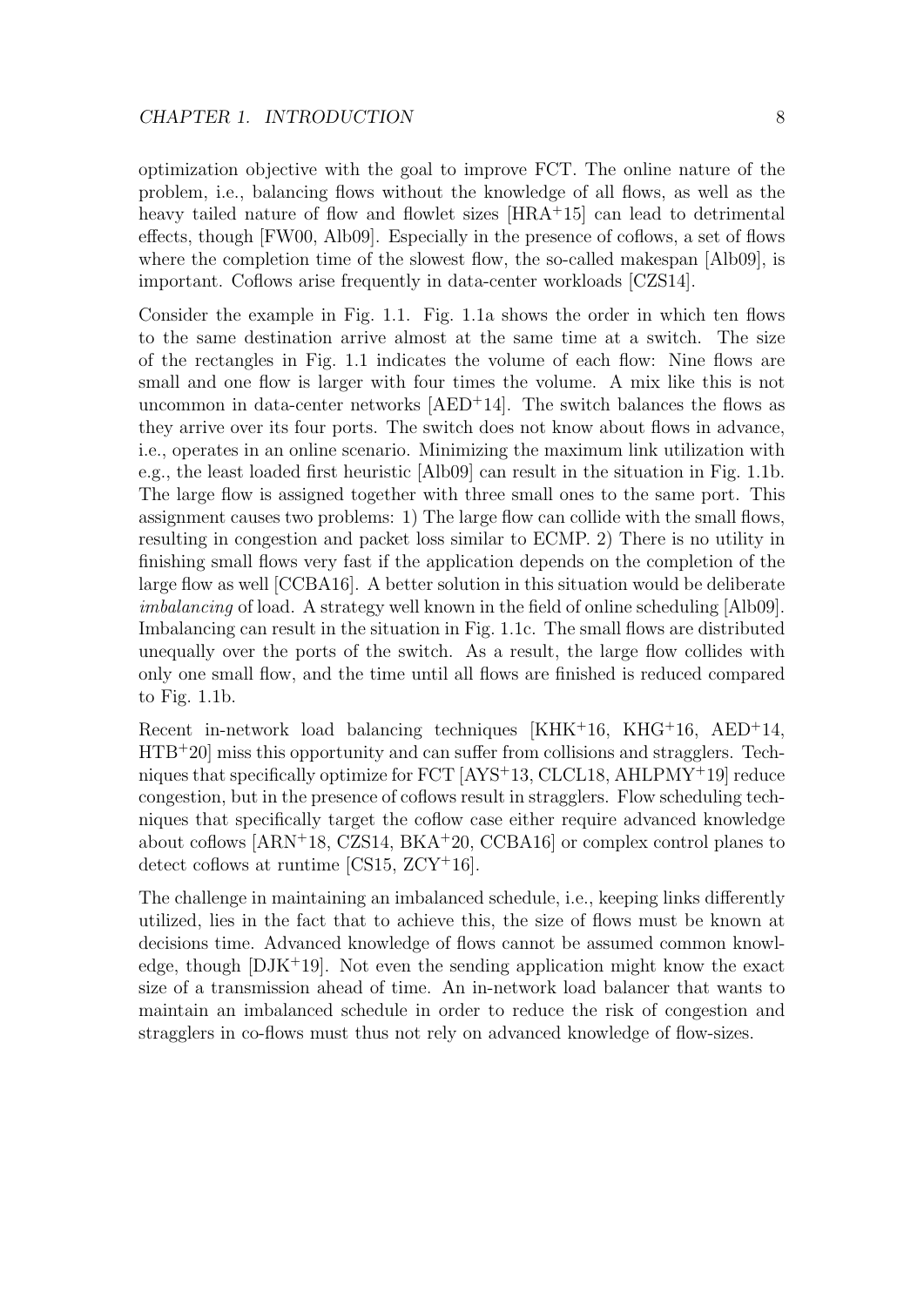optimization objective with the goal to improve FCT. The online nature of the problem, i.e., balancing flows without the knowledge of all flows, as well as the heavy tailed nature of flow and flowlet sizes [HRA+15] can lead to detrimental effects, though [FW00, Alb09]. Especially in the presence of coflows, a set of flows where the completion time of the slowest flow, the so-called makespan [Alb09], is important. Coflows arise frequently in data-center workloads [CZS14].

Consider the example in Fig. 1.1. Fig. 1.1a shows the order in which ten flows to the same destination arrive almost at the same time at a switch. The size of the rectangles in Fig. 1.1 indicates the volume of each flow: Nine flows are small and one flow is larger with four times the volume. A mix like this is not uncommon in data-center networks [AED+14]. The switch balances the flows as they arrive over its four ports. The switch does not know about flows in advance, i.e., operates in an online scenario. Minimizing the maximum link utilization with e.g., the least loaded first heuristic [Alb09] can result in the situation in Fig. 1.1b. The large flow is assigned together with three small ones to the same port. This assignment causes two problems: 1) The large flow can collide with the small flows, resulting in congestion and packet loss similar to ECMP. 2) There is no utility in finishing small flows very fast if the application depends on the completion of the large flow as well [CCBA16]. A better solution in this situation would be deliberate *imbalancing* of load. A strategy well known in the field of online scheduling [Alb09]. Imbalancing can result in the situation in Fig. 1.1c. The small flows are distributed unequally over the ports of the switch. As a result, the large flow collides with only one small flow, and the time until all flows are finished is reduced compared to Fig. 1.1b.

Recent in-network load balancing techniques [KHK+16, KHG+16, AED+14, HTB+20] miss this opportunity and can suffer from collisions and stragglers. Techniques that specifically optimize for FCT [AYS+13, CLCL18, AHLPMY+19] reduce congestion, but in the presence of coflows result in stragglers. Flow scheduling techniques that specifically target the coflow case either require advanced knowledge about coflows [ARN+18, CZS14, BKA+20, CCBA16] or complex control planes to detect coflows at runtime [CS15, ZCY+16].

The challenge in maintaining an imbalanced schedule, i.e., keeping links differently utilized, lies in the fact that to achieve this, the size of flows must be known at decisions time. Advanced knowledge of flows cannot be assumed common knowledge, though [DJK+19]. Not even the sending application might know the exact size of a transmission ahead of time. An in-network load balancer that wants to maintain an imbalanced schedule in order to reduce the risk of congestion and stragglers in co-flows must thus not rely on advanced knowledge of flow-sizes.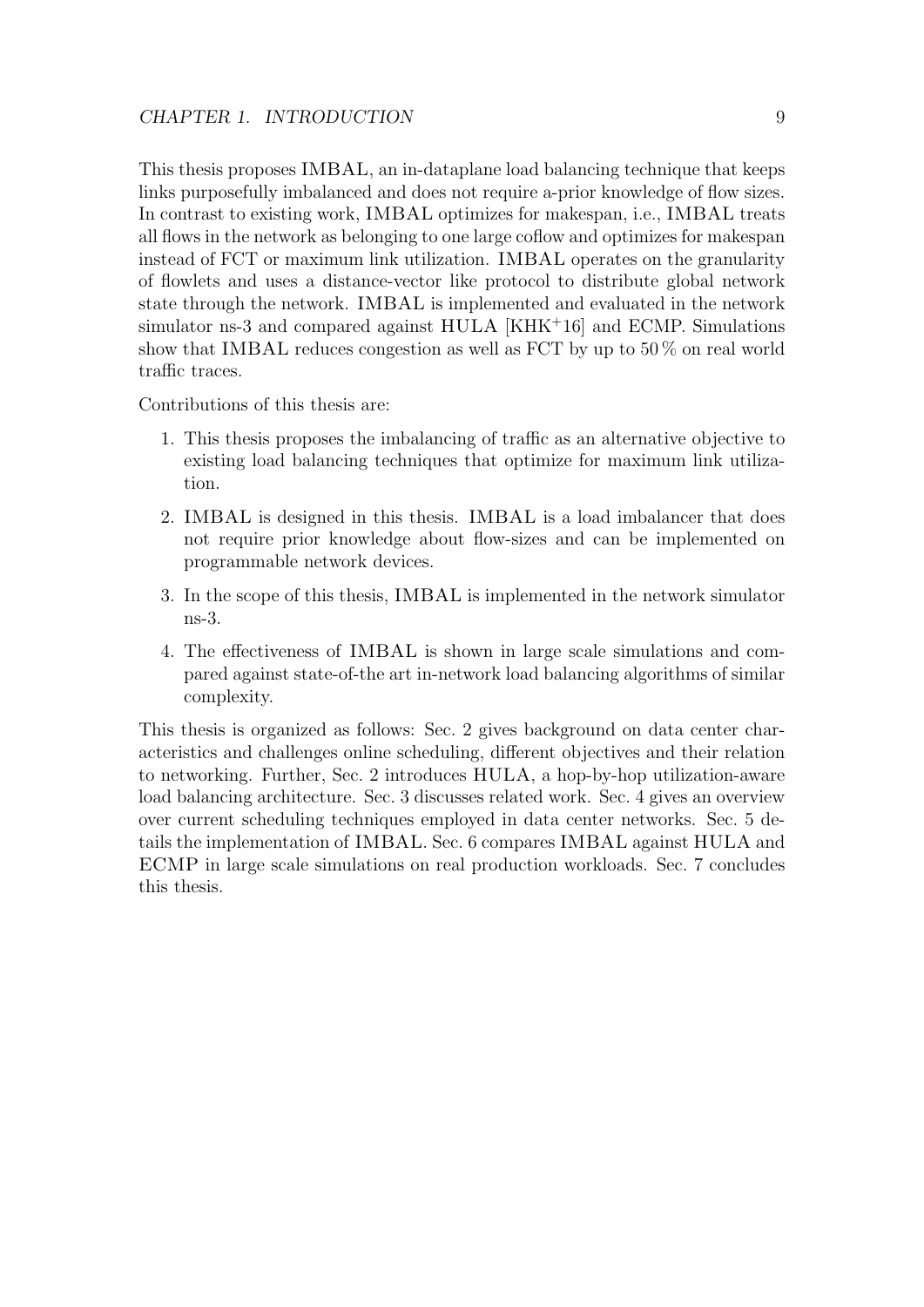This thesis proposes IMBAL, an in-dataplane load balancing technique that keeps links purposefully imbalanced and does not require a-prior knowledge of flow sizes. In contrast to existing work, IMBAL optimizes for makespan, i.e., IMBAL treats all flows in the network as belonging to one large coflow and optimizes for makespan instead of FCT or maximum link utilization. IMBAL operates on the granularity of flowlets and uses a distance-vector like protocol to distribute global network state through the network. IMBAL is implemented and evaluated in the network simulator ns-3 and compared against HULA [KHK+16] and ECMP. Simulations show that IMBAL reduces congestion as well as FCT by up to 50 % on real world traffic traces.

Contributions of this thesis are:

1. This thesis proposes the imbalancing of traffic as an alternative objective to existing load balancing techniques that optimize for maximum link utilization.
2. IMBAL is designed in this thesis. IMBAL is a load imbalancer that does not require prior knowledge about flow-sizes and can be implemented on programmable network devices.
3. In the scope of this thesis, IMBAL is implemented in the network simulator ns-3.
4. The effectiveness of IMBAL is shown in large scale simulations and compared against state-of-the art in-network load balancing algorithms of similar complexity.

This thesis is organized as follows: Sec. 2 gives background on data center characteristics and challenges online scheduling, different objectives and their relation to networking. Further, Sec. 2 introduces HULA, a hop-by-hop utilization-aware load balancing architecture. Sec. 3 discusses related work. Sec. 4 gives an overview over current scheduling techniques employed in data center networks. Sec. 5 details the implementation of IMBAL. Sec. 6 compares IMBAL against HULA and ECMP in large scale simulations on real production workloads. Sec. 7 concludes this thesis.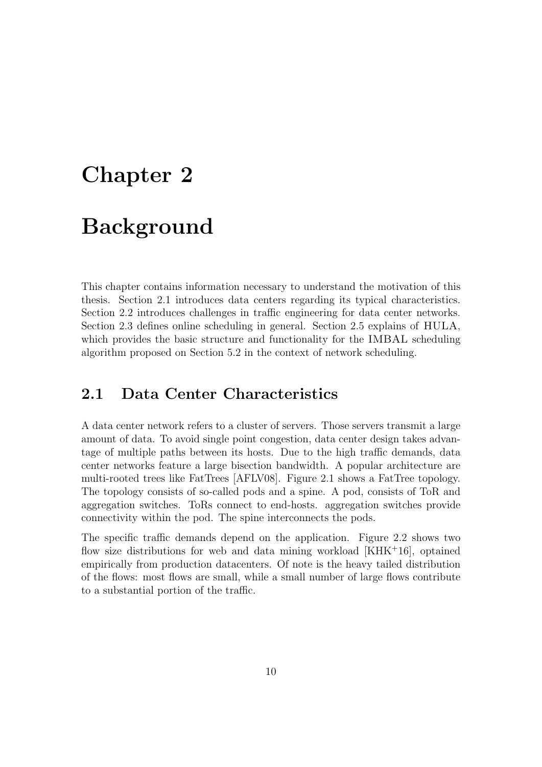# Chapter 2

# Background

This chapter contains information necessary to understand the motivation of this thesis. Section 2.1 introduces data centers regarding its typical characteristics. Section 2.2 introduces challenges in traffic engineering for data center networks. Section 2.3 defines online scheduling in general. Section 2.5 explains of HULA, which provides the basic structure and functionality for the IMBAL scheduling algorithm proposed on Section 5.2 in the context of network scheduling.

## 2.1 Data Center Characteristics

A data center network refers to a cluster of servers. Those servers transmit a large amount of data. To avoid single point congestion, data center design takes advantage of multiple paths between its hosts. Due to the high traffic demands, data center networks feature a large bisection bandwidth. A popular architecture are multi-rooted trees like FatTrees [AFLV08]. Figure 2.1 shows a FatTree topology. The topology consists of so-called pods and a spine. A pod, consists of ToR and aggregation switches. ToRs connect to end-hosts. aggregation switches provide connectivity within the pod. The spine interconnects the pods.

The specific traffic demands depend on the application. Figure 2.2 shows two flow size distributions for web and data mining workload [KHK+16], optained empirically from production datacenters. Of note is the heavy tailed distribution of the flows: most flows are small, while a small number of large flows contribute to a substantial portion of the traffic.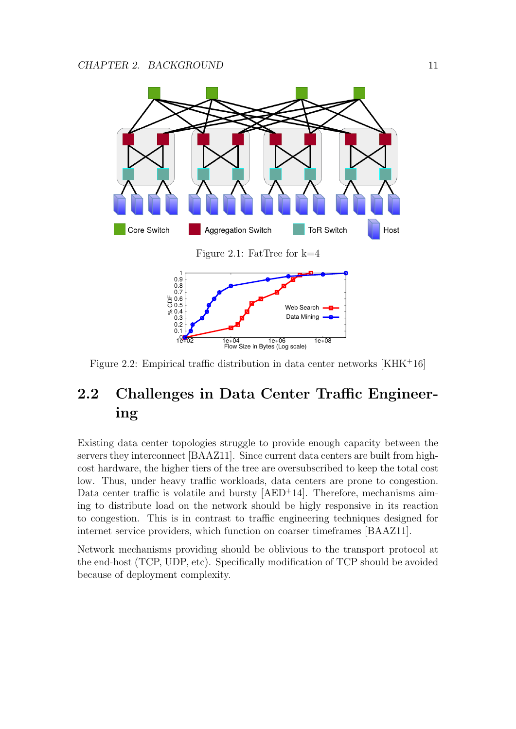Figure 2.1: FatTree for k=4

Figure 2.2: Empirical traffic distribution in data center networks [KHK+16]

## 2.2 Challenges in Data Center Traffic Engineering

Existing data center topologies struggle to provide enough capacity between the servers they interconnect [BAAZ11]. Since current data centers are built from high-cost hardware, the higher tiers of the tree are oversubscribed to keep the total cost low. Thus, under heavy traffic workloads, data centers are prone to congestion. Data center traffic is volatile and bursty [AED+14]. Therefore, mechanisms aiming to distribute load on the network should be higly responsive in its reaction to congestion. This is in contrast to traffic engineering techniques designed for internet service providers, which function on coarser timeframes [BAAZ11].

Network mechanisms providing should be oblivious to the transport protocol at the end-host (TCP, UDP, etc). Specifically modification of TCP should be avoided because of deployment complexity.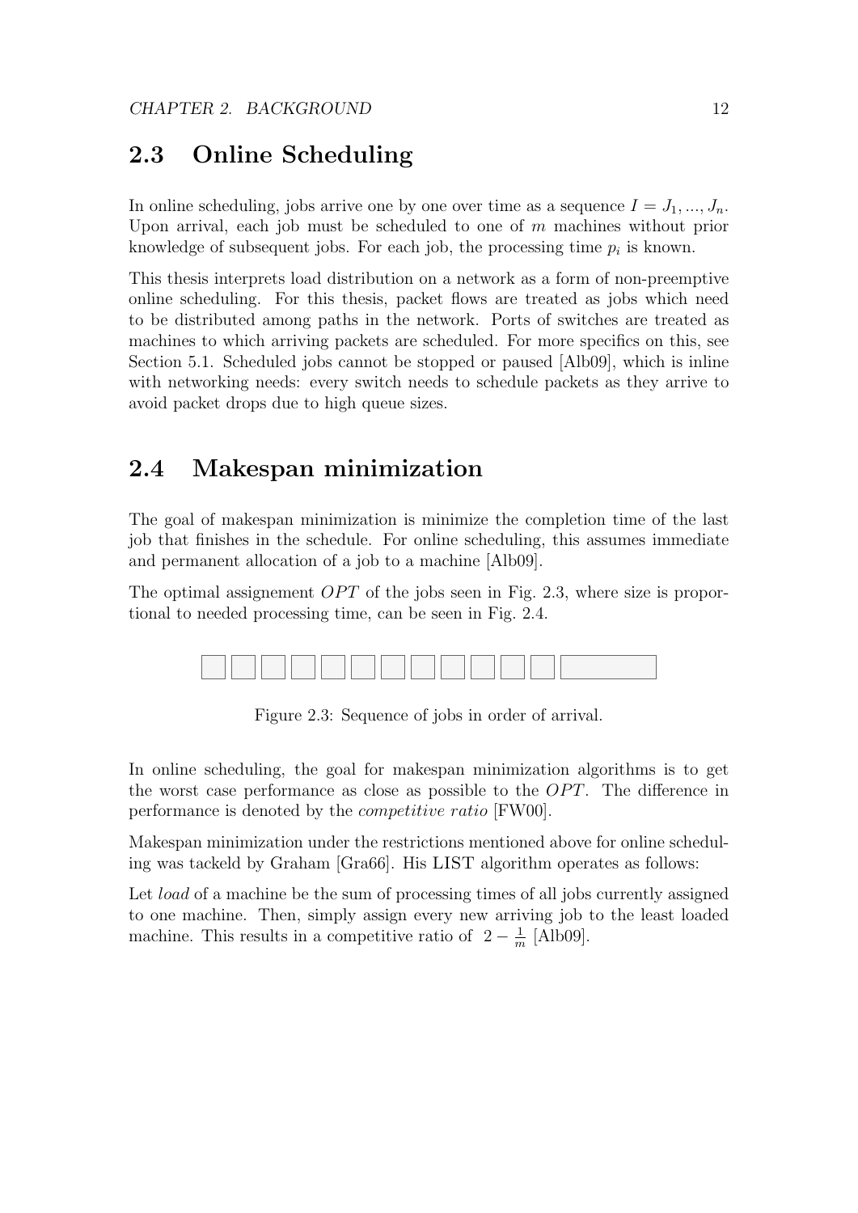## 2.3 Online Scheduling

In online scheduling, jobs arrive one by one over time as a sequence $I = J_1, ..., J_n$. Upon arrival, each job must be scheduled to one of $m$ machines without prior knowledge of subsequent jobs. For each job, the processing time $p_i$ is known.

This thesis interprets load distribution on a network as a form of non-preemptive online scheduling. For this thesis, packet flows are treated as jobs which need to be distributed among paths in the network. Ports of switches are treated as machines to which arriving packets are scheduled. For more specifics on this, see Section 5.1. Scheduled jobs cannot be stopped or paused [Alb09], which is inline with networking needs: every switch needs to schedule packets as they arrive to avoid packet drops due to high queue sizes.

## 2.4 Makespan minimization

The goal of makespan minimization is minimize the completion time of the last job that finishes in the schedule. For online scheduling, this assumes immediate and permanent allocation of a job to a machine [Alb09].

The optimal assignement $OPT$ of the jobs seen in Fig. 2.3, where size is proportional to needed processing time, can be seen in Fig. 2.4.

Figure 2.3: Sequence of jobs in order of arrival.

In online scheduling, the goal for makespan minimization algorithms is to get the worst case performance as close as possible to the $OPT$. The difference in performance is denoted by the *competitive ratio* [FW00].

Makespan minimization under the restrictions mentioned above for online scheduling was tackeld by Graham [Gra66]. His LIST algorithm operates as follows:

Let *load* of a machine be the sum of processing times of all jobs currently assigned to one machine. Then, simply assign every new arriving job to the least loaded machine. This results in a competitive ratio of $2 - \frac{1}{m}$ [Alb09].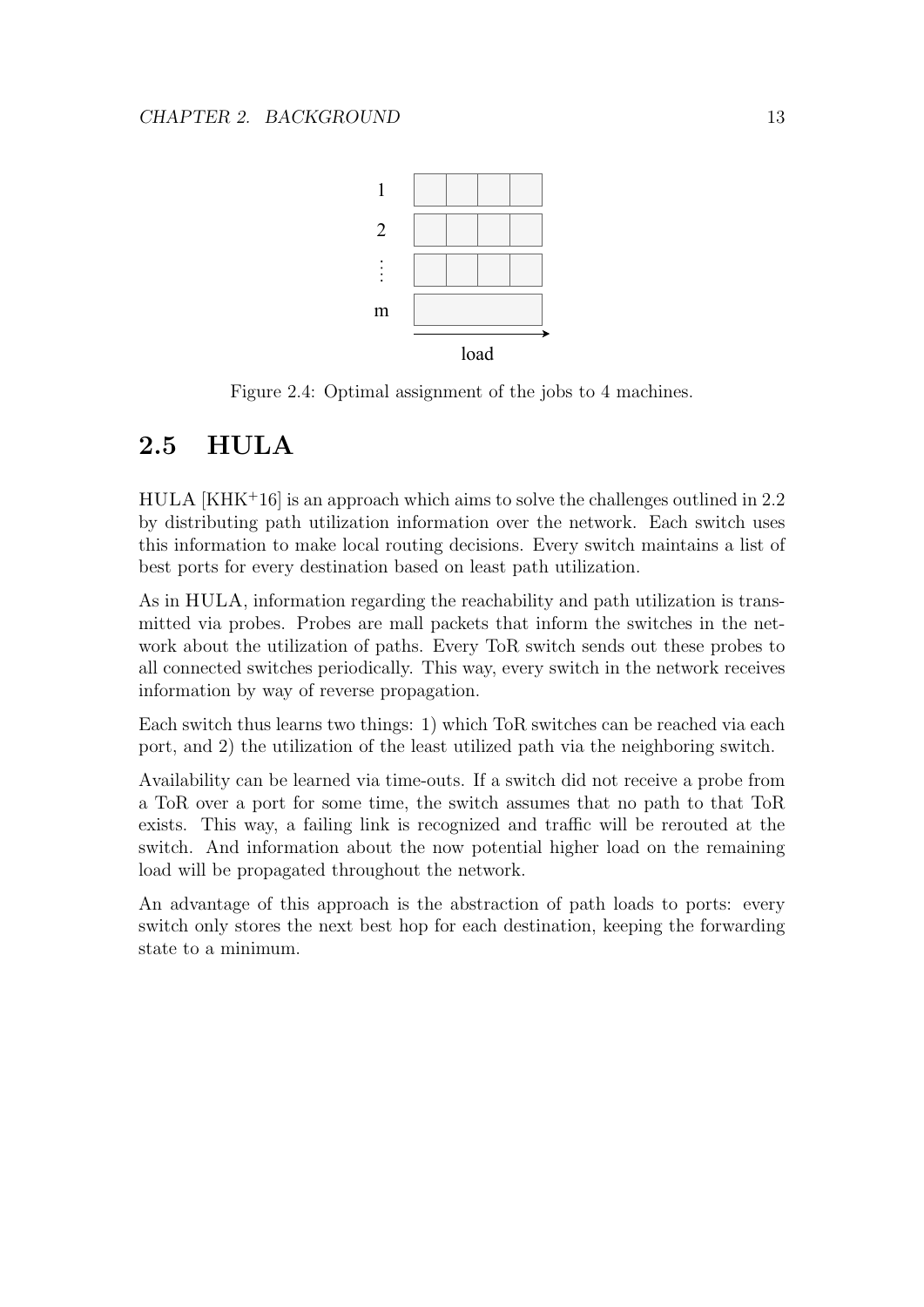Figure 2.4: Optimal assignment of the jobs to 4 machines.

## 2.5 HULA

HULA [KHK+16] is an approach which aims to solve the challenges outlined in 2.2 by distributing path utilization information over the network. Each switch uses this information to make local routing decisions. Every switch maintains a list of best ports for every destination based on least path utilization.

As in HULA, information regarding the reachability and path utilization is transmitted via probes. Probes are mall packets that inform the switches in the network about the utilization of paths. Every ToR switch sends out these probes to all connected switches periodically. This way, every switch in the network receives information by way of reverse propagation.

Each switch thus learns two things: 1) which ToR switches can be reached via each port, and 2) the utilization of the least utilized path via the neighboring switch.

Availability can be learned via time-outs. If a switch did not receive a probe from a ToR over a port for some time, the switch assumes that no path to that ToR exists. This way, a failing link is recognized and traffic will be rerouted at the switch. And information about the now potential higher load on the remaining load will be propagated throughout the network.

An advantage of this approach is the abstraction of path loads to ports: every switch only stores the next best hop for each destination, keeping the forwarding state to a minimum.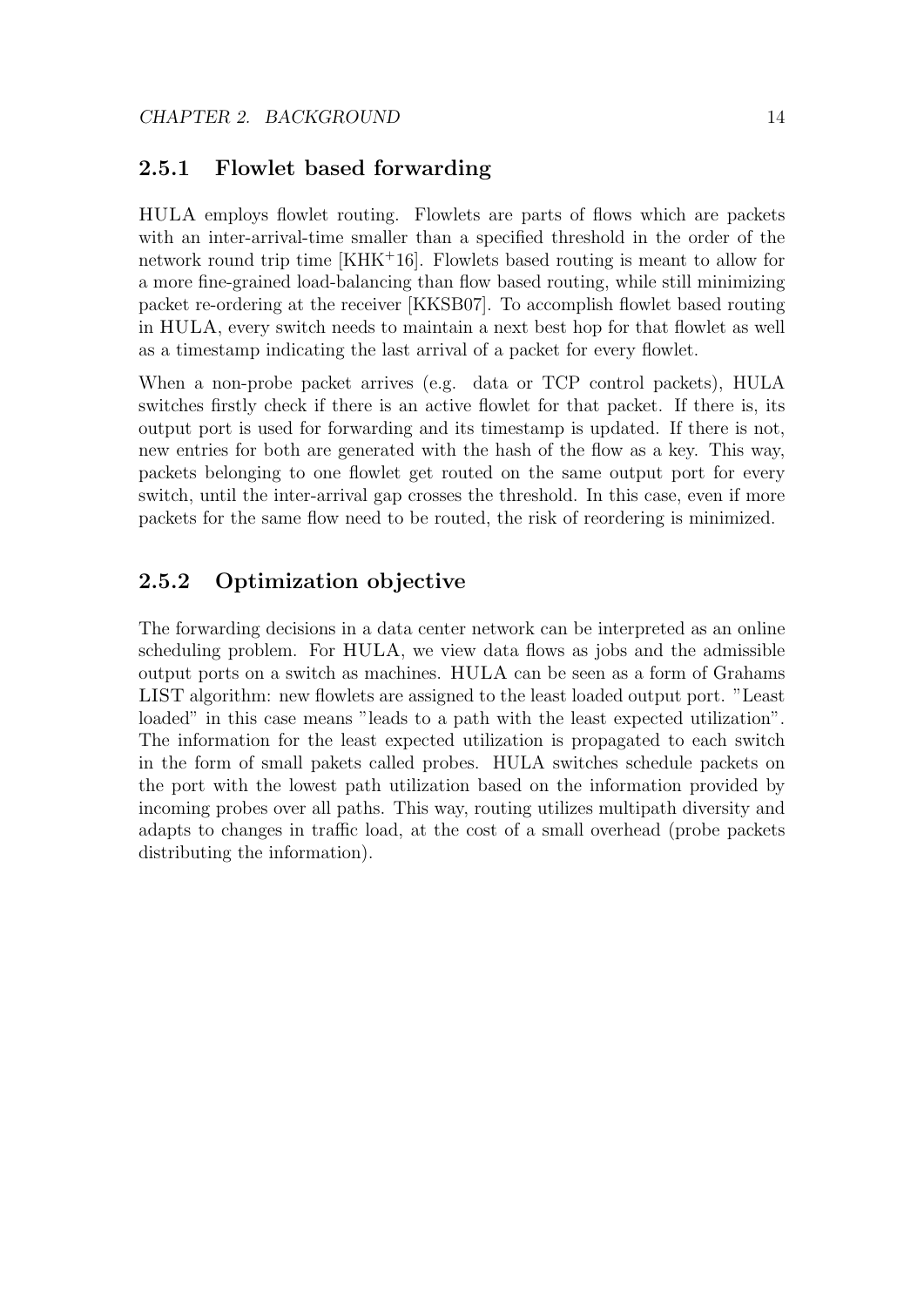### 2.5.1 Flowlet based forwarding

HULA employs flowlet routing. Flowlets are parts of flows which are packets with an inter-arrival-time smaller than a specified threshold in the order of the network round trip time [KHK+16]. Flowlets based routing is meant to allow for a more fine-grained load-balancing than flow based routing, while still minimizing packet re-ordering at the receiver [KKSB07]. To accomplish flowlet based routing in HULA, every switch needs to maintain a next best hop for that flowlet as well as a timestamp indicating the last arrival of a packet for every flowlet.

When a non-probe packet arrives (e.g. data or TCP control packets), HULA switches firstly check if there is an active flowlet for that packet. If there is, its output port is used for forwarding and its timestamp is updated. If there is not, new entries for both are generated with the hash of the flow as a key. This way, packets belonging to one flowlet get routed on the same output port for every switch, until the inter-arrival gap crosses the threshold. In this case, even if more packets for the same flow need to be routed, the risk of reordering is minimized.

### 2.5.2 Optimization objective

The forwarding decisions in a data center network can be interpreted as an online scheduling problem. For HULA, we view data flows as jobs and the admissible output ports on a switch as machines. HULA can be seen as a form of Grahams LIST algorithm: new flowlets are assigned to the least loaded output port. "Least loaded" in this case means "leads to a path with the least expected utilization". The information for the least expected utilization is propagated to each switch in the form of small pakets called probes. HULA switches schedule packets on the port with the lowest path utilization based on the information provided by incoming probes over all paths. This way, routing utilizes multipath diversity and adapts to changes in traffic load, at the cost of a small overhead (probe packets distributing the information).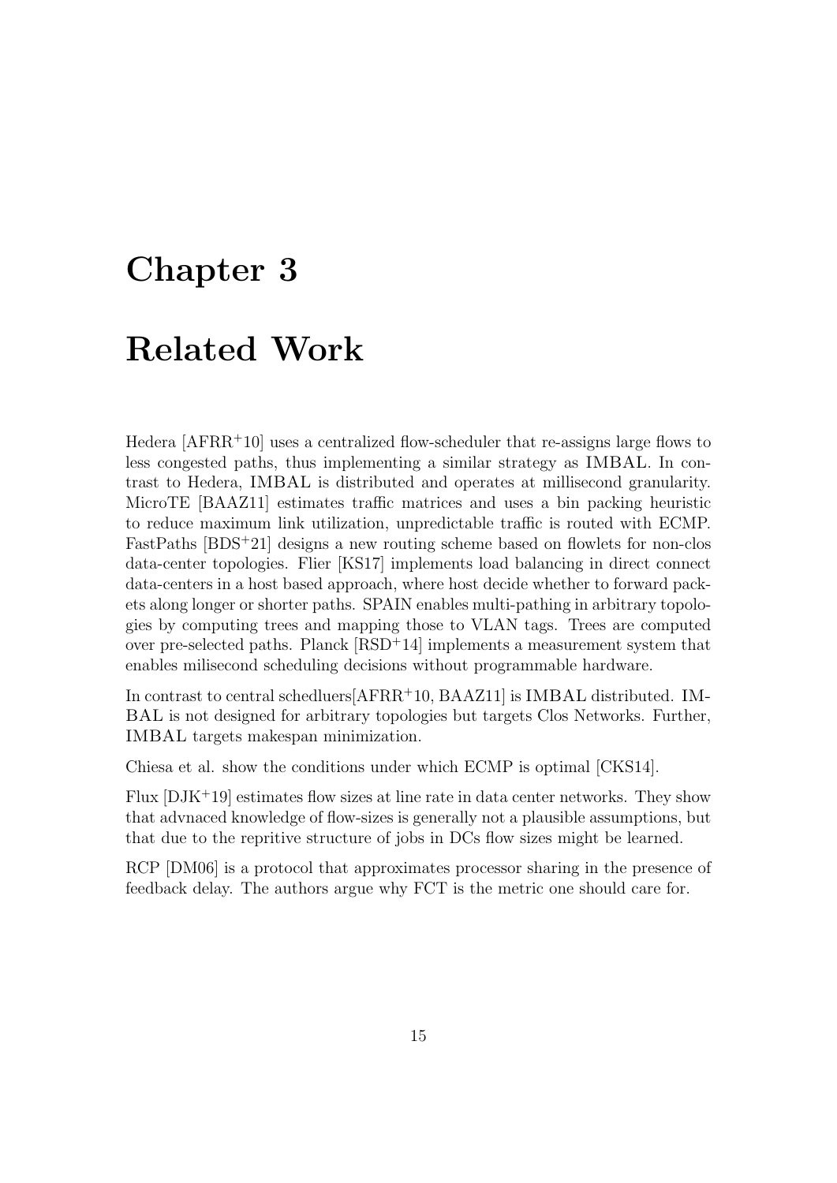# Chapter 3

# Related Work

Hedera [AFRR+10] uses a centralized flow-scheduler that re-assigns large flows to less congested paths, thus implementing a similar strategy as IMBAL. In contrast to Hedera, IMBAL is distributed and operates at millisecond granularity. MicroTE [BAAZ11] estimates traffic matrices and uses a bin packing heuristic to reduce maximum link utilization, unpredictable traffic is routed with ECMP. FastPaths [BDS+21] designs a new routing scheme based on flowlets for non-clos data-center topologies. Flier [KS17] implements load balancing in direct connect data-centers in a host based approach, where host decide whether to forward packets along longer or shorter paths. SPAIN enables multi-pathing in arbitrary topologies by computing trees and mapping those to VLAN tags. Trees are computed over pre-selected paths. Planck [RSD+14] implements a measurement system that enables milisecond scheduling decisions without programmable hardware.

In contrast to central schedluers[AFRR+10, BAAZ11] is IMBAL distributed. IMBAL is not designed for arbitrary topologies but targets Clos Networks. Further, IMBAL targets makespan minimization.

Chiesa et al. show the conditions under which ECMP is optimal [CKS14].

Flux [DJK+19] estimates flow sizes at line rate in data center networks. They show that advnaced knowledge of flow-sizes is generally not a plausible assumptions, but that due to the repritive structure of jobs in DCs flow sizes might be learned.

RCP [DM06] is a protocol that approximates processor sharing in the presence of feedback delay. The authors argue why FCT is the metric one should care for.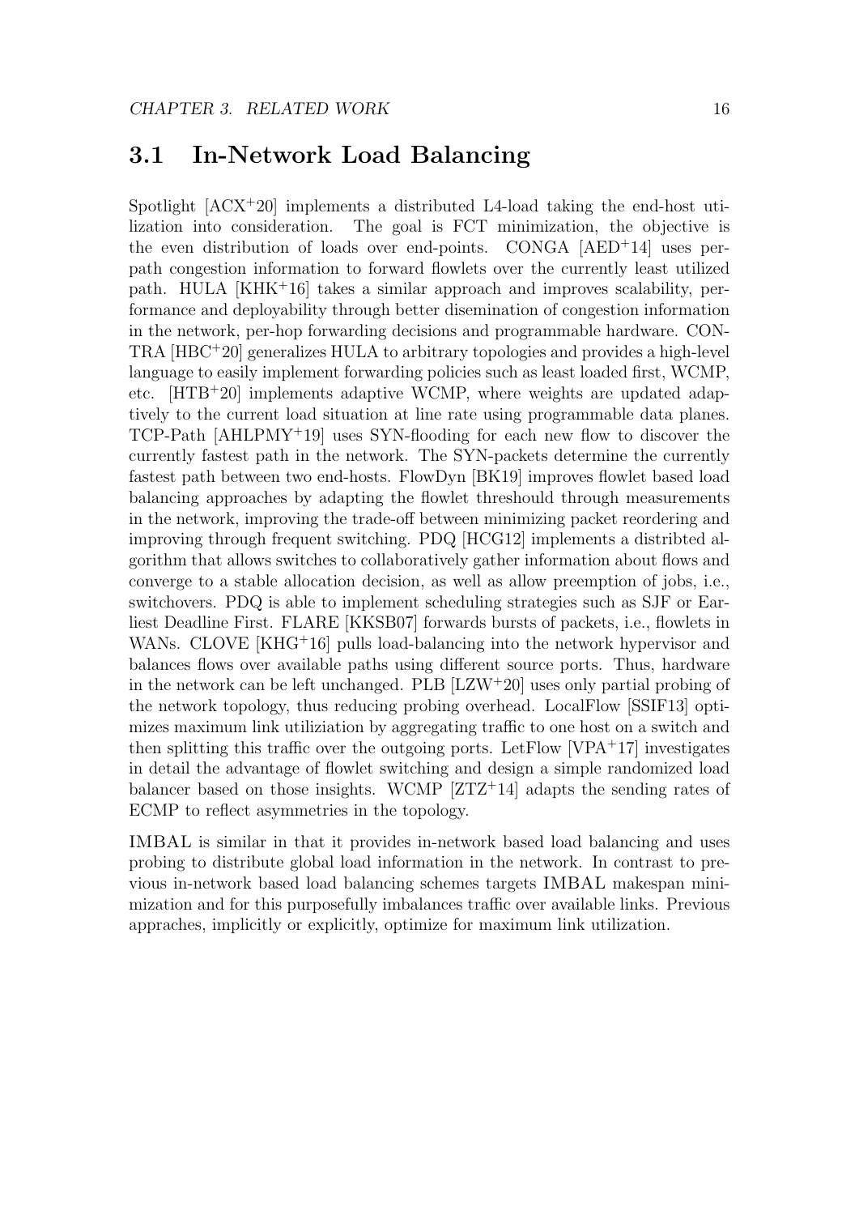## 3.1 In-Network Load Balancing

Spotlight [ACX+20] implements a distributed L4-load taking the end-host utilization into consideration. The goal is FCT minimization, the objective is the even distribution of loads over end-points. CONGA [AED+14] uses per-path congestion information to forward flowlets over the currently least utilized path. HULA [KHK+16] takes a similar approach and improves scalability, performance and deployability through better disemination of congestion information in the network, per-hop forwarding decisions and programmable hardware. CONTRA [HBC+20] generalizes HULA to arbitrary topologies and provides a high-level language to easily implement forwarding policies such as least loaded first, WCMP, etc. [HTB+20] implements adaptive WCMP, where weights are updated adaptively to the current load situation at line rate using programmable data planes. TCP-Path [AHLPMY+19] uses SYN-flooding for each new flow to discover the currently fastest path in the network. The SYN-packets determine the currently fastest path between two end-hosts. FlowDyn [BK19] improves flowlet based load balancing approaches by adapting the flowlet threshould through measurements in the network, improving the trade-off between minimizing packet reordering and improving through frequent switching. PDQ [HCG12] implements a distribted algorithm that allows switches to collaboratively gather information about flows and converge to a stable allocation decision, as well as allow preemption of jobs, i.e., switchovers. PDQ is able to implement scheduling strategies such as SJF or Earliest Deadline First. FLARE [KKSB07] forwards bursts of packets, i.e., flowlets in WANs. CLOVE [KHG+16] pulls load-balancing into the network hypervisor and balances flows over available paths using different source ports. Thus, hardware in the network can be left unchanged. PLB [LZW+20] uses only partial probing of the network topology, thus reducing probing overhead. LocalFlow [SSIF13] optimizes maximum link utiliziation by aggregating traffic to one host on a switch and then splitting this traffic over the outgoing ports. LetFlow [VPA+17] investigates in detail the advantage of flowlet switching and design a simple randomized load balancer based on those insights. WCMP [ZTZ+14] adapts the sending rates of ECMP to reflect asymmetries in the topology.

IMBAL is similar in that it provides in-network based load balancing and uses probing to distribute global load information in the network. In contrast to previous in-network based load balancing schemes targets IMBAL makespan minimization and for this purposefully imbalances traffic over available links. Previous appraches, implicitly or explicitly, optimize for maximum link utilization.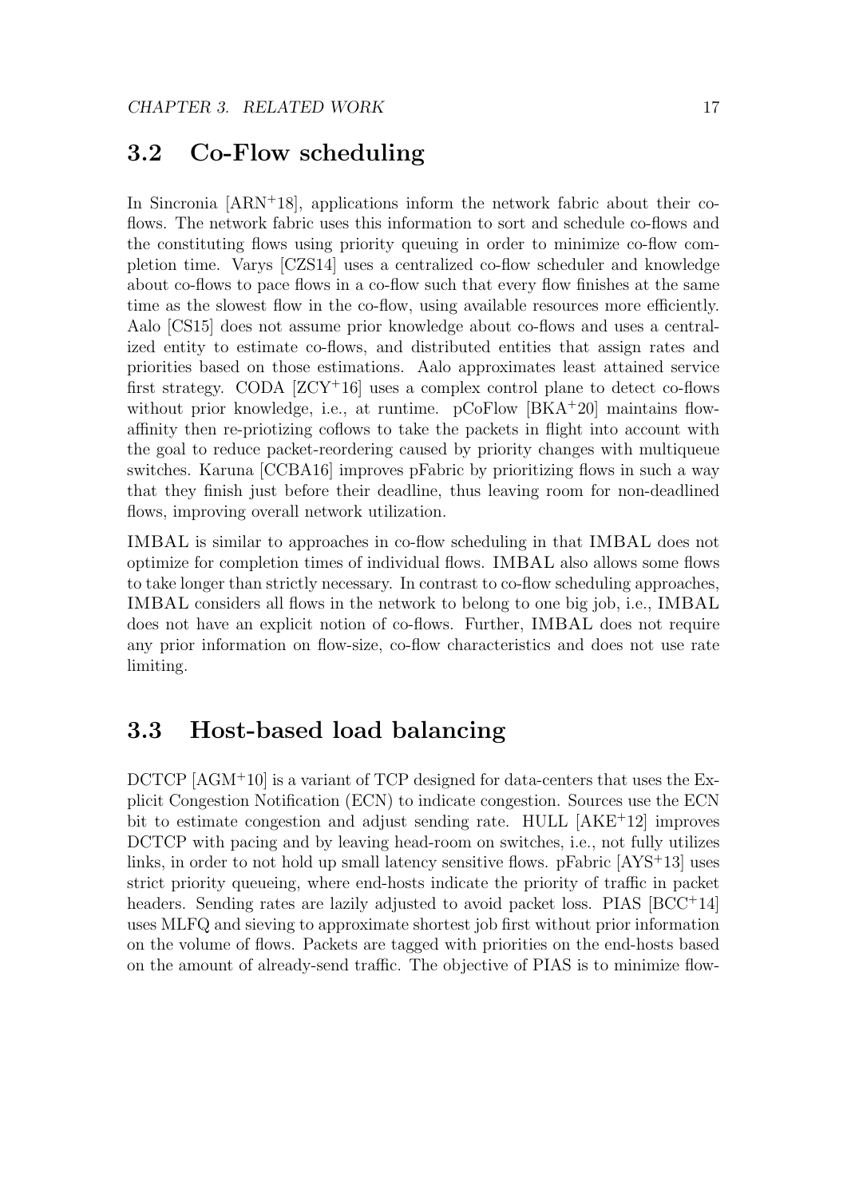## 3.2 Co-Flow scheduling

In Sincronia [ARN+18], applications inform the network fabric about their co-flows. The network fabric uses this information to sort and schedule co-flows and the constituting flows using priority queuing in order to minimize co-flow completion time. Varys [CZS14] uses a centralized co-flow scheduler and knowledge about co-flows to pace flows in a co-flow such that every flow finishes at the same time as the slowest flow in the co-flow, using available resources more efficiently. Aalo [CS15] does not assume prior knowledge about co-flows and uses a centralized entity to estimate co-flows, and distributed entities that assign rates and priorities based on those estimations. Aalo approximates least attained service first strategy. CODA [ZCY+16] uses a complex control plane to detect co-flows without prior knowledge, i.e., at runtime. pCoFlow [BKA+20] maintains flow-affinity then re-priotizing coflows to take the packets in flight into account with the goal to reduce packet-reordering caused by priority changes with multiqueue switches. Karuna [CCBA16] improves pFabric by prioritizing flows in such a way that they finish just before their deadline, thus leaving room for non-deadlined flows, improving overall network utilization.

IMBAL is similar to approaches in co-flow scheduling in that IMBAL does not optimize for completion times of individual flows. IMBAL also allows some flows to take longer than strictly necessary. In contrast to co-flow scheduling approaches, IMBAL considers all flows in the network to belong to one big job, i.e., IMBAL does not have an explicit notion of co-flows. Further, IMBAL does not require any prior information on flow-size, co-flow characteristics and does not use rate limiting.

## 3.3 Host-based load balancing

DCTCP [AGM+10] is a variant of TCP designed for data-centers that uses the Explicit Congestion Notification (ECN) to indicate congestion. Sources use the ECN bit to estimate congestion and adjust sending rate. HULL [AKE+12] improves DCTCP with pacing and by leaving head-room on switches, i.e., not fully utilizes links, in order to not hold up small latency sensitive flows. pFabric [AYS+13] uses strict priority queueing, where end-hosts indicate the priority of traffic in packet headers. Sending rates are lazily adjusted to avoid packet loss. PIAS [BCC+14] uses MLFQ and sieving to approximate shortest job first without prior information on the volume of flows. Packets are tagged with priorities on the end-hosts based on the amount of already-send traffic. The objective of PIAS is to minimize flow-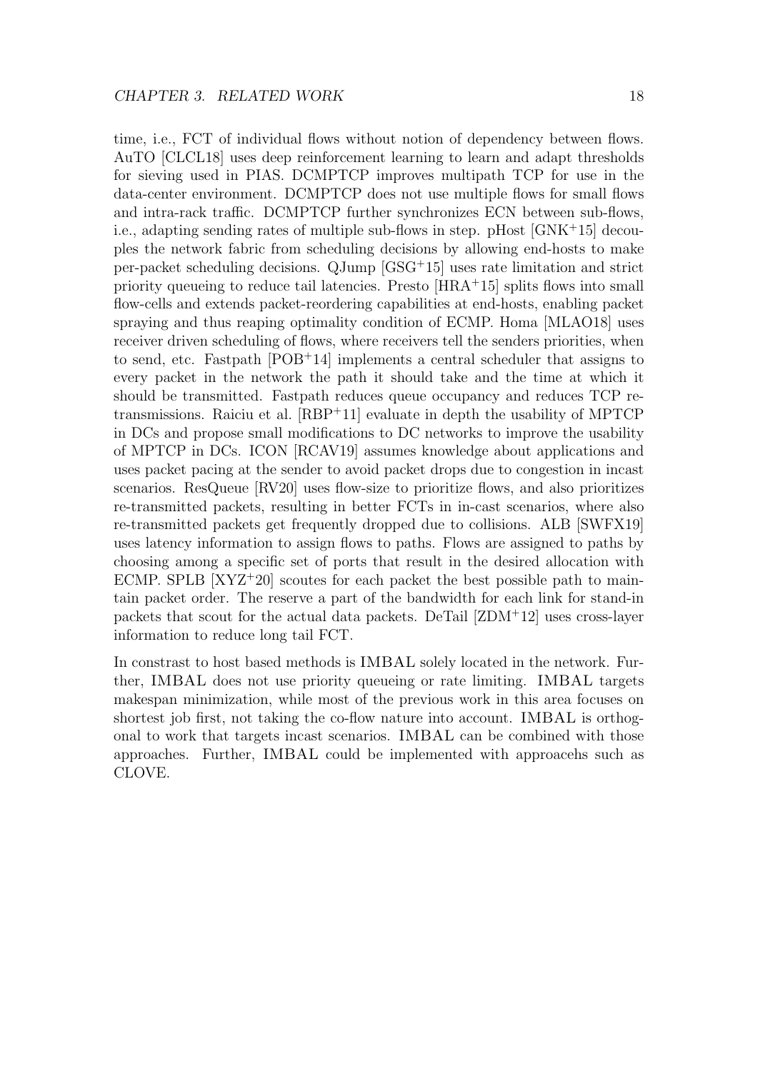time, i.e., FCT of individual flows without notion of dependency between flows. AuTO [CLCL18] uses deep reinforcement learning to learn and adapt thresholds for sieving used in PIAS. DCMPTCP improves multipath TCP for use in the data-center environment. DCMPTCP does not use multiple flows for small flows and intra-rack traffic. DCMPTCP further synchronizes ECN between sub-flows, i.e., adapting sending rates of multiple sub-flows in step. pHost [GNK+15] decouples the network fabric from scheduling decisions by allowing end-hosts to make per-packet scheduling decisions. QJump [GSG+15] uses rate limitation and strict priority queueing to reduce tail latencies. Presto [HRA+15] splits flows into small flow-cells and extends packet-reordering capabilities at end-hosts, enabling packet spraying and thus reaping optimality condition of ECMP. Homa [MLAO18] uses receiver driven scheduling of flows, where receivers tell the senders priorities, when to send, etc. Fastpath [POB+14] implements a central scheduler that assigns to every packet in the network the path it should take and the time at which it should be transmitted. Fastpath reduces queue occupancy and reduces TCP retransmissions. Raiciu et al. [RBP+11] evaluate in depth the usability of MPTCP in DCs and propose small modifications to DC networks to improve the usability of MPTCP in DCs. ICON [RCAV19] assumes knowledge about applications and uses packet pacing at the sender to avoid packet drops due to congestion in incast scenarios. ResQueue [RV20] uses flow-size to prioritize flows, and also prioritizes re-transmitted packets, resulting in better FCTs in in-cast scenarios, where also re-transmitted packets get frequently dropped due to collisions. ALB [SWFX19] uses latency information to assign flows to paths. Flows are assigned to paths by choosing among a specific set of ports that result in the desired allocation with ECMP. SPLB [XYZ+20] scoutes for each packet the best possible path to maintain packet order. The reserve a part of the bandwidth for each link for stand-in packets that scout for the actual data packets. DeTail [ZDM+12] uses cross-layer information to reduce long tail FCT.

In constrast to host based methods is IMBAL solely located in the network. Further, IMBAL does not use priority queueing or rate limiting. IMBAL targets makespan minimization, while most of the previous work in this area focuses on shortest job first, not taking the co-flow nature into account. IMBAL is orthogonal to work that targets incast scenarios. IMBAL can be combined with those approaches. Further, IMBAL could be implemented with approacehs such as CLOVE.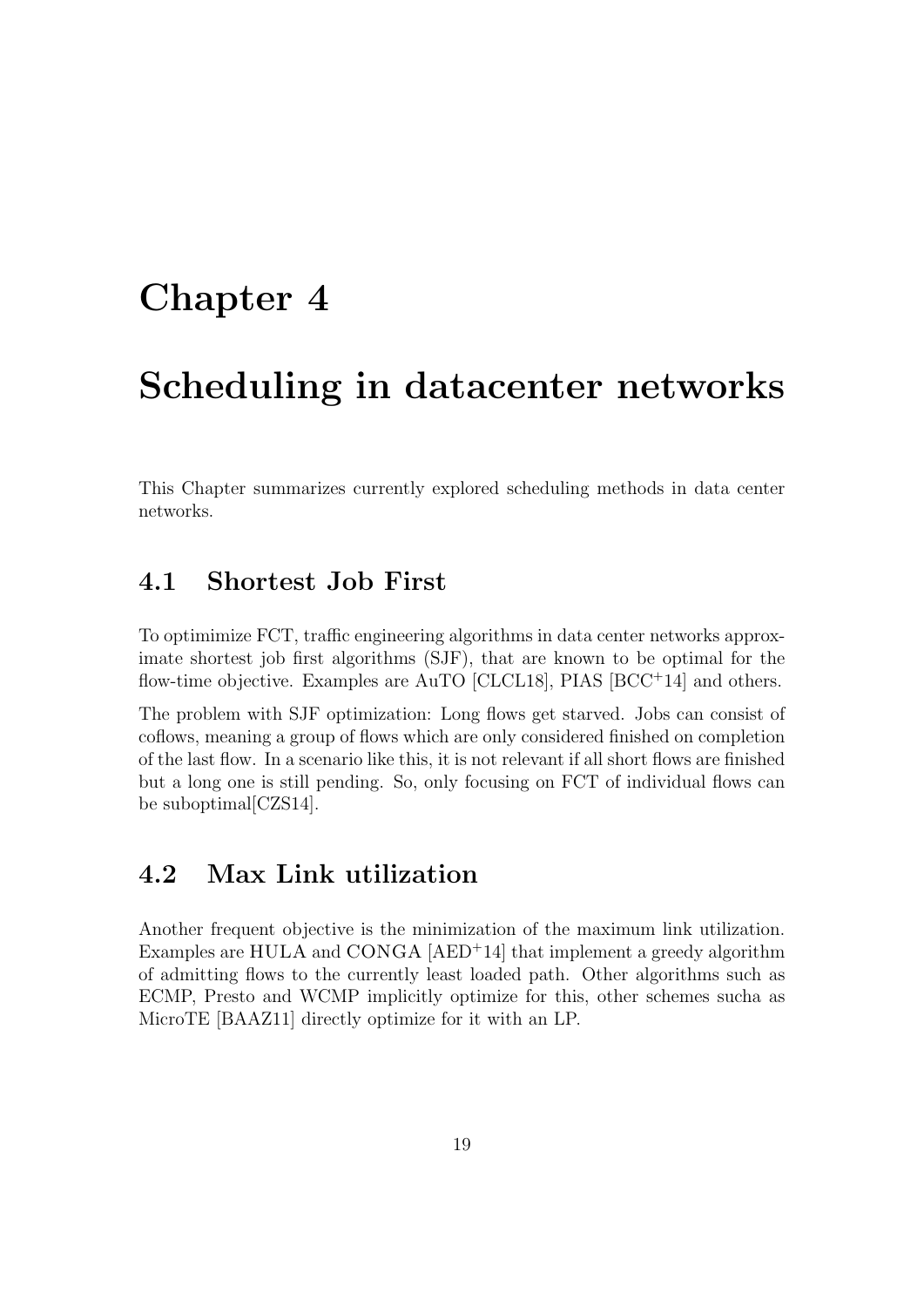# Chapter 4

# Scheduling in datacenter networks

This Chapter summarizes currently explored scheduling methods in data center networks.

## 4.1 Shortest Job First

To optimimize FCT, traffic engineering algorithms in data center networks approximate shortest job first algorithms (SJF), that are known to be optimal for the flow-time objective. Examples are AuTO [CLCL18], PIAS [BCC+14] and others.

The problem with SJF optimization: Long flows get starved. Jobs can consist of coflows, meaning a group of flows which are only considered finished on completion of the last flow. In a scenario like this, it is not relevant if all short flows are finished but a long one is still pending. So, only focusing on FCT of individual flows can be suboptimal[CZS14].

## 4.2 Max Link utilization

Another frequent objective is the minimization of the maximum link utilization. Examples are HULA and CONGA [AED+14] that implement a greedy algorithm of admitting flows to the currently least loaded path. Other algorithms such as ECMP, Presto and WCMP implicitly optimize for this, other schemes sucha as MicroTE [BAAZ11] directly optimize for it with an LP.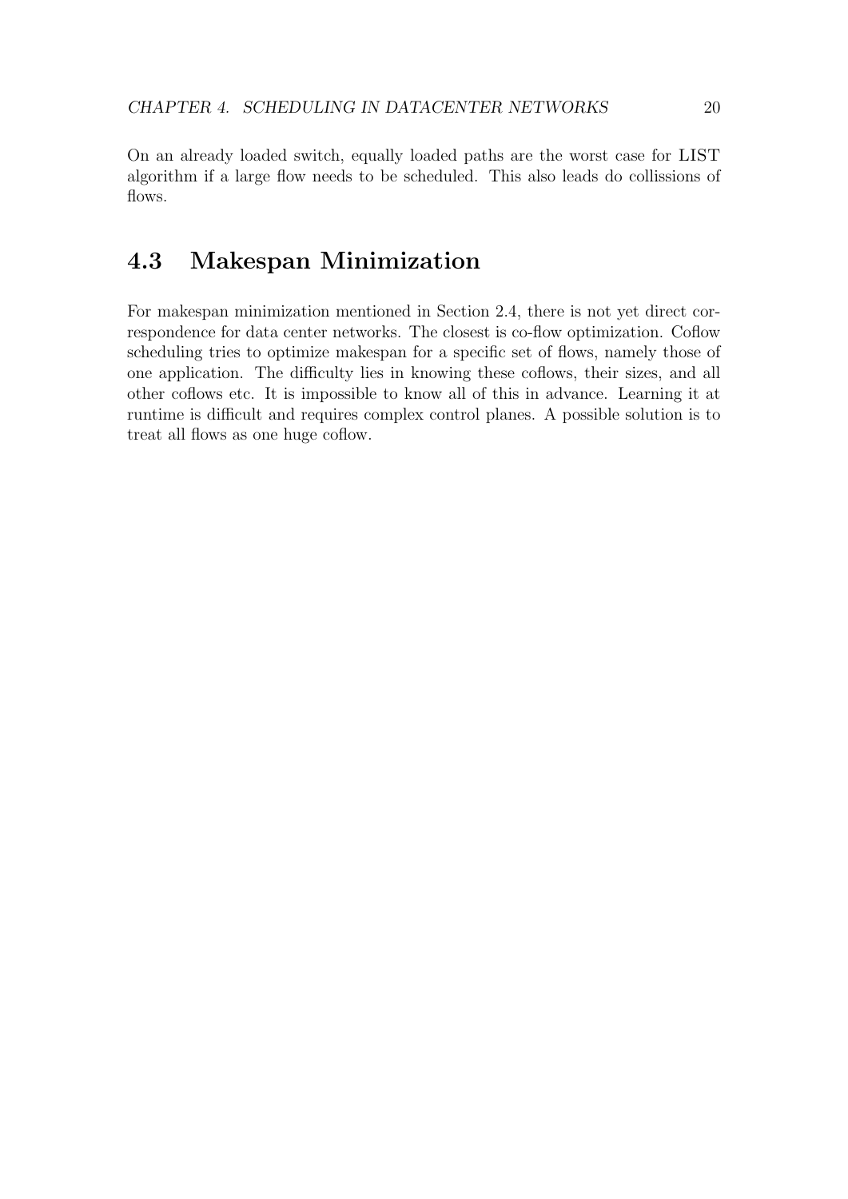On an already loaded switch, equally loaded paths are the worst case for LIST algorithm if a large flow needs to be scheduled. This also leads do collissions of flows.

## 4.3 Makespan Minimization

For makespan minimization mentioned in Section 2.4, there is not yet direct correspondence for data center networks. The closest is co-flow optimization. Coflow scheduling tries to optimize makespan for a specific set of flows, namely those of one application. The difficulty lies in knowing these coflows, their sizes, and all other coflows etc. It is impossible to know all of this in advance. Learning it at runtime is difficult and requires complex control planes. A possible solution is to treat all flows as one huge coflow.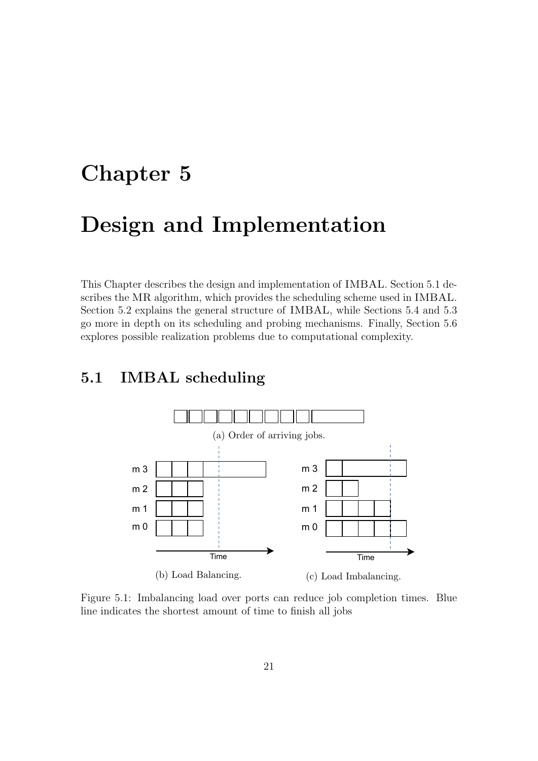# Chapter 5

# Design and Implementation

This Chapter describes the design and implementation of IMBAL. Section 5.1 describes the MR algorithm, which provides the scheduling scheme used in IMBAL. Section 5.2 explains the general structure of IMBAL, while Sections 5.4 and 5.3 go more in depth on its scheduling and probing mechanisms. Finally, Section 5.6 explores possible realization problems due to computational complexity.

## 5.1 IMBAL scheduling

(a) Order of arriving jobs.

(b) Load Balancing.

(c) Load Imbalancing.

Figure 5.1: Imbalancing load over ports can reduce job completion times. Blue line indicates the shortest amount of time to finish all jobs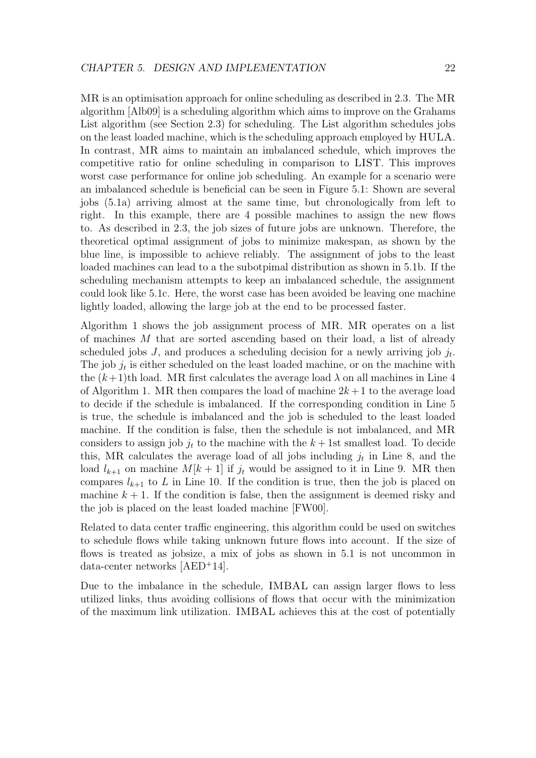MR is an optimisation approach for online scheduling as described in 2.3. The MR algorithm [Alb09] is a scheduling algorithm which aims to improve on the Grahams List algorithm (see Section 2.3) for scheduling. The List algorithm schedules jobs on the least loaded machine, which is the scheduling approach employed by HULA. In contrast, MR aims to maintain an imbalanced schedule, which improves the competitive ratio for online scheduling in comparison to LIST. This improves worst case performance for online job scheduling. An example for a scenario were an imbalanced schedule is beneficial can be seen in Figure 5.1: Shown are several jobs (5.1a) arriving almost at the same time, but chronologically from left to right. In this example, there are 4 possible machines to assign the new flows to. As described in 2.3, the job sizes of future jobs are unknown. Therefore, the theoretical optimal assignment of jobs to minimize makespan, as shown by the blue line, is impossible to achieve reliably. The assignment of jobs to the least loaded machines can lead to a the subotpimal distribution as shown in 5.1b. If the scheduling mechanism attempts to keep an imbalanced schedule, the assignment could look like 5.1c. Here, the worst case has been avoided be leaving one machine lightly loaded, allowing the large job at the end to be processed faster.

Algorithm 1 shows the job assignment process of MR. MR operates on a list of machines $M$ that are sorted ascending based on their load, a list of already scheduled jobs $J$, and produces a scheduling decision for a newly arriving job $j_t$. The job $j_t$ is either scheduled on the least loaded machine, or on the machine with the $(k+1)$th load. MR first calculates the average load $\lambda$ on all machines in Line 4 of Algorithm 1. MR then compares the load of machine $2k+1$ to the average load to decide if the schedule is imbalanced. If the corresponding condition in Line 5 is true, the schedule is imbalanced and the job is scheduled to the least loaded machine. If the condition is false, then the schedule is not imbalanced, and MR considers to assign job $j_t$ to the machine with the $k+1$st smallest load. To decide this, MR calculates the average load of all jobs including $j_t$ in Line 8, and the load $l_{k+1}$ on machine $M[k+1]$ if $j_t$ would be assigned to it in Line 9. MR then compares $l_{k+1}$ to $L$ in Line 10. If the condition is true, then the job is placed on machine $k+1$. If the condition is false, then the assignment is deemed risky and the job is placed on the least loaded machine [FW00].

Related to data center traffic engineering, this algorithm could be used on switches to schedule flows while taking unknown future flows into account. If the size of flows is treated as jobsize, a mix of jobs as shown in 5.1 is not uncommon in data-center networks [AED+14].

Due to the imbalance in the schedule, IMBAL can assign larger flows to less utilized links, thus avoiding collisions of flows that occur with the minimization of the maximum link utilization. IMBAL achieves this at the cost of potentially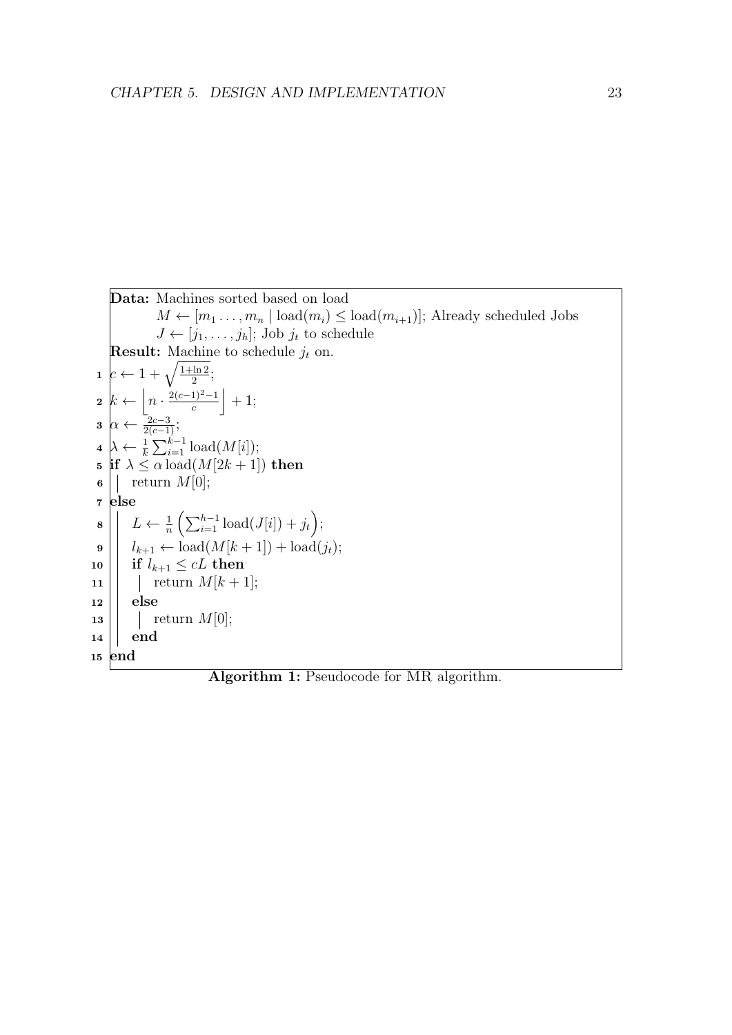**Data:** Machines sorted based on load
$M \leftarrow [m_1 \ldots, m_n \mid \text{load}(m_i) \leq \text{load}(m_{i+1})]$; Already scheduled Jobs
$J \leftarrow [j_1, \ldots, j_h]$; Job $j_t$ to schedule

**Result:** Machine to schedule $j_t$ on.

```
1  c ← 1 + sqrt((1 + ln 2) / 2);
2  k ← ⌊n · (2(c−1)^2 − 1) / c⌋ + 1;
3  α ← (2c − 3) / (2(c − 1));
4  λ ← (1/k) Σ_{i=1}^{k−1} load(M[i]);
5  if λ ≤ α load(M[2k + 1]) then
6  |   return M[0];
7  else
8  |   L ← (1/n) (Σ_{i=1}^{h−1} load(J[i]) + j_t);
9  |   l_{k+1} ← load(M[k + 1]) + load(j_t);
10 |   if l_{k+1} ≤ cL then
11 |   |   return M[k + 1];
12 |   else
13 |   |   return M[0];
14 |   end
15 end
```

$$
\begin{aligned}
&1\quad c \leftarrow 1 + \sqrt{\tfrac{1+\ln 2}{2}};\\
&2\quad k \leftarrow \left\lfloor n \cdot \tfrac{2(c-1)^2-1}{c} \right\rfloor + 1;\\
&3\quad \alpha \leftarrow \tfrac{2c-3}{2(c-1)};\\
&4\quad \lambda \leftarrow \tfrac{1}{k} \textstyle\sum_{i=1}^{k-1} \text{load}(M[i]);\\
&8\quad L \leftarrow \tfrac{1}{n} \left( \textstyle\sum_{i=1}^{h-1} \text{load}(J[i]) + j_t \right);\\
&9\quad l_{k+1} \leftarrow \text{load}(M[k+1]) + \text{load}(j_t);
\end{aligned}
$$

**Algorithm 1:** Pseudocode for MR algorithm.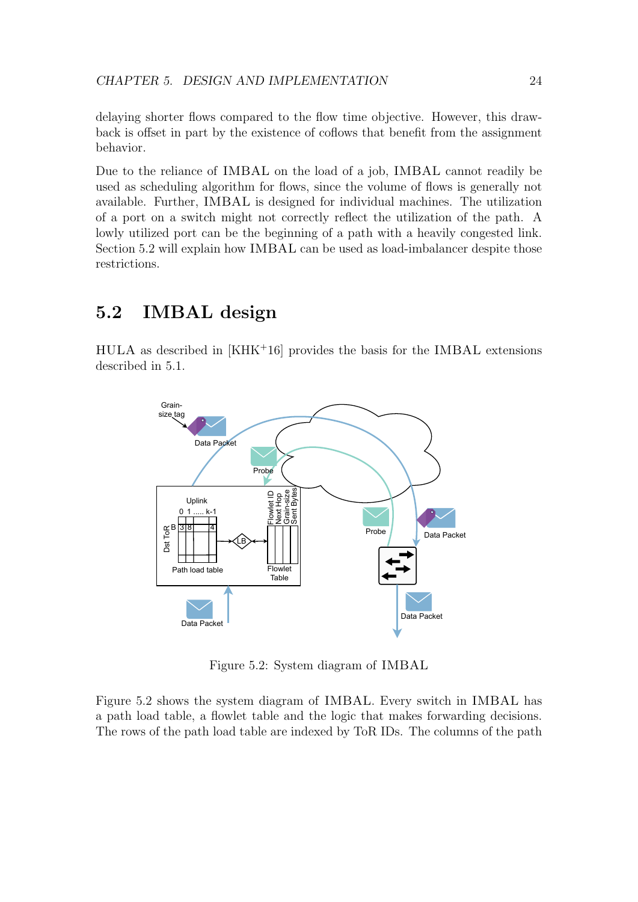delaying shorter flows compared to the flow time objective. However, this drawback is offset in part by the existence of coflows that benefit from the assignment behavior.

Due to the reliance of IMBAL on the load of a job, IMBAL cannot readily be used as scheduling algorithm for flows, since the volume of flows is generally not available. Further, IMBAL is designed for individual machines. The utilization of a port on a switch might not correctly reflect the utilization of the path. A lowly utilized port can be the beginning of a path with a heavily congested link. Section 5.2 will explain how IMBAL can be used as load-imbalancer despite those restrictions.

## 5.2 IMBAL design

HULA as described in [KHK+16] provides the basis for the IMBAL extensions described in 5.1.

Figure 5.2: System diagram of IMBAL

Figure 5.2 shows the system diagram of IMBAL. Every switch in IMBAL has a path load table, a flowlet table and the logic that makes forwarding decisions. The rows of the path load table are indexed by ToR IDs. The columns of the path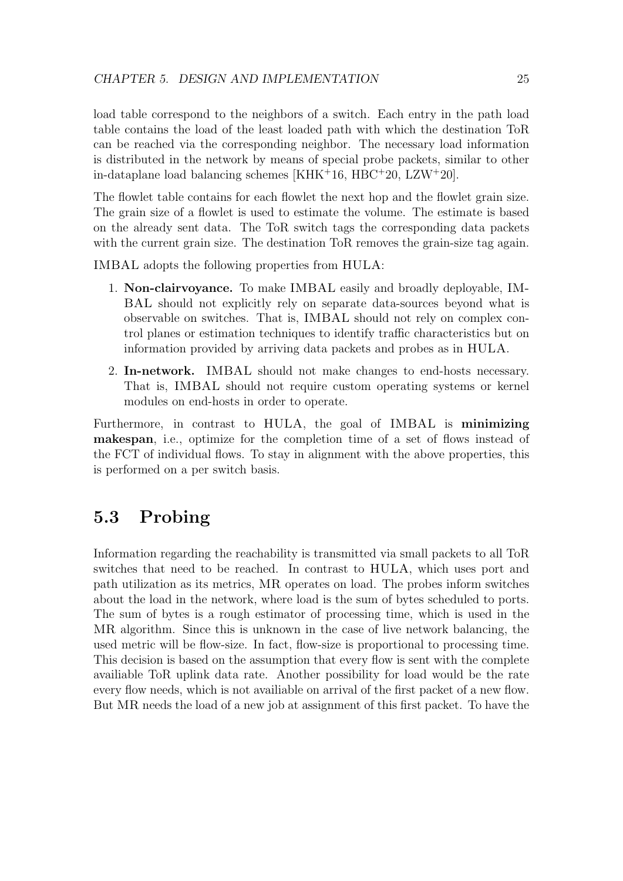load table correspond to the neighbors of a switch. Each entry in the path load table contains the load of the least loaded path with which the destination ToR can be reached via the corresponding neighbor. The necessary load information is distributed in the network by means of special probe packets, similar to other in-dataplane load balancing schemes [KHK+16, HBC+20, LZW+20].

The flowlet table contains for each flowlet the next hop and the flowlet grain size. The grain size of a flowlet is used to estimate the volume. The estimate is based on the already sent data. The ToR switch tags the corresponding data packets with the current grain size. The destination ToR removes the grain-size tag again.

IMBAL adopts the following properties from HULA:

1. **Non-clairvoyance.** To make IMBAL easily and broadly deployable, IMBAL should not explicitly rely on separate data-sources beyond what is observable on switches. That is, IMBAL should not rely on complex control planes or estimation techniques to identify traffic characteristics but on information provided by arriving data packets and probes as in HULA.
2. **In-network.** IMBAL should not make changes to end-hosts necessary. That is, IMBAL should not require custom operating systems or kernel modules on end-hosts in order to operate.

Furthermore, in contrast to HULA, the goal of IMBAL is **minimizing makespan**, i.e., optimize for the completion time of a set of flows instead of the FCT of individual flows. To stay in alignment with the above properties, this is performed on a per switch basis.

## 5.3 Probing

Information regarding the reachability is transmitted via small packets to all ToR switches that need to be reached. In contrast to HULA, which uses port and path utilization as its metrics, MR operates on load. The probes inform switches about the load in the network, where load is the sum of bytes scheduled to ports. The sum of bytes is a rough estimator of processing time, which is used in the MR algorithm. Since this is unknown in the case of live network balancing, the used metric will be flow-size. In fact, flow-size is proportional to processing time. This decision is based on the assumption that every flow is sent with the complete availiable ToR uplink data rate. Another possibility for load would be the rate every flow needs, which is not availiable on arrival of the first packet of a new flow. But MR needs the load of a new job at assignment of this first packet. To have the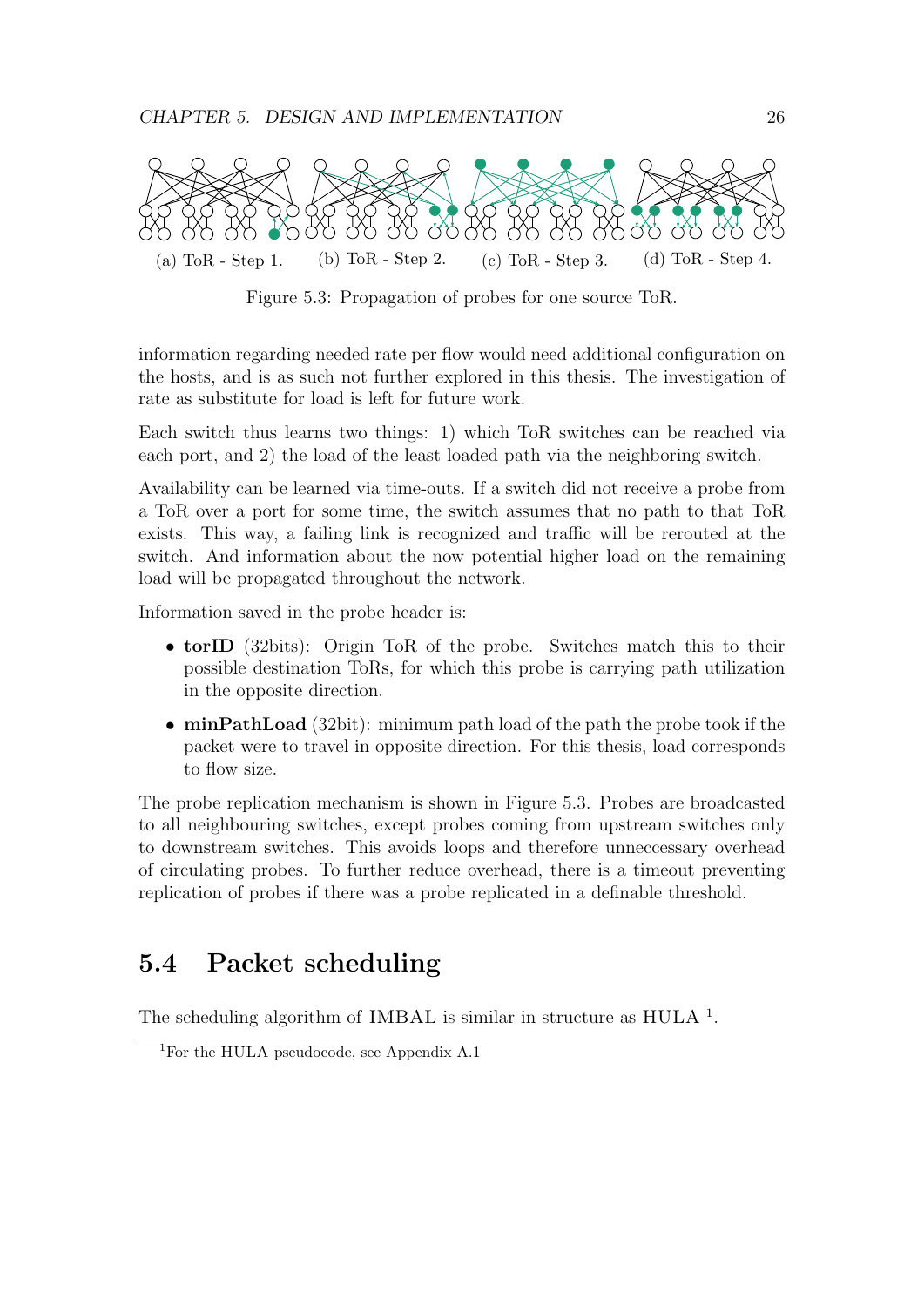(a) ToR - Step 1. (b) ToR - Step 2. (c) ToR - Step 3. (d) ToR - Step 4.

Figure 5.3: Propagation of probes for one source ToR.

information regarding needed rate per flow would need additional configuration on the hosts, and is as such not further explored in this thesis. The investigation of rate as substitute for load is left for future work.

Each switch thus learns two things: 1) which ToR switches can be reached via each port, and 2) the load of the least loaded path via the neighboring switch.

Availability can be learned via time-outs. If a switch did not receive a probe from a ToR over a port for some time, the switch assumes that no path to that ToR exists. This way, a failing link is recognized and traffic will be rerouted at the switch. And information about the now potential higher load on the remaining load will be propagated throughout the network.

Information saved in the probe header is:

- **torID** (32bits): Origin ToR of the probe. Switches match this to their possible destination ToRs, for which this probe is carrying path utilization in the opposite direction.
- **minPathLoad** (32bit): minimum path load of the path the probe took if the packet were to travel in opposite direction. For this thesis, load corresponds to flow size.

The probe replication mechanism is shown in Figure 5.3. Probes are broadcasted to all neighbouring switches, except probes coming from upstream switches only to downstream switches. This avoids loops and therefore unneccessary overhead of circulating probes. To further reduce overhead, there is a timeout preventing replication of probes if there was a probe replicated in a definable threshold.

## 5.4 Packet scheduling

The scheduling algorithm of IMBAL is similar in structure as HULA [1].

[1]For the HULA pseudocode, see Appendix A.1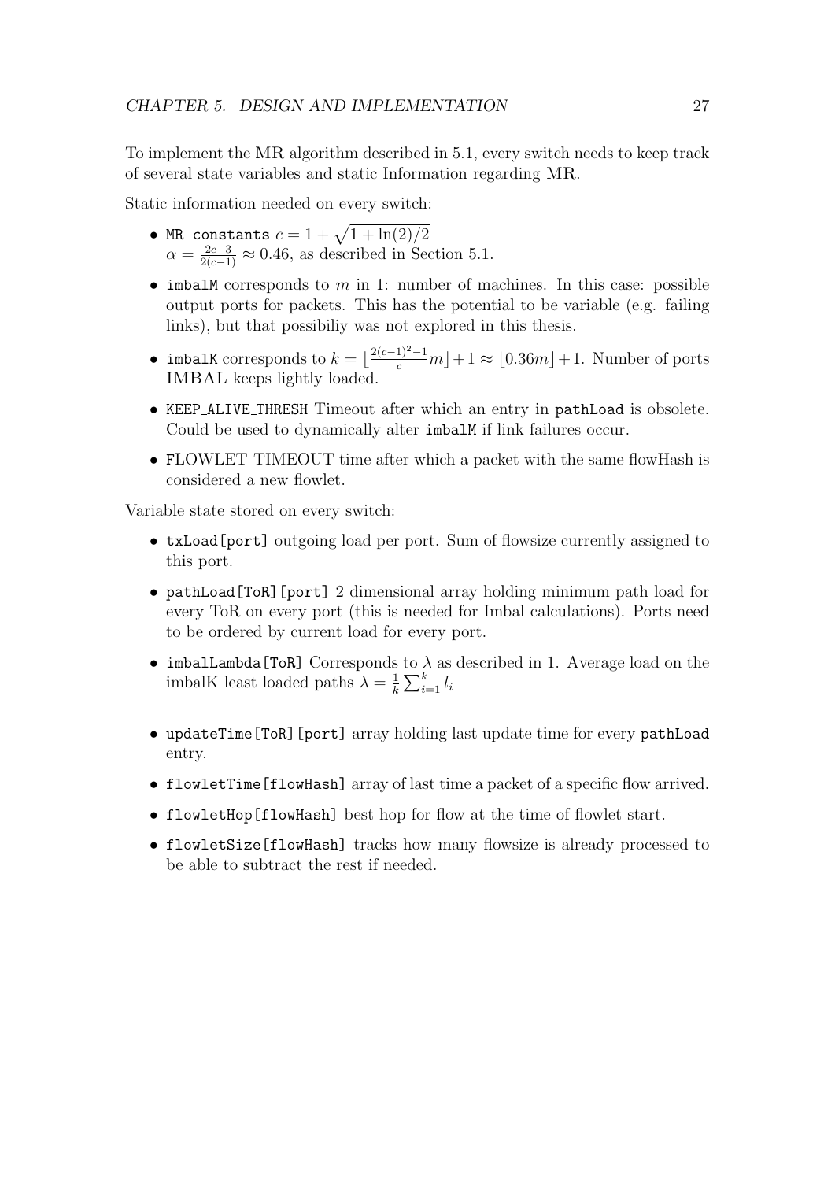To implement the MR algorithm described in 5.1, every switch needs to keep track of several state variables and static Information regarding MR.

Static information needed on every switch:

- `MR constants` $c = 1 + \sqrt{1 + \ln(2)/2}$
  $\alpha = \frac{2c-3}{2(c-1)} \approx 0.46$, as described in Section 5.1.
- `imbalM` corresponds to $m$ in 1: number of machines. In this case: possible output ports for packets. This has the potential to be variable (e.g. failing links), but that possibiliy was not explored in this thesis.
- `imbalK` corresponds to $k = \lfloor \frac{2(c-1)^2-1}{c} m \rfloor + 1 \approx \lfloor 0.36m \rfloor + 1$. Number of ports IMBAL keeps lightly loaded.
- `KEEP_ALIVE_THRESH` Timeout after which an entry in `pathLoad` is obsolete. Could be used to dynamically alter `imbalM` if link failures occur.
- FLOWLET_TIMEOUT time after which a packet with the same flowHash is considered a new flowlet.

Variable state stored on every switch:

- `txLoad[port]` outgoing load per port. Sum of flowsize currently assigned to this port.
- `pathLoad[ToR][port]` 2 dimensional array holding minimum path load for every ToR on every port (this is needed for Imbal calculations). Ports need to be ordered by current load for every port.
- `imbalLambda[ToR]` Corresponds to $\lambda$ as described in 1. Average load on the imbalK least loaded paths $\lambda = \frac{1}{k} \sum_{i=1}^{k} l_i$
- `updateTime[ToR][port]` array holding last update time for every `pathLoad` entry.
- `flowletTime[flowHash]` array of last time a packet of a specific flow arrived.
- `flowletHop[flowHash]` best hop for flow at the time of flowlet start.
- `flowletSize[flowHash]` tracks how many flowsize is already processed to be able to subtract the rest if needed.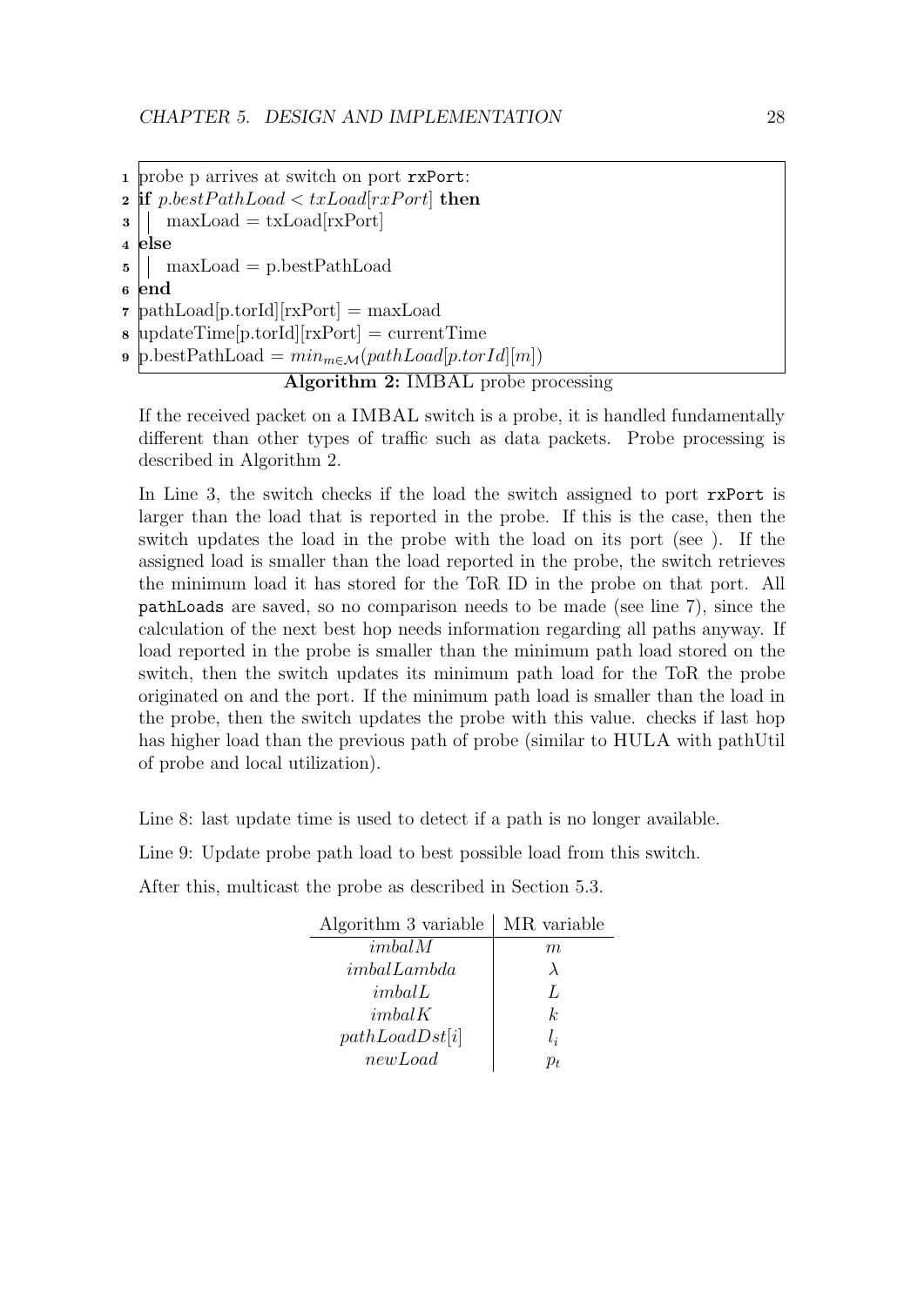```
1 probe p arrives at switch on port rxPort:
2 if p.bestPathLoad < txLoad[rxPort] then
3 |   maxLoad = txLoad[rxPort]
4 else
5 |   maxLoad = p.bestPathLoad
6 end
7 pathLoad[p.torId][rxPort] = maxLoad
8 updateTime[p.torId][rxPort] = currentTime
9 p.bestPathLoad = min_{m∈M}(pathLoad[p.torId][m])
```

**Algorithm 2:** IMBAL probe processing

If the received packet on a IMBAL switch is a probe, it is handled fundamentally different than other types of traffic such as data packets. Probe processing is described in Algorithm 2.

In Line 3, the switch checks if the load the switch assigned to port `rxPort` is larger than the load that is reported in the probe. If this is the case, then the switch updates the load in the probe with the load on its port (see ). If the assigned load is smaller than the load reported in the probe, the switch retrieves the minimum load it has stored for the ToR ID in the probe on that port. All `pathLoads` are saved, so no comparison needs to be made (see line 7), since the calculation of the next best hop needs information regarding all paths anyway. If load reported in the probe is smaller than the minimum path load stored on the switch, then the switch updates its minimum path load for the ToR the probe originated on and the port. If the minimum path load is smaller than the load in the probe, then the switch updates the probe with this value. checks if last hop has higher load than the previous path of probe (similar to HULA with pathUtil of probe and local utilization).

Line 8: last update time is used to detect if a path is no longer available.

Line 9: Update probe path load to best possible load from this switch.

After this, multicast the probe as described in Section 5.3.

| Algorithm 3 variable | MR variable |
|---|---|
| $imbalM$ | $m$ |
| $imbalLambda$ | $\lambda$ |
| $imbalL$ | $L$ |
| $imbalK$ | $k$ |
| $pathLoadDst[i]$ | $l_i$ |
| $newLoad$ | $p_t$ |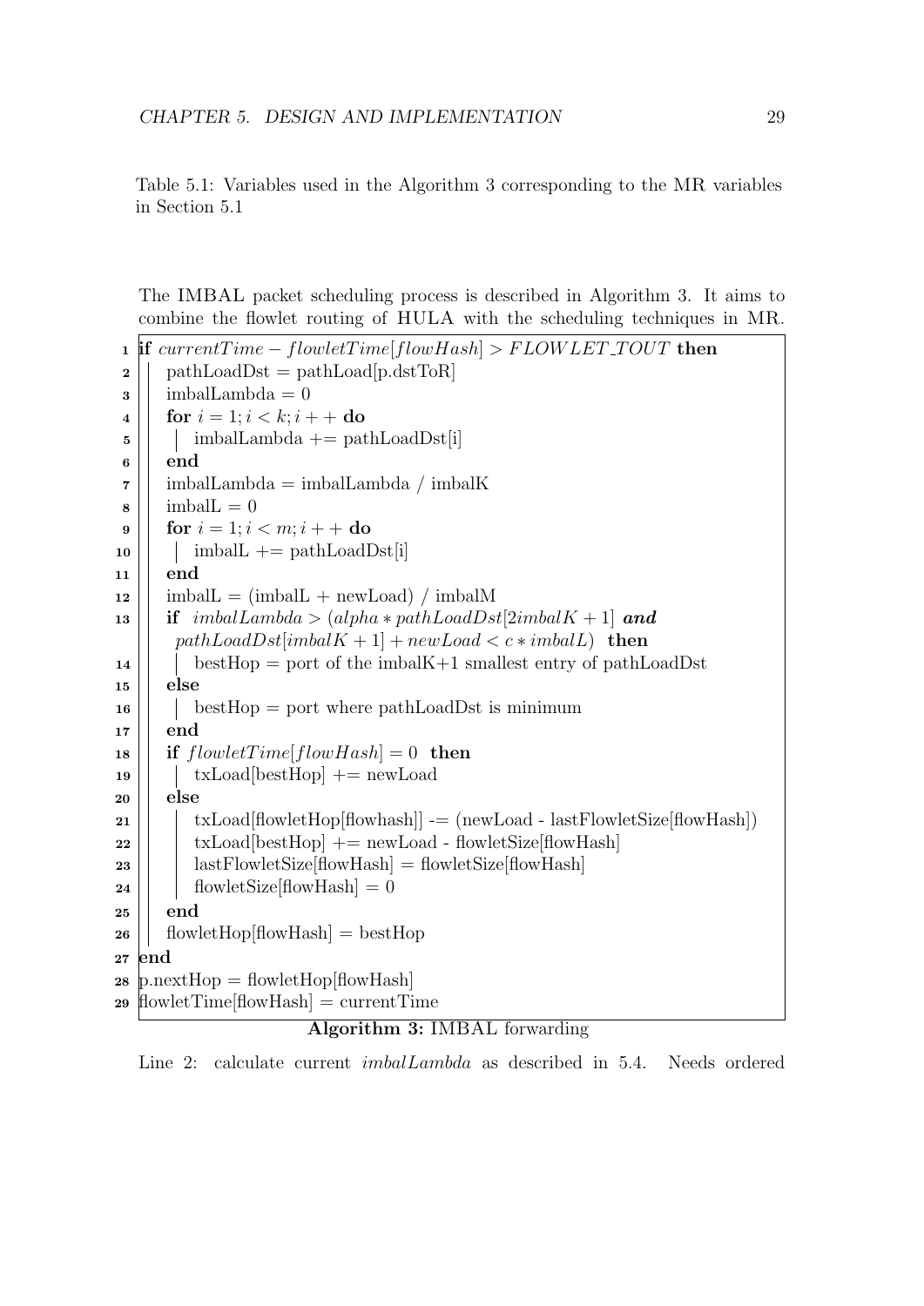Table 5.1: Variables used in the Algorithm 3 corresponding to the MR variables in Section 5.1

The IMBAL packet scheduling process is described in Algorithm 3. It aims to combine the flowlet routing of HULA with the scheduling techniques in MR.

```
1  if currentTime − flowletTime[flowHash] > FLOWLET_TOUT then
2      pathLoadDst = pathLoad[p.dstToR]
3      imbalLambda = 0
4      for i = 1; i < k; i++ do
5          imbalLambda += pathLoadDst[i]
6      end
7      imbalLambda = imbalLambda / imbalK
8      imbalL = 0
9      for i = 1; i < m; i++ do
10         imbalL += pathLoadDst[i]
11     end
12     imbalL = (imbalL + newLoad) / imbalM
13     if imbalLambda > (alpha * pathLoadDst[2imbalK + 1] and
           pathLoadDst[imbalK + 1] + newLoad < c * imbalL) then
14         bestHop = port of the imbalK+1 smallest entry of pathLoadDst
15     else
16         bestHop = port where pathLoadDst is minimum
17     end
18     if flowletTime[flowHash] = 0 then
19         txLoad[bestHop] += newLoad
20     else
21         txLoad[flowletHop[flowhash]] -= (newLoad - lastFlowletSize[flowHash])
22         txLoad[bestHop] += newLoad - flowletSize[flowHash]
23         lastFlowletSize[flowHash] = flowletSize[flowHash]
24         flowletSize[flowHash] = 0
25     end
26     flowletHop[flowHash] = bestHop
27 end
28 p.nextHop = flowletHop[flowHash]
29 flowletTime[flowHash] = currentTime
```

**Algorithm 3:** IMBAL forwarding

Line 2: calculate current *imbalLambda* as described in 5.4. Needs ordered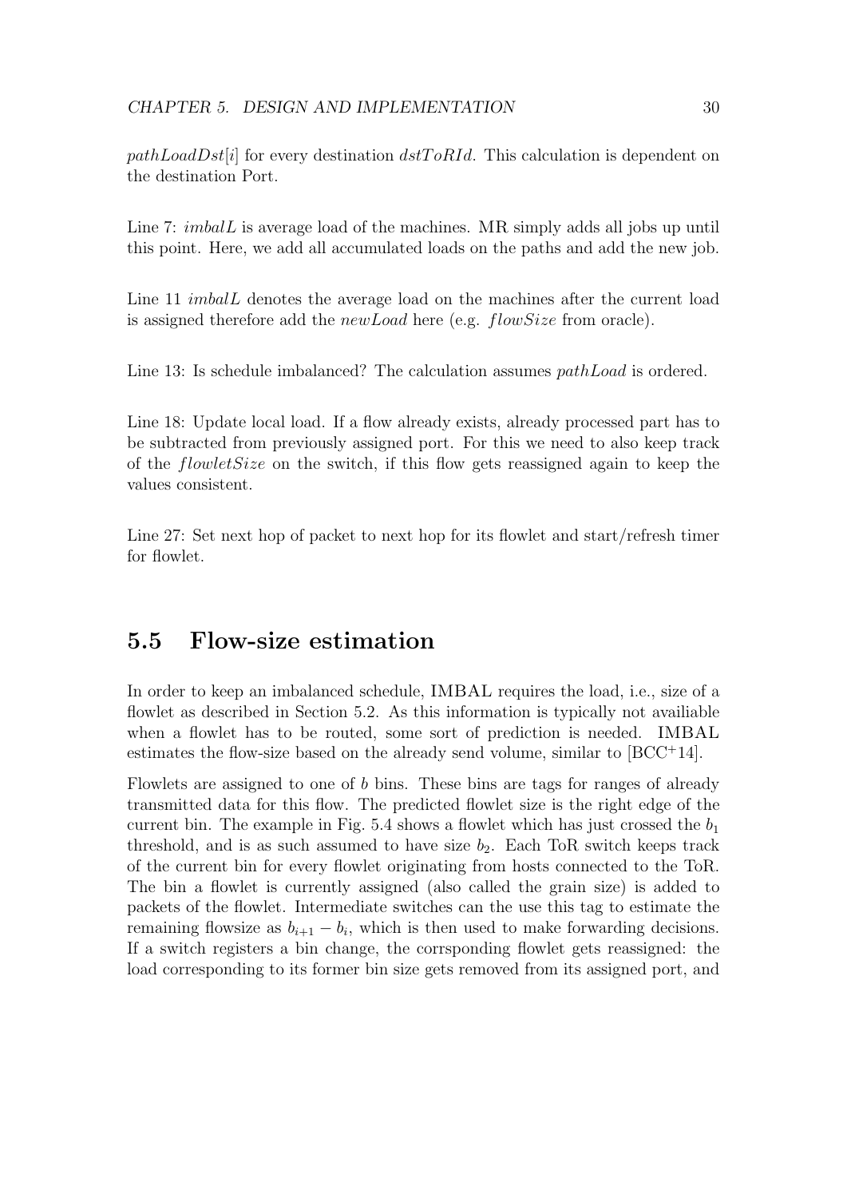$pathLoadDst[i]$ for every destination $dstToRId$. This calculation is dependent on the destination Port.

Line 7: $imbalL$ is average load of the machines. MR simply adds all jobs up until this point. Here, we add all accumulated loads on the paths and add the new job.

Line 11 $imbalL$ denotes the average load on the machines after the current load is assigned therefore add the $newLoad$ here (e.g. $flowSize$ from oracle).

Line 13: Is schedule imbalanced? The calculation assumes $pathLoad$ is ordered.

Line 18: Update local load. If a flow already exists, already processed part has to be subtracted from previously assigned port. For this we need to also keep track of the $flowletSize$ on the switch, if this flow gets reassigned again to keep the values consistent.

Line 27: Set next hop of packet to next hop for its flowlet and start/refresh timer for flowlet.

## 5.5 Flow-size estimation

In order to keep an imbalanced schedule, IMBAL requires the load, i.e., size of a flowlet as described in Section 5.2. As this information is typically not availiable when a flowlet has to be routed, some sort of prediction is needed. IMBAL estimates the flow-size based on the already send volume, similar to [BCC+14].

Flowlets are assigned to one of $b$ bins. These bins are tags for ranges of already transmitted data for this flow. The predicted flowlet size is the right edge of the current bin. The example in Fig. 5.4 shows a flowlet which has just crossed the $b_1$ threshold, and is as such assumed to have size $b_2$. Each ToR switch keeps track of the current bin for every flowlet originating from hosts connected to the ToR. The bin a flowlet is currently assigned (also called the grain size) is added to packets of the flowlet. Intermediate switches can the use this tag to estimate the remaining flowsize as $b_{i+1} - b_i$, which is then used to make forwarding decisions. If a switch registers a bin change, the corrsponding flowlet gets reassigned: the load corresponding to its former bin size gets removed from its assigned port, and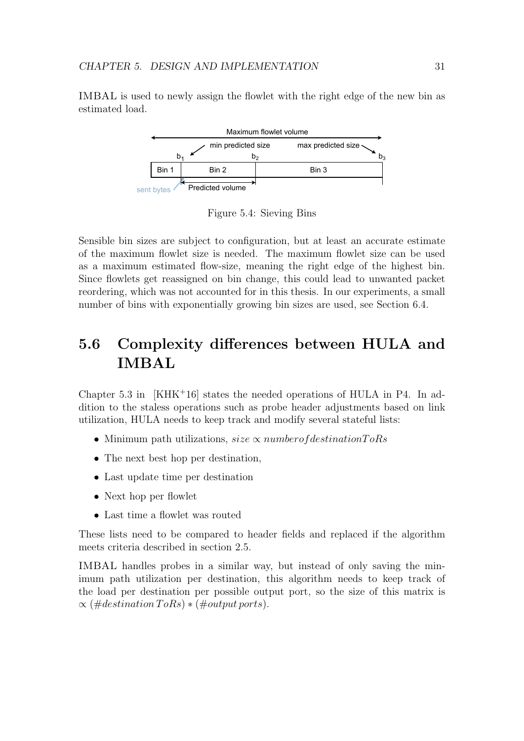IMBAL is used to newly assign the flowlet with the right edge of the new bin as estimated load.

Figure 5.4: Sieving Bins

Sensible bin sizes are subject to configuration, but at least an accurate estimate of the maximum flowlet size is needed. The maximum flowlet size can be used as a maximum estimated flow-size, meaning the right edge of the highest bin. Since flowlets get reassigned on bin change, this could lead to unwanted packet reordering, which was not accounted for in this thesis. In our experiments, a small number of bins with exponentially growing bin sizes are used, see Section 6.4.

## 5.6 Complexity differences between HULA and IMBAL

Chapter 5.3 in [KHK+16] states the needed operations of HULA in P4. In addition to the staless operations such as probe header adjustments based on link utilization, HULA needs to keep track and modify several stateful lists:

- Minimum path utilizations, $size \propto number of destination ToRs$
- The next best hop per destination,
- Last update time per destination
- Next hop per flowlet
- Last time a flowlet was routed

These lists need to be compared to header fields and replaced if the algorithm meets criteria described in section 2.5.

IMBAL handles probes in a similar way, but instead of only saving the minimum path utilization per destination, this algorithm needs to keep track of the load per destination per possible output port, so the size of this matrix is $\propto (\#destination\, ToRs) * (\#output\, ports)$.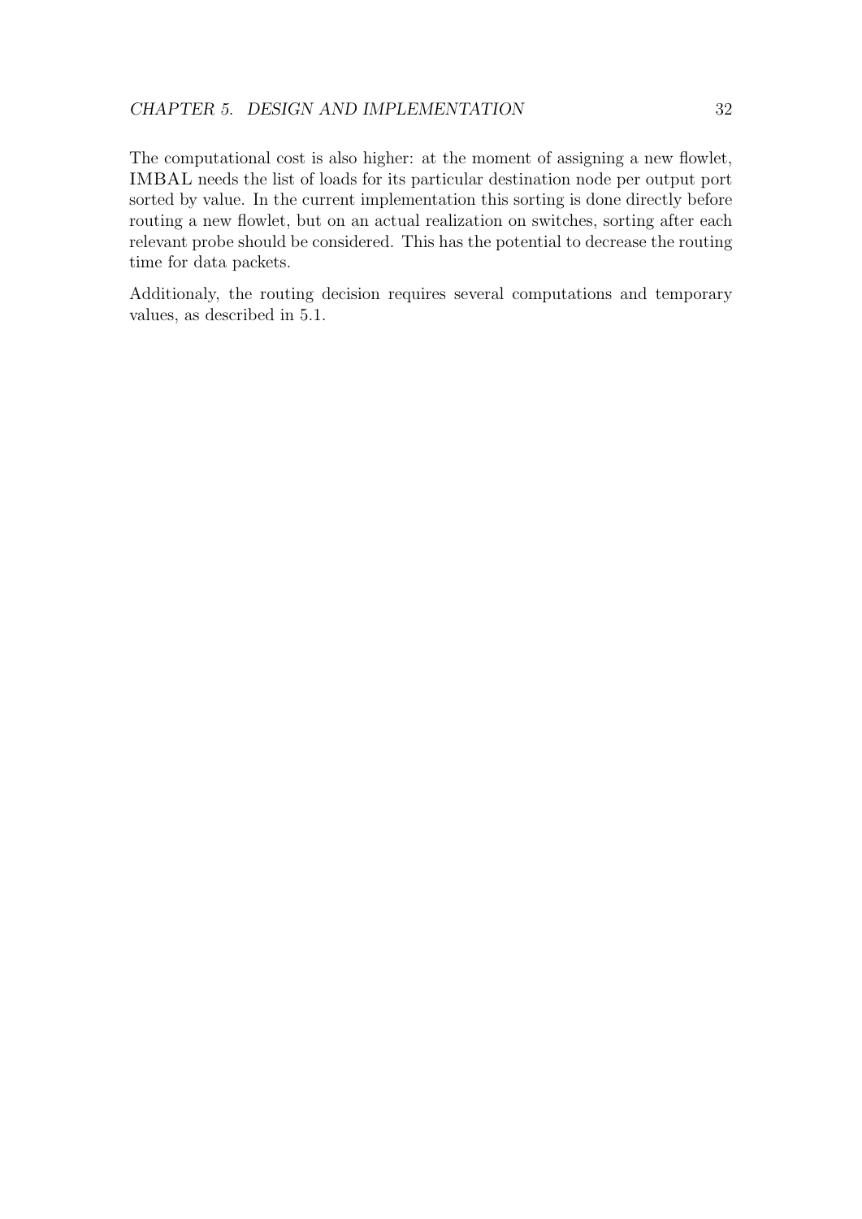The computational cost is also higher: at the moment of assigning a new flowlet, IMBAL needs the list of loads for its particular destination node per output port sorted by value. In the current implementation this sorting is done directly before routing a new flowlet, but on an actual realization on switches, sorting after each relevant probe should be considered. This has the potential to decrease the routing time for data packets.

Additionaly, the routing decision requires several computations and temporary values, as described in 5.1.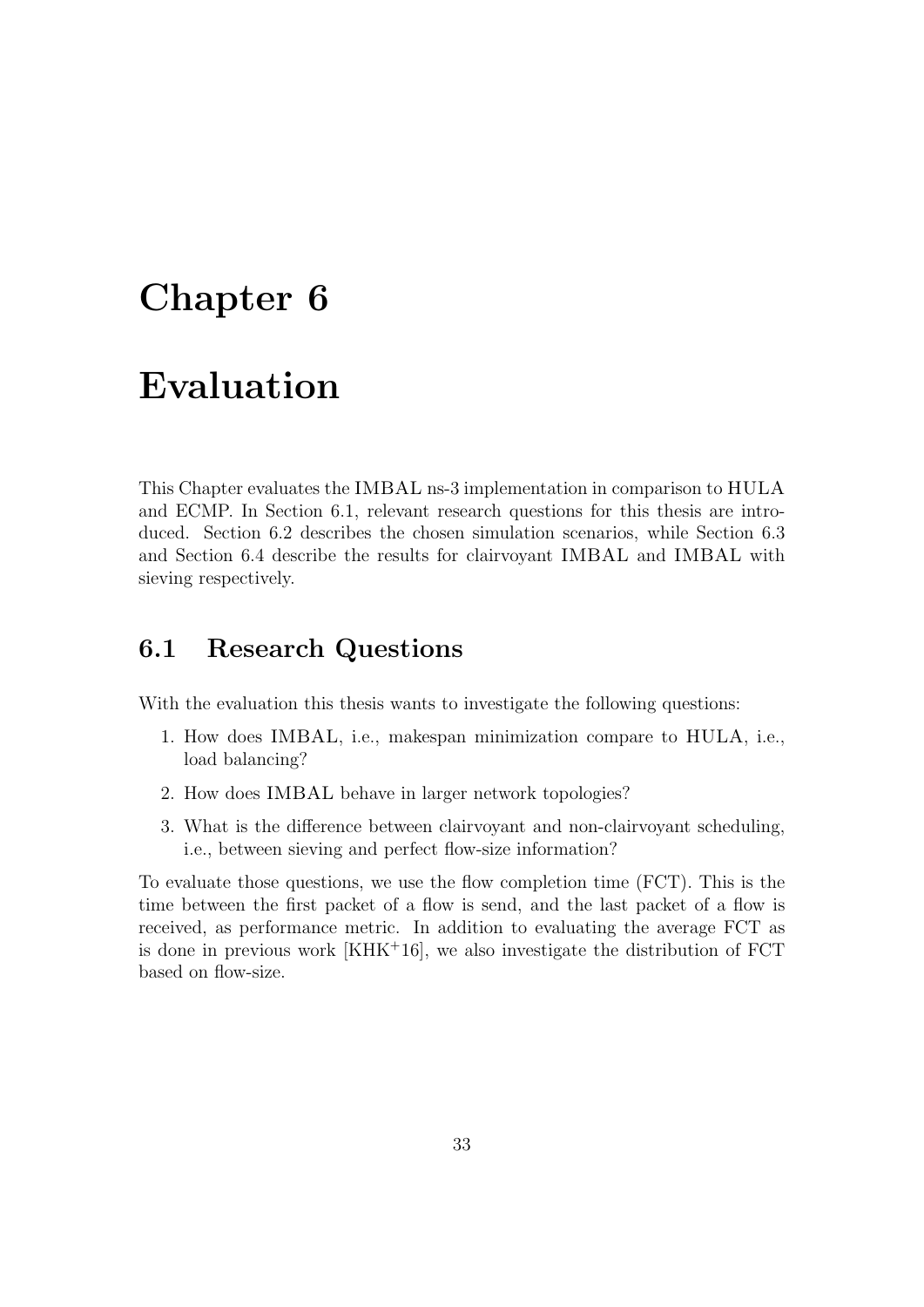# Chapter 6

# Evaluation

This Chapter evaluates the IMBAL ns-3 implementation in comparison to HULA and ECMP. In Section 6.1, relevant research questions for this thesis are introduced. Section 6.2 describes the chosen simulation scenarios, while Section 6.3 and Section 6.4 describe the results for clairvoyant IMBAL and IMBAL with sieving respectively.

## 6.1 Research Questions

With the evaluation this thesis wants to investigate the following questions:

1. How does IMBAL, i.e., makespan minimization compare to HULA, i.e., load balancing?
2. How does IMBAL behave in larger network topologies?
3. What is the difference between clairvoyant and non-clairvoyant scheduling, i.e., between sieving and perfect flow-size information?

To evaluate those questions, we use the flow completion time (FCT). This is the time between the first packet of a flow is send, and the last packet of a flow is received, as performance metric. In addition to evaluating the average FCT as is done in previous work [KHK+16], we also investigate the distribution of FCT based on flow-size.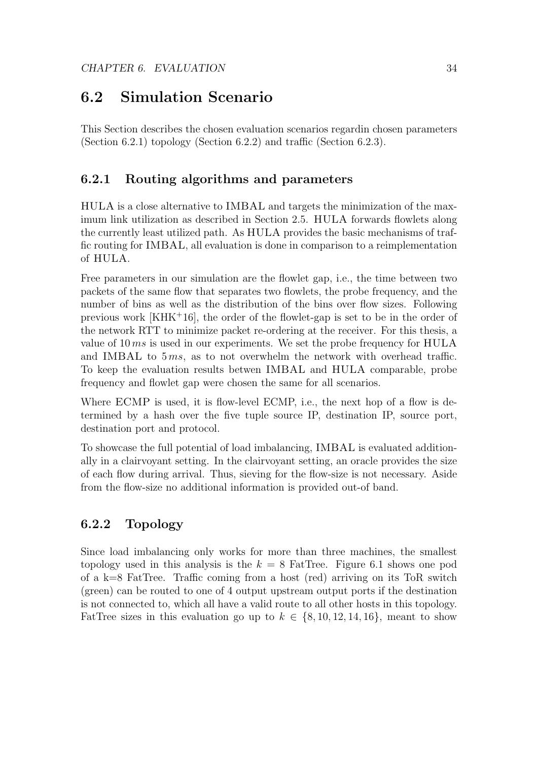## 6.2 Simulation Scenario

This Section describes the chosen evaluation scenarios regardin chosen parameters (Section 6.2.1) topology (Section 6.2.2) and traffic (Section 6.2.3).

### 6.2.1 Routing algorithms and parameters

HULA is a close alternative to IMBAL and targets the minimization of the maximum link utilization as described in Section 2.5. HULA forwards flowlets along the currently least utilized path. As HULA provides the basic mechanisms of traffic routing for IMBAL, all evaluation is done in comparison to a reimplementation of HULA.

Free parameters in our simulation are the flowlet gap, i.e., the time between two packets of the same flow that separates two flowlets, the probe frequency, and the number of bins as well as the distribution of the bins over flow sizes. Following previous work [KHK+16], the order of the flowlet-gap is set to be in the order of the network RTT to minimize packet re-ordering at the receiver. For this thesis, a value of $10\,ms$ is used in our experiments. We set the probe frequency for HULA and IMBAL to $5\,ms$, as to not overwhelm the network with overhead traffic. To keep the evaluation results betwen IMBAL and HULA comparable, probe frequency and flowlet gap were chosen the same for all scenarios.

Where ECMP is used, it is flow-level ECMP, i.e., the next hop of a flow is determined by a hash over the five tuple source IP, destination IP, source port, destination port and protocol.

To showcase the full potential of load imbalancing, IMBAL is evaluated additionally in a clairvoyant setting. In the clairvoyant setting, an oracle provides the size of each flow during arrival. Thus, sieving for the flow-size is not necessary. Aside from the flow-size no additional information is provided out-of band.

### 6.2.2 Topology

Since load imbalancing only works for more than three machines, the smallest topology used in this analysis is the $k = 8$ FatTree. Figure 6.1 shows one pod of a k=8 FatTree. Traffic coming from a host (red) arriving on its ToR switch (green) can be routed to one of 4 output upstream output ports if the destination is not connected to, which all have a valid route to all other hosts in this topology. FatTree sizes in this evaluation go up to $k \in \{8, 10, 12, 14, 16\}$, meant to show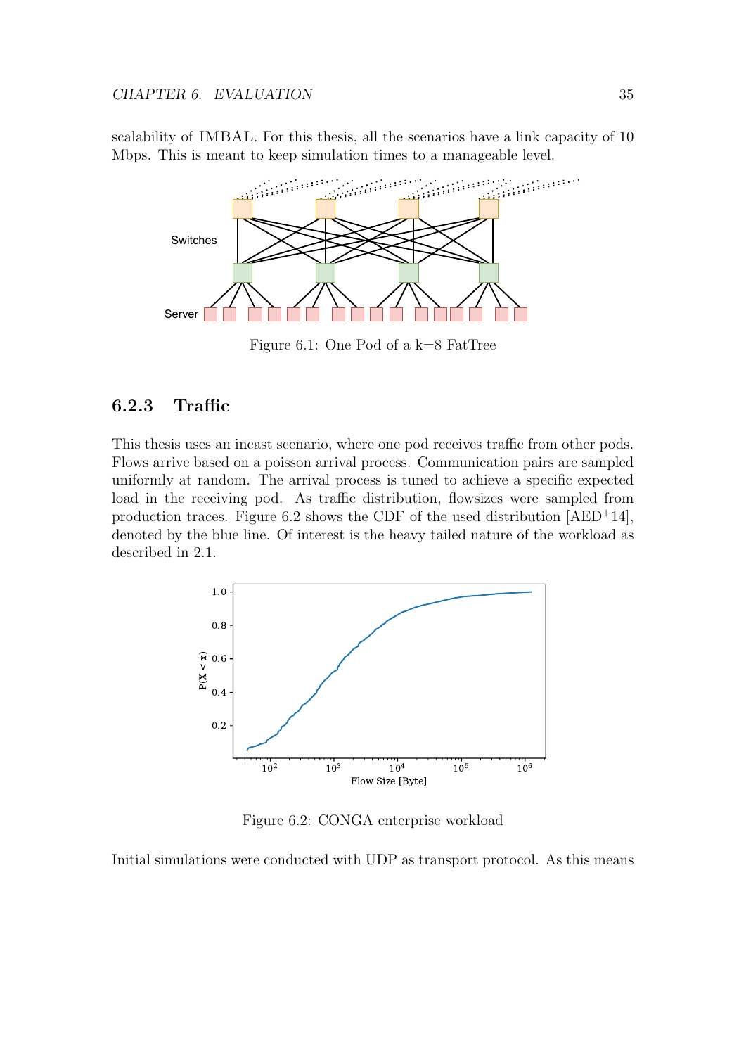scalability of IMBAL. For this thesis, all the scenarios have a link capacity of 10 Mbps. This is meant to keep simulation times to a manageable level.

Figure 6.1: One Pod of a k=8 FatTree

### 6.2.3 Traffic

This thesis uses an incast scenario, where one pod receives traffic from other pods. Flows arrive based on a poisson arrival process. Communication pairs are sampled uniformly at random. The arrival process is tuned to achieve a specific expected load in the receiving pod. As traffic distribution, flowsizes were sampled from production traces. Figure 6.2 shows the CDF of the used distribution [AED+14], denoted by the blue line. Of interest is the heavy tailed nature of the workload as described in 2.1.

Figure 6.2: CONGA enterprise workload

Initial simulations were conducted with UDP as transport protocol. As this means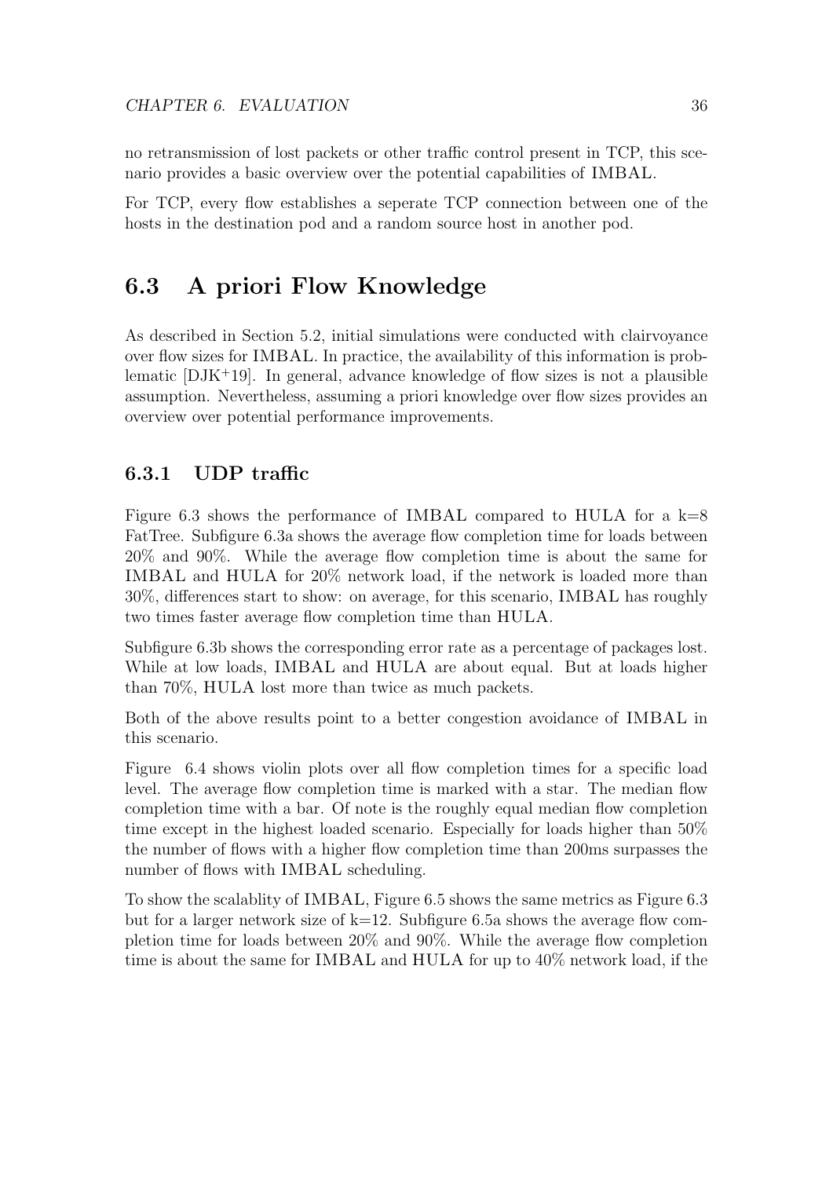no retransmission of lost packets or other traffic control present in TCP, this scenario provides a basic overview over the potential capabilities of IMBAL.

For TCP, every flow establishes a seperate TCP connection between one of the hosts in the destination pod and a random source host in another pod.

## 6.3 A priori Flow Knowledge

As described in Section 5.2, initial simulations were conducted with clairvoyance over flow sizes for IMBAL. In practice, the availability of this information is problematic [DJK+19]. In general, advance knowledge of flow sizes is not a plausible assumption. Nevertheless, assuming a priori knowledge over flow sizes provides an overview over potential performance improvements.

### 6.3.1 UDP traffic

Figure 6.3 shows the performance of IMBAL compared to HULA for a k=8 FatTree. Subfigure 6.3a shows the average flow completion time for loads between 20% and 90%. While the average flow completion time is about the same for IMBAL and HULA for 20% network load, if the network is loaded more than 30%, differences start to show: on average, for this scenario, IMBAL has roughly two times faster average flow completion time than HULA.

Subfigure 6.3b shows the corresponding error rate as a percentage of packages lost. While at low loads, IMBAL and HULA are about equal. But at loads higher than 70%, HULA lost more than twice as much packets.

Both of the above results point to a better congestion avoidance of IMBAL in this scenario.

Figure 6.4 shows violin plots over all flow completion times for a specific load level. The average flow completion time is marked with a star. The median flow completion time with a bar. Of note is the roughly equal median flow completion time except in the highest loaded scenario. Especially for loads higher than 50% the number of flows with a higher flow completion time than 200ms surpasses the number of flows with IMBAL scheduling.

To show the scalablity of IMBAL, Figure 6.5 shows the same metrics as Figure 6.3 but for a larger network size of k=12. Subfigure 6.5a shows the average flow completion time for loads between 20% and 90%. While the average flow completion time is about the same for IMBAL and HULA for up to 40% network load, if the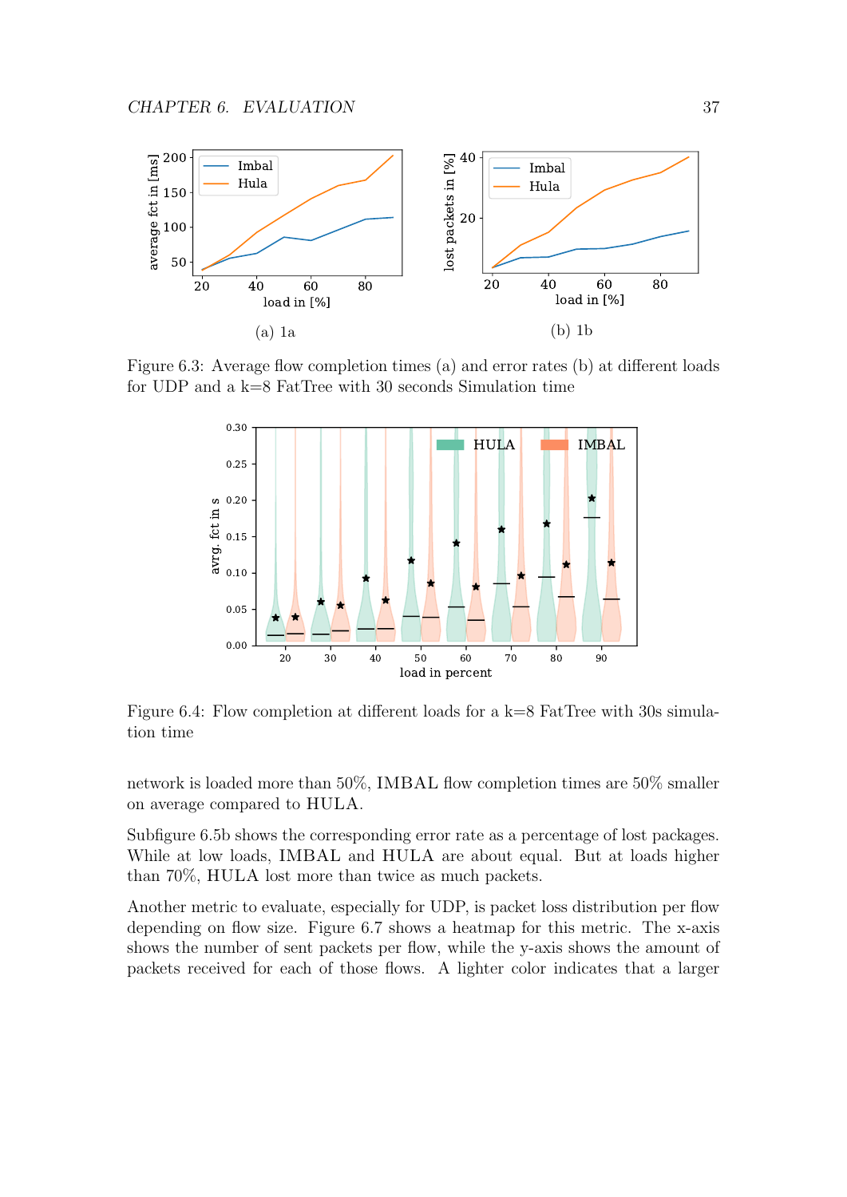(a) 1a

(b) 1b

Figure 6.3: Average flow completion times (a) and error rates (b) at different loads for UDP and a k=8 FatTree with 30 seconds Simulation time

Figure 6.4: Flow completion at different loads for a k=8 FatTree with 30s simulation time

network is loaded more than 50%, IMBAL flow completion times are 50% smaller on average compared to HULA.

Subfigure 6.5b shows the corresponding error rate as a percentage of lost packages. While at low loads, IMBAL and HULA are about equal. But at loads higher than 70%, HULA lost more than twice as much packets.

Another metric to evaluate, especially for UDP, is packet loss distribution per flow depending on flow size. Figure 6.7 shows a heatmap for this metric. The x-axis shows the number of sent packets per flow, while the y-axis shows the amount of packets received for each of those flows. A lighter color indicates that a larger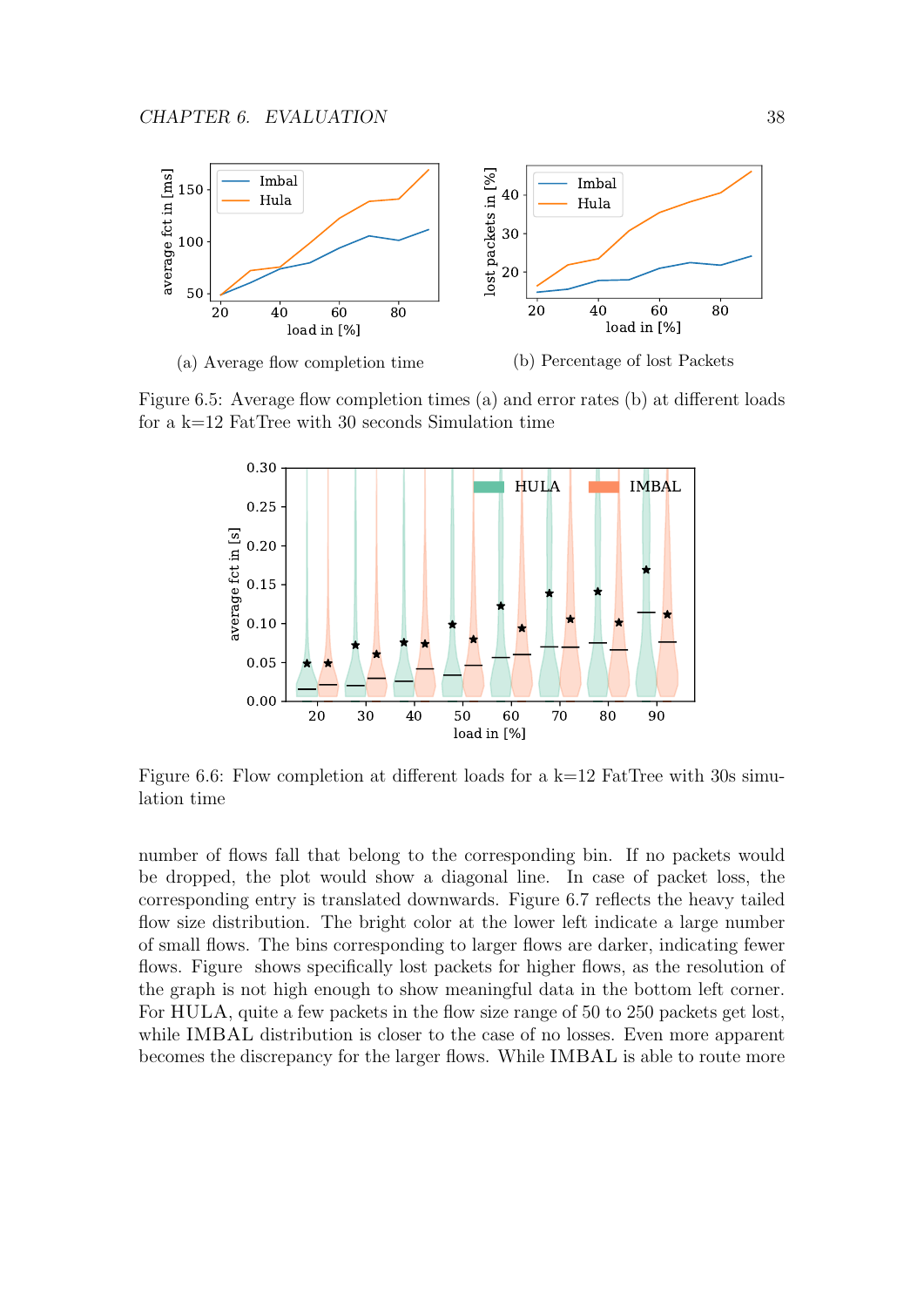(a) Average flow completion time

(b) Percentage of lost Packets

Figure 6.5: Average flow completion times (a) and error rates (b) at different loads for a k=12 FatTree with 30 seconds Simulation time

Figure 6.6: Flow completion at different loads for a k=12 FatTree with 30s simulation time

number of flows fall that belong to the corresponding bin. If no packets would be dropped, the plot would show a diagonal line. In case of packet loss, the corresponding entry is translated downwards. Figure 6.7 reflects the heavy tailed flow size distribution. The bright color at the lower left indicate a large number of small flows. The bins corresponding to larger flows are darker, indicating fewer flows. Figure shows specifically lost packets for higher flows, as the resolution of the graph is not high enough to show meaningful data in the bottom left corner. For HULA, quite a few packets in the flow size range of 50 to 250 packets get lost, while IMBAL distribution is closer to the case of no losses. Even more apparent becomes the discrepancy for the larger flows. While IMBAL is able to route more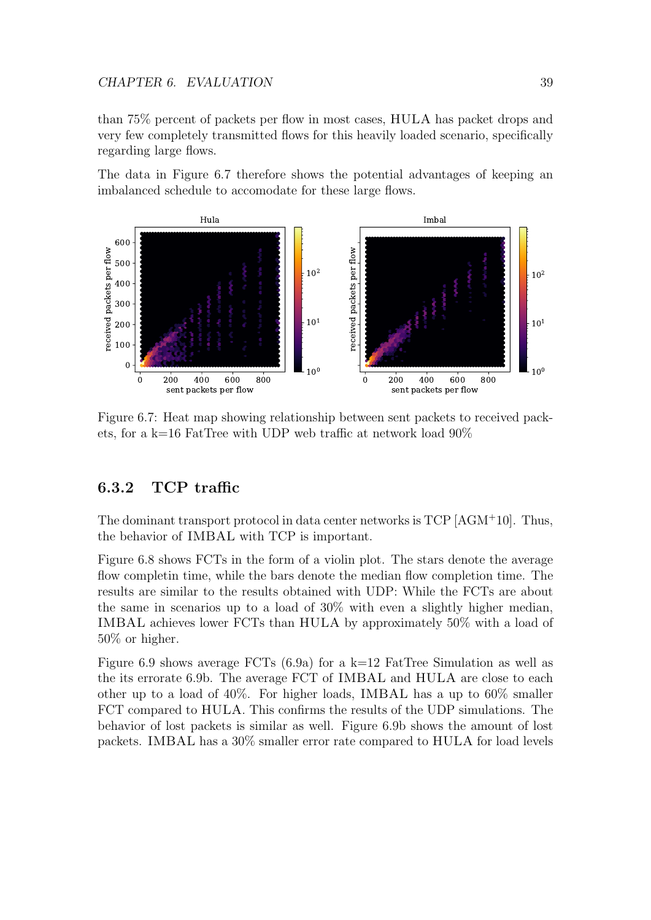than 75% percent of packets per flow in most cases, HULA has packet drops and very few completely transmitted flows for this heavily loaded scenario, specifically regarding large flows.

The data in Figure 6.7 therefore shows the potential advantages of keeping an imbalanced schedule to accomodate for these large flows.

Figure 6.7: Heat map showing relationship between sent packets to received packets, for a k=16 FatTree with UDP web traffic at network load 90%

### 6.3.2 TCP traffic

The dominant transport protocol in data center networks is TCP [AGM+10]. Thus, the behavior of IMBAL with TCP is important.

Figure 6.8 shows FCTs in the form of a violin plot. The stars denote the average flow completin time, while the bars denote the median flow completion time. The results are similar to the results obtained with UDP: While the FCTs are about the same in scenarios up to a load of 30% with even a slightly higher median, IMBAL achieves lower FCTs than HULA by approximately 50% with a load of 50% or higher.

Figure 6.9 shows average FCTs (6.9a) for a k=12 FatTree Simulation as well as the its errorate 6.9b. The average FCT of IMBAL and HULA are close to each other up to a load of 40%. For higher loads, IMBAL has a up to 60% smaller FCT compared to HULA. This confirms the results of the UDP simulations. The behavior of lost packets is similar as well. Figure 6.9b shows the amount of lost packets. IMBAL has a 30% smaller error rate compared to HULA for load levels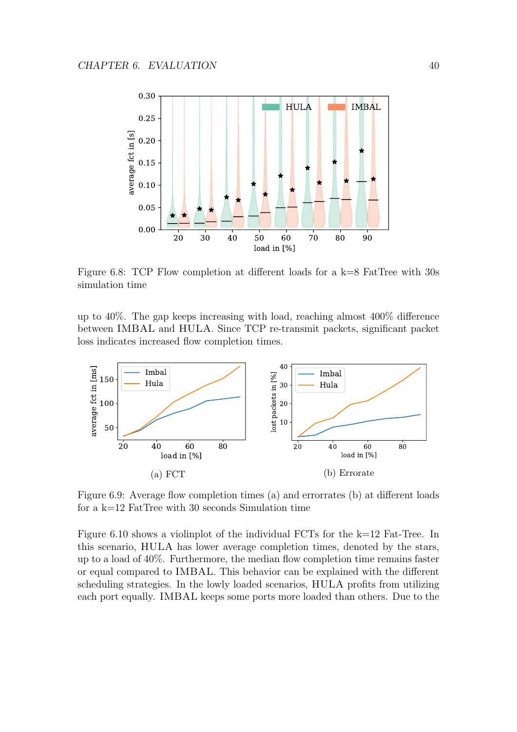Figure 6.8: TCP Flow completion at different loads for a k=8 FatTree with 30s simulation time

up to 40%. The gap keeps increasing with load, reaching almost 400% difference between IMBAL and HULA. Since TCP re-transmit packets, significant packet loss indicates increased flow completion times.

(a) FCT

(b) Errorate

Figure 6.9: Average flow completion times (a) and errorrates (b) at different loads for a k=12 FatTree with 30 seconds Simulation time

Figure 6.10 shows a violinplot of the individual FCTs for the k=12 Fat-Tree. In this scenario, HULA has lower average completion times, denoted by the stars, up to a load of 40%. Furthermore, the median flow completion time remains faster or equal compared to IMBAL. This behavior can be explained with the different scheduling strategies. In the lowly loaded scenarios, HULA profits from utilizing each port equally. IMBAL keeps some ports more loaded than others. Due to the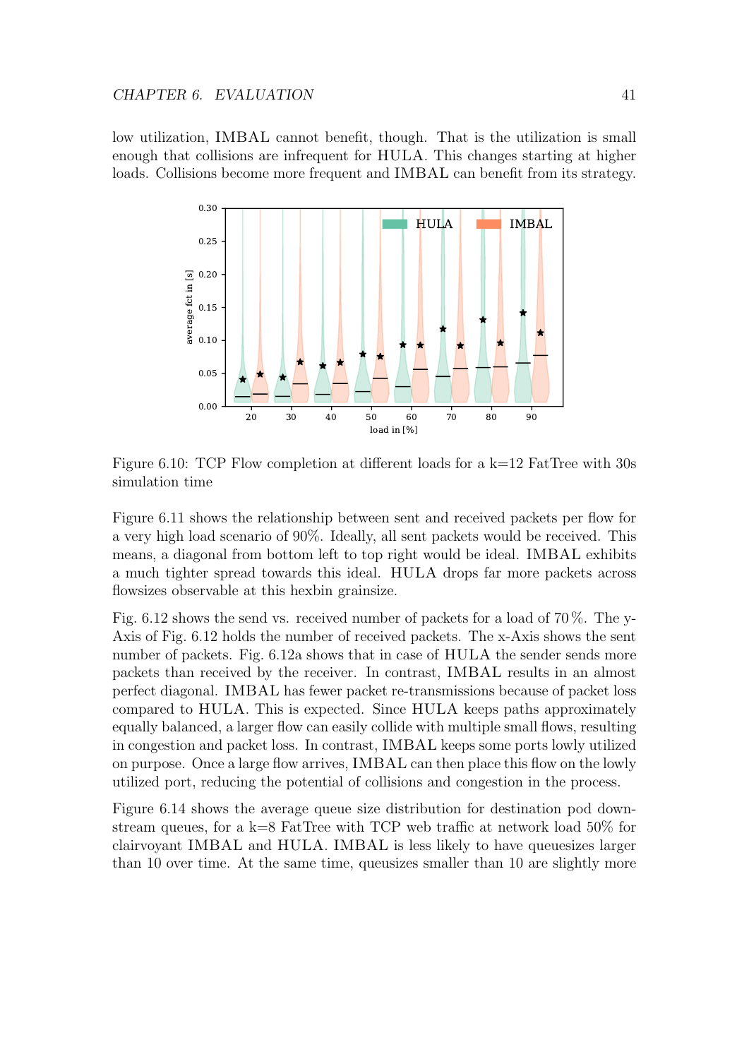low utilization, IMBAL cannot benefit, though. That is the utilization is small enough that collisions are infrequent for HULA. This changes starting at higher loads. Collisions become more frequent and IMBAL can benefit from its strategy.

Figure 6.10: TCP Flow completion at different loads for a k=12 FatTree with 30s simulation time

Figure 6.11 shows the relationship between sent and received packets per flow for a very high load scenario of 90%. Ideally, all sent packets would be received. This means, a diagonal from bottom left to top right would be ideal. IMBAL exhibits a much tighter spread towards this ideal. HULA drops far more packets across flowsizes observable at this hexbin grainsize.

Fig. 6.12 shows the send vs. received number of packets for a load of 70 %. The y-Axis of Fig. 6.12 holds the number of received packets. The x-Axis shows the sent number of packets. Fig. 6.12a shows that in case of HULA the sender sends more packets than received by the receiver. In contrast, IMBAL results in an almost perfect diagonal. IMBAL has fewer packet re-transmissions because of packet loss compared to HULA. This is expected. Since HULA keeps paths approximately equally balanced, a larger flow can easily collide with multiple small flows, resulting in congestion and packet loss. In contrast, IMBAL keeps some ports lowly utilized on purpose. Once a large flow arrives, IMBAL can then place this flow on the lowly utilized port, reducing the potential of collisions and congestion in the process.

Figure 6.14 shows the average queue size distribution for destination pod downstream queues, for a k=8 FatTree with TCP web traffic at network load 50% for clairvoyant IMBAL and HULA. IMBAL is less likely to have queuesizes larger than 10 over time. At the same time, queusizes smaller than 10 are slightly more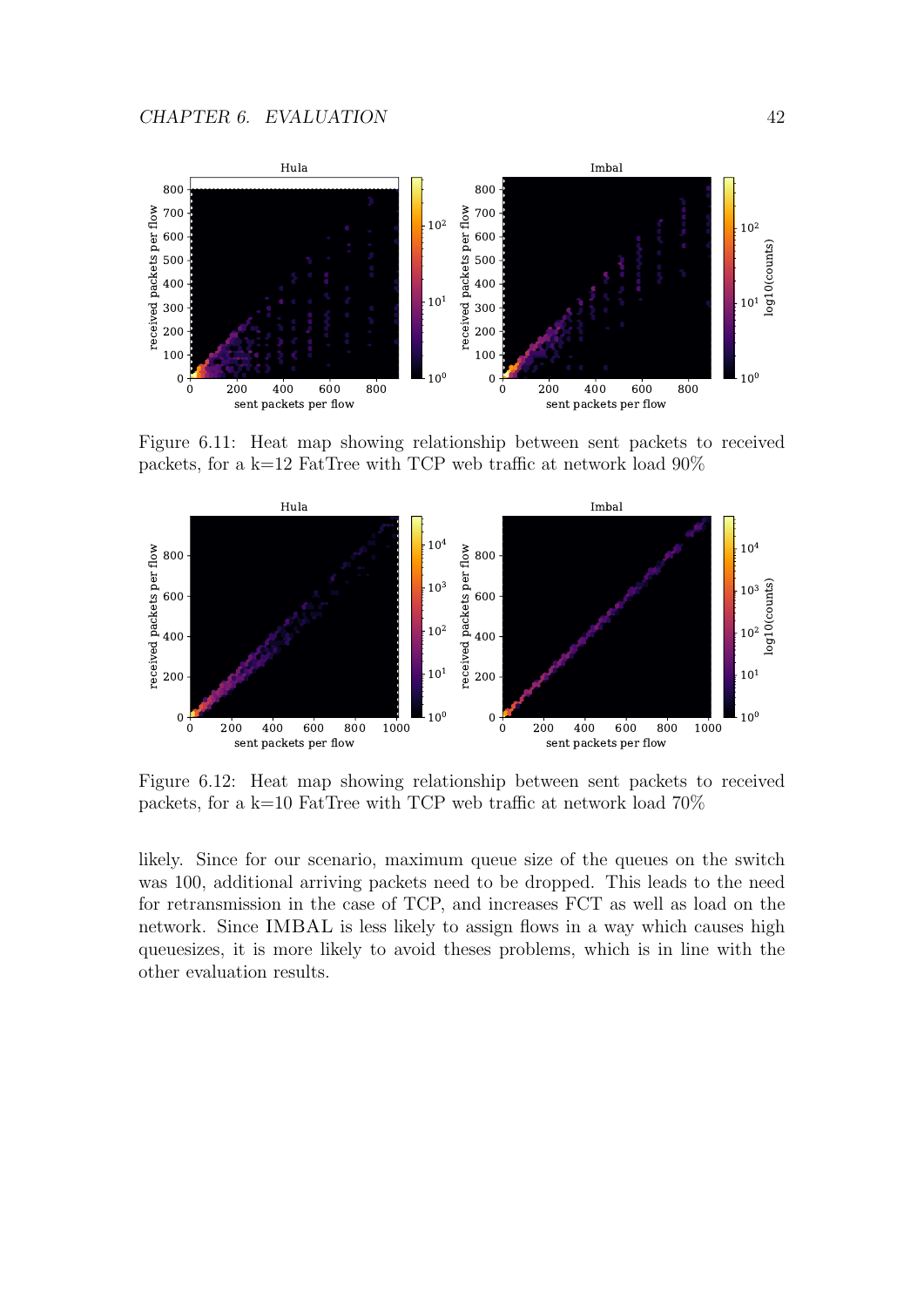Figure 6.11: Heat map showing relationship between sent packets to received packets, for a k=12 FatTree with TCP web traffic at network load 90%

Figure 6.12: Heat map showing relationship between sent packets to received packets, for a k=10 FatTree with TCP web traffic at network load 70%

likely. Since for our scenario, maximum queue size of the queues on the switch was 100, additional arriving packets need to be dropped. This leads to the need for retransmission in the case of TCP, and increases FCT as well as load on the network. Since IMBAL is less likely to assign flows in a way which causes high queuesizes, it is more likely to avoid theses problems, which is in line with the other evaluation results.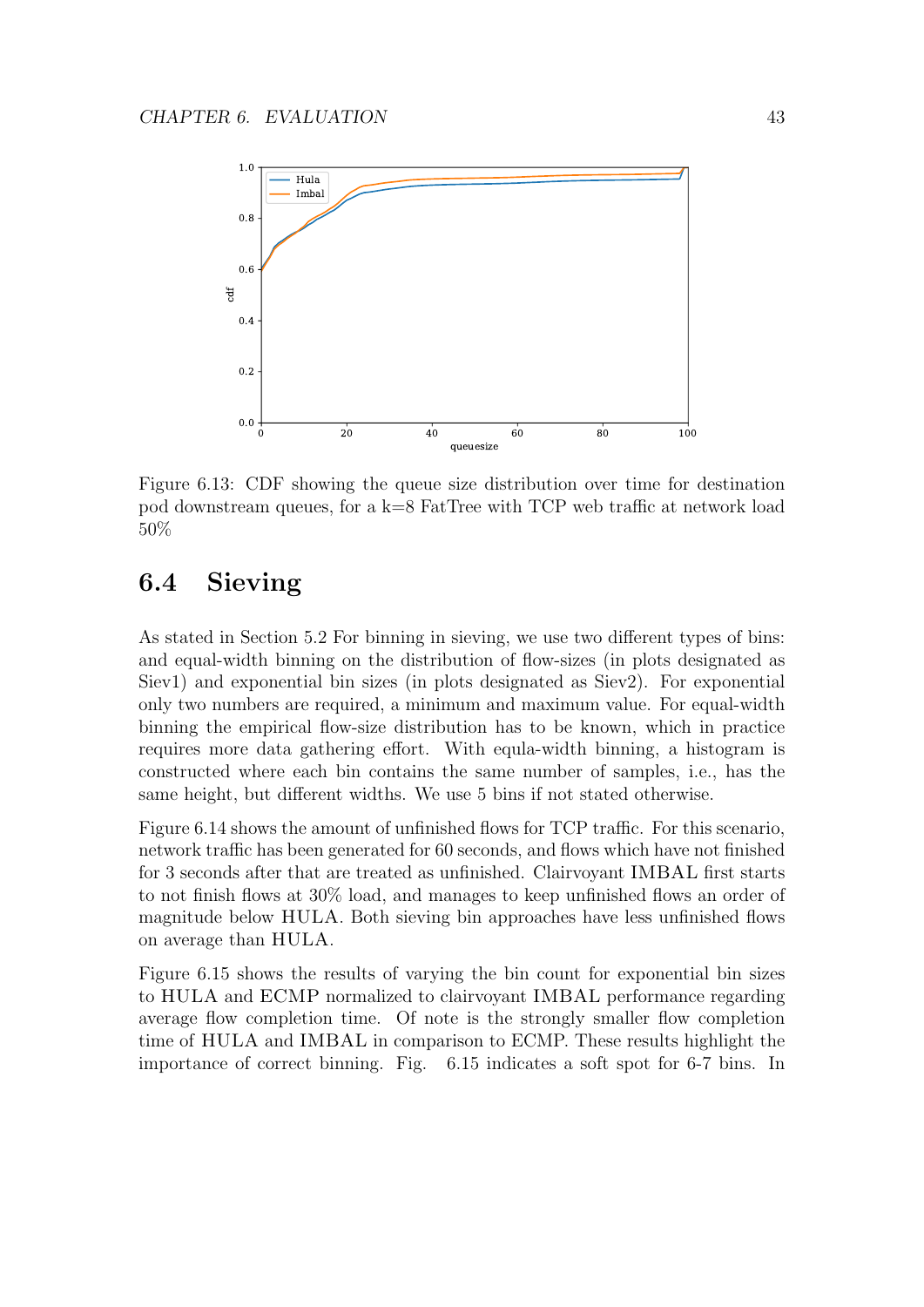Figure 6.13: CDF showing the queue size distribution over time for destination pod downstream queues, for a k=8 FatTree with TCP web traffic at network load 50%

## 6.4 Sieving

As stated in Section 5.2 For binning in sieving, we use two different types of bins: and equal-width binning on the distribution of flow-sizes (in plots designated as Siev1) and exponential bin sizes (in plots designated as Siev2). For exponential only two numbers are required, a minimum and maximum value. For equal-width binning the empirical flow-size distribution has to be known, which in practice requires more data gathering effort. With equla-width binning, a histogram is constructed where each bin contains the same number of samples, i.e., has the same height, but different widths. We use 5 bins if not stated otherwise.

Figure 6.14 shows the amount of unfinished flows for TCP traffic. For this scenario, network traffic has been generated for 60 seconds, and flows which have not finished for 3 seconds after that are treated as unfinished. Clairvoyant IMBAL first starts to not finish flows at 30% load, and manages to keep unfinished flows an order of magnitude below HULA. Both sieving bin approaches have less unfinished flows on average than HULA.

Figure 6.15 shows the results of varying the bin count for exponential bin sizes to HULA and ECMP normalized to clairvoyant IMBAL performance regarding average flow completion time. Of note is the strongly smaller flow completion time of HULA and IMBAL in comparison to ECMP. These results highlight the importance of correct binning. Fig. 6.15 indicates a soft spot for 6-7 bins. In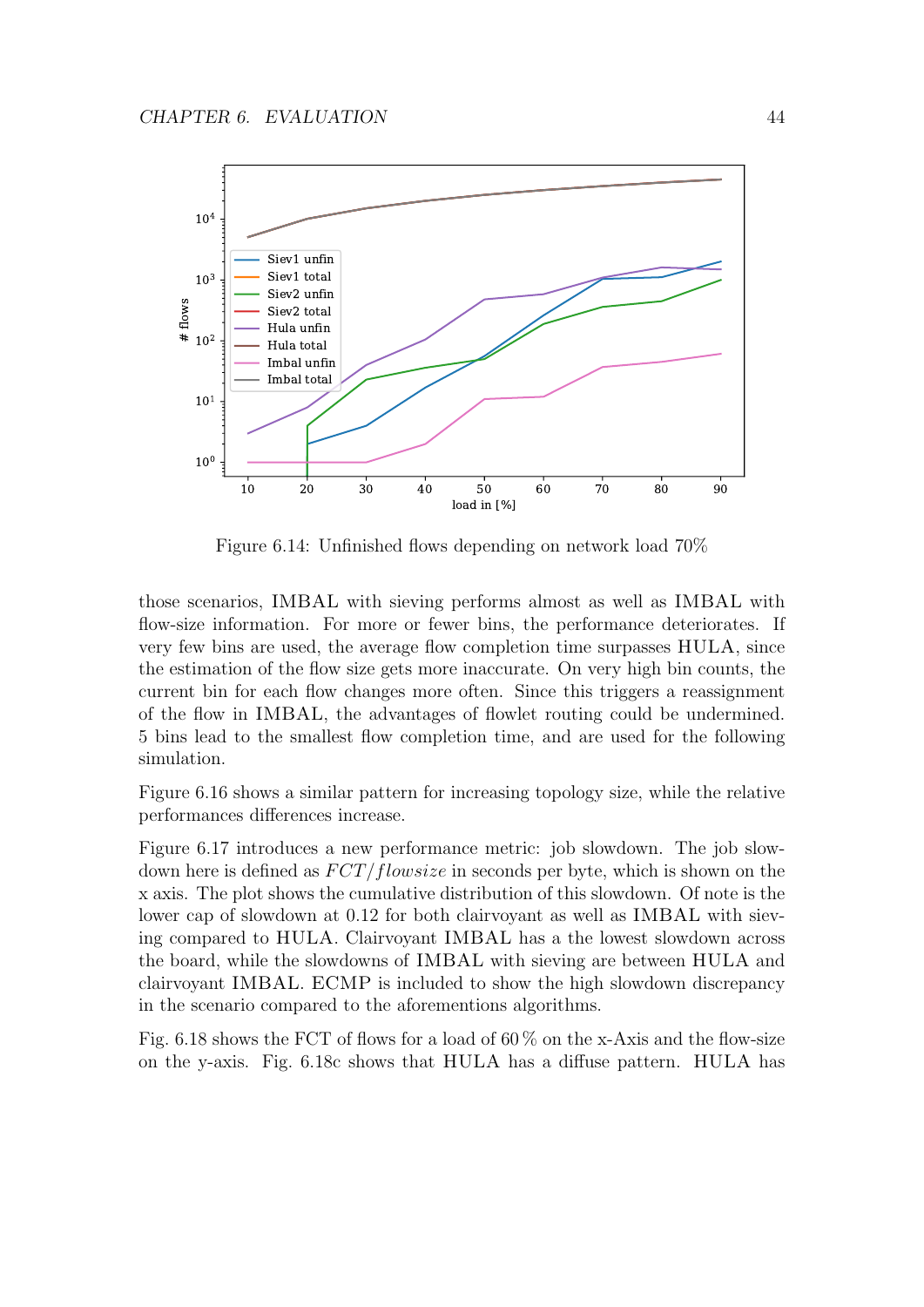Figure 6.14: Unfinished flows depending on network load 70%

those scenarios, IMBAL with sieving performs almost as well as IMBAL with flow-size information. For more or fewer bins, the performance deteriorates. If very few bins are used, the average flow completion time surpasses HULA, since the estimation of the flow size gets more inaccurate. On very high bin counts, the current bin for each flow changes more often. Since this triggers a reassignment of the flow in IMBAL, the advantages of flowlet routing could be undermined. 5 bins lead to the smallest flow completion time, and are used for the following simulation.

Figure 6.16 shows a similar pattern for increasing topology size, while the relative performances differences increase.

Figure 6.17 introduces a new performance metric: job slowdown. The job slowdown here is defined as $FCT/flowsize$ in seconds per byte, which is shown on the x axis. The plot shows the cumulative distribution of this slowdown. Of note is the lower cap of slowdown at 0.12 for both clairvoyant as well as IMBAL with sieving compared to HULA. Clairvoyant IMBAL has a the lowest slowdown across the board, while the slowdowns of IMBAL with sieving are between HULA and clairvoyant IMBAL. ECMP is included to show the high slowdown discrepancy in the scenario compared to the aforementions algorithms.

Fig. 6.18 shows the FCT of flows for a load of 60 % on the x-Axis and the flow-size on the y-axis. Fig. 6.18c shows that HULA has a diffuse pattern. HULA has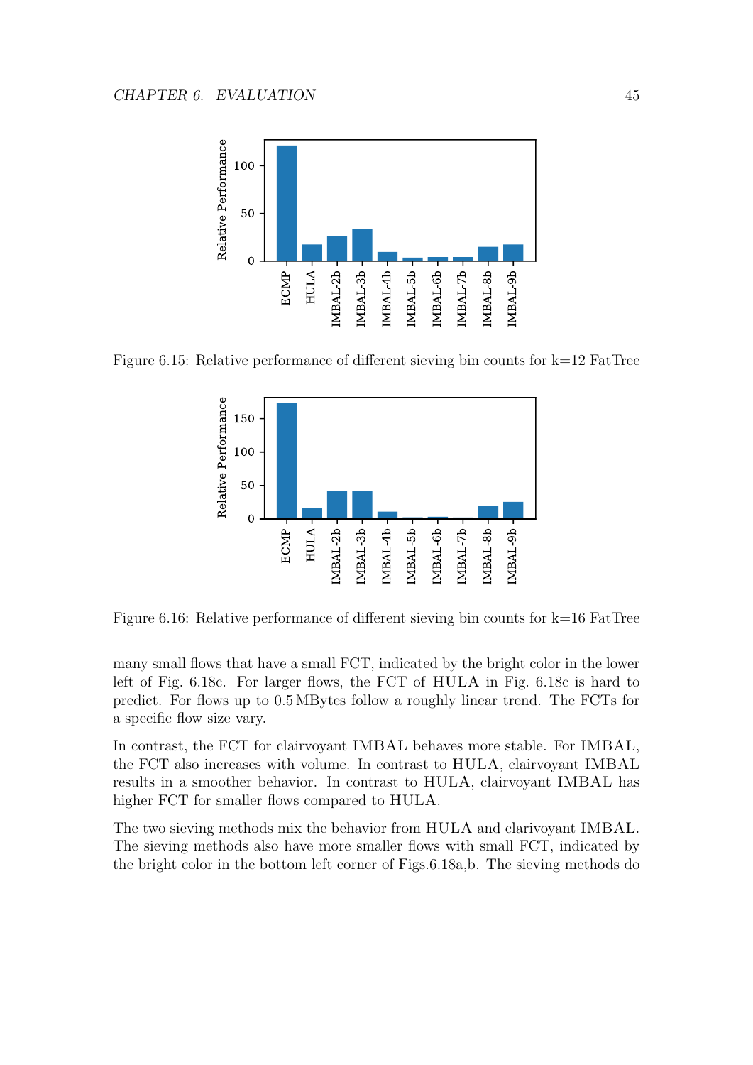Figure 6.15: Relative performance of different sieving bin counts for k=12 FatTree

Figure 6.16: Relative performance of different sieving bin counts for k=16 FatTree

many small flows that have a small FCT, indicated by the bright color in the lower left of Fig. 6.18c. For larger flows, the FCT of HULA in Fig. 6.18c is hard to predict. For flows up to 0.5 MBytes follow a roughly linear trend. The FCTs for a specific flow size vary.

In contrast, the FCT for clairvoyant IMBAL behaves more stable. For IMBAL, the FCT also increases with volume. In contrast to HULA, clairvoyant IMBAL results in a smoother behavior. In contrast to HULA, clairvoyant IMBAL has higher FCT for smaller flows compared to HULA.

The two sieving methods mix the behavior from HULA and clarivoyant IMBAL. The sieving methods also have more smaller flows with small FCT, indicated by the bright color in the bottom left corner of Figs.6.18a,b. The sieving methods do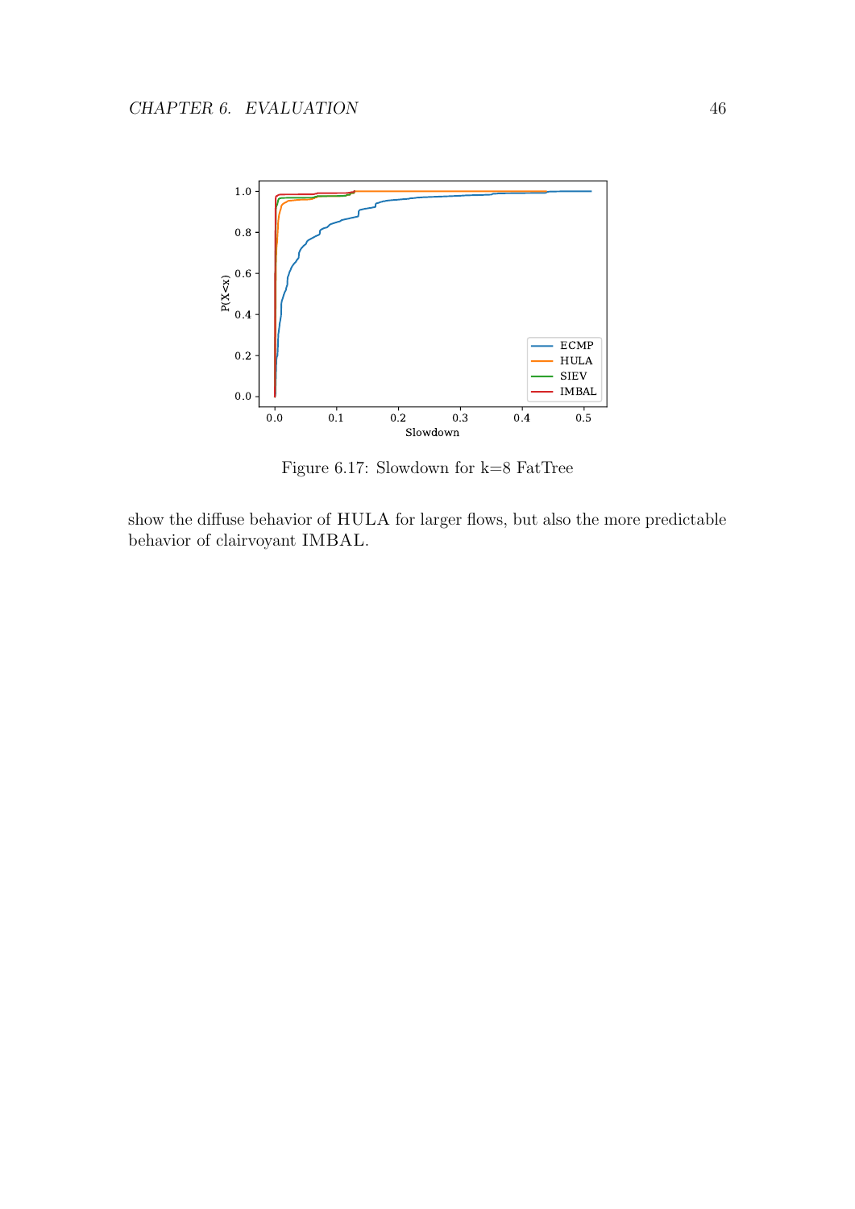Figure 6.17: Slowdown for k=8 FatTree

show the diffuse behavior of HULA for larger flows, but also the more predictable behavior of clairvoyant IMBAL.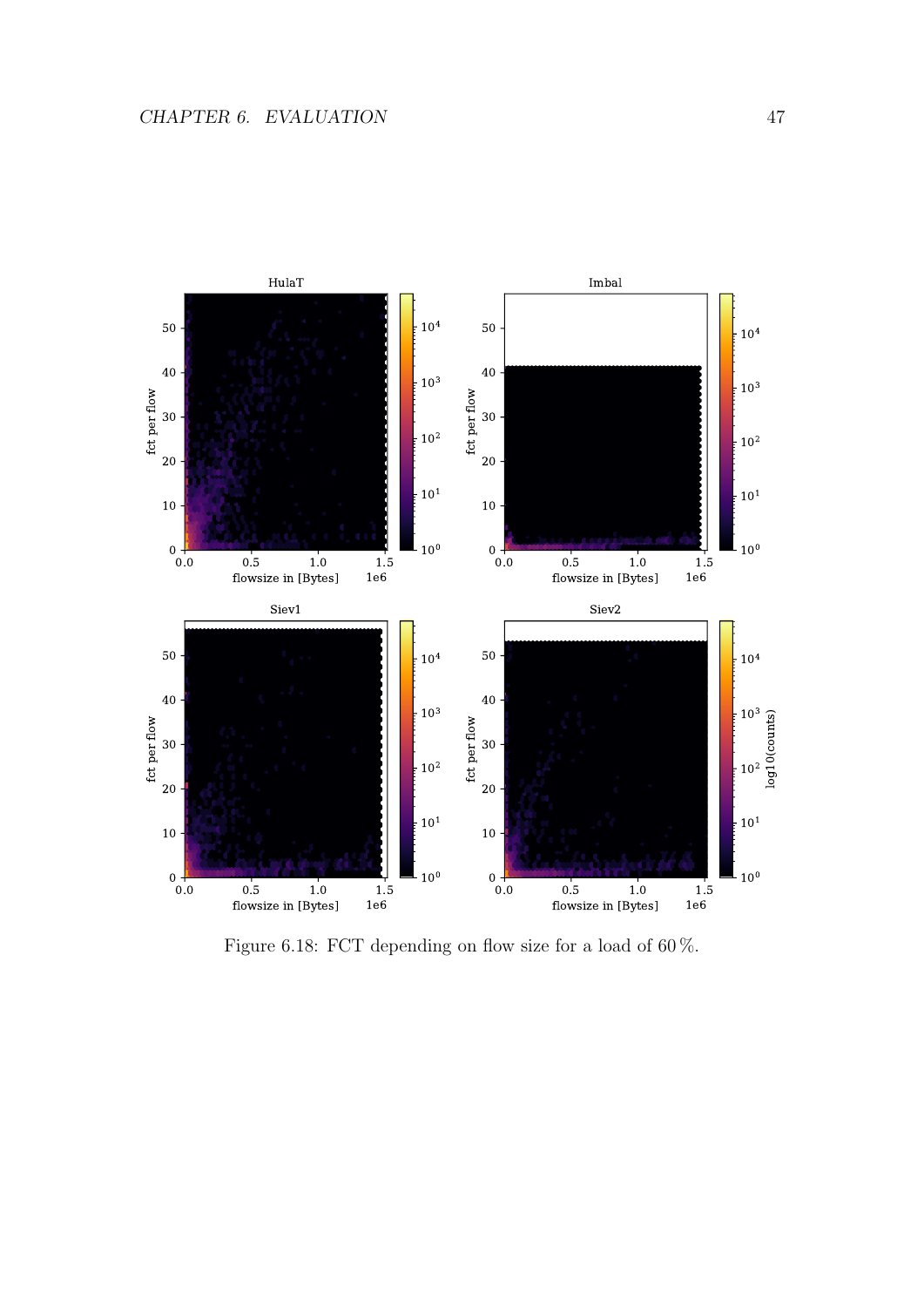Figure 6.18: FCT depending on flow size for a load of 60 %.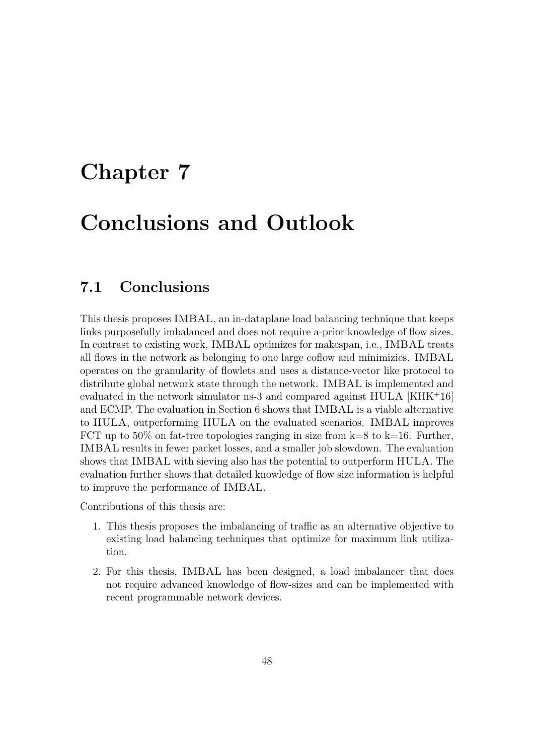# Chapter 7

# Conclusions and Outlook

## 7.1 Conclusions

This thesis proposes IMBAL, an in-dataplane load balancing technique that keeps links purposefully imbalanced and does not require a-prior knowledge of flow sizes. In contrast to existing work, IMBAL optimizes for makespan, i.e., IMBAL treats all flows in the network as belonging to one large coflow and minimizies. IMBAL operates on the granularity of flowlets and uses a distance-vector like protocol to distribute global network state through the network. IMBAL is implemented and evaluated in the network simulator ns-3 and compared against HULA [KHK+16] and ECMP. The evaluation in Section 6 shows that IMBAL is a viable alternative to HULA, outperforming HULA on the evaluated scenarios. IMBAL improves FCT up to 50% on fat-tree topologies ranging in size from k=8 to k=16. Further, IMBAL results in fewer packet losses, and a smaller job slowdown. The evaluation shows that IMBAL with sieving also has the potential to outperform HULA. The evaluation further shows that detailed knowledge of flow size information is helpful to improve the performance of IMBAL.

Contributions of this thesis are:

1. This thesis proposes the imbalancing of traffic as an alternative objective to existing load balancing techniques that optimize for maximum link utilization.
2. For this thesis, IMBAL has been designed, a load imbalancer that does not require advanced knowledge of flow-sizes and can be implemented with recent programmable network devices.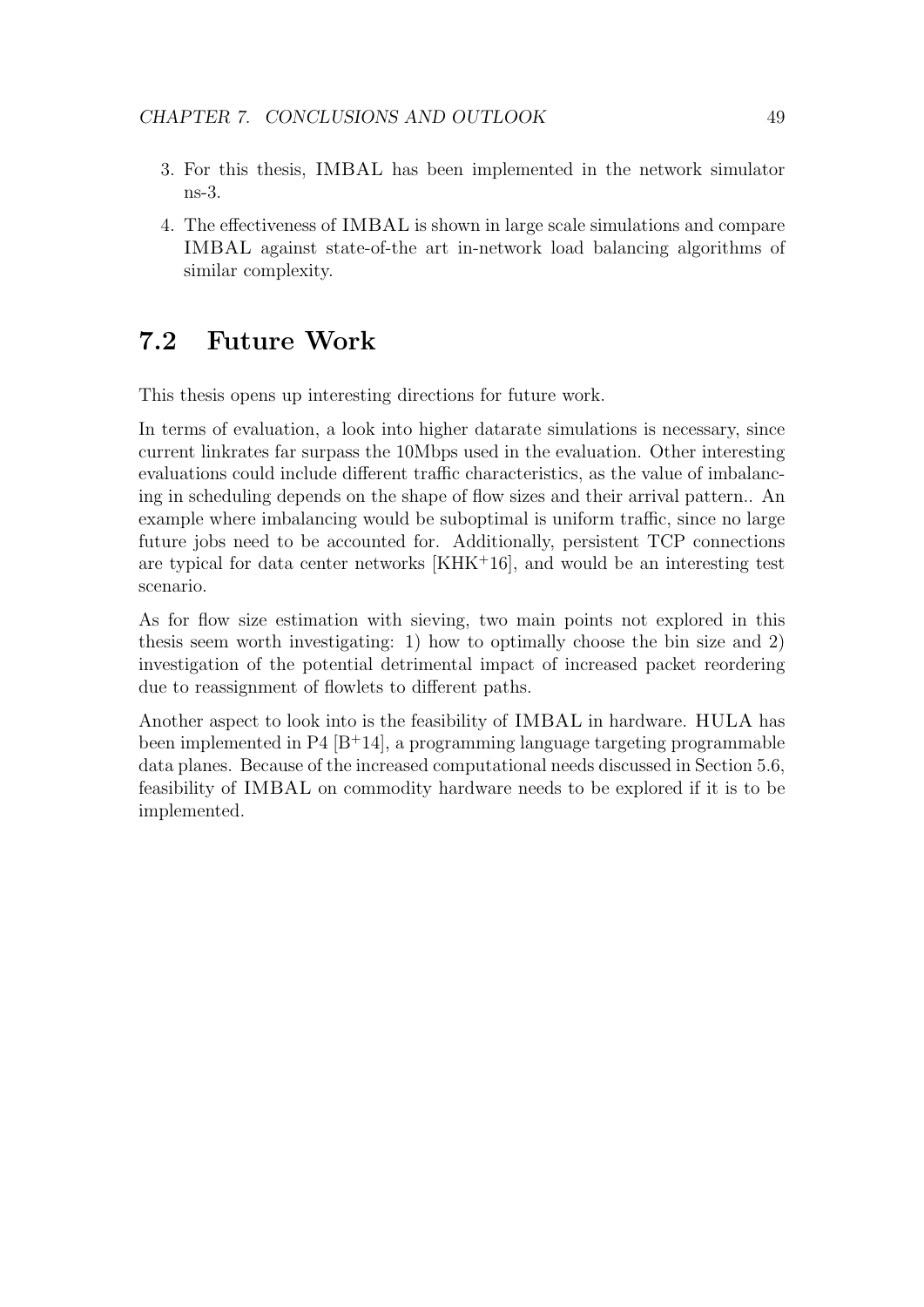3. For this thesis, IMBAL has been implemented in the network simulator ns-3.
4. The effectiveness of IMBAL is shown in large scale simulations and compare IMBAL against state-of-the art in-network load balancing algorithms of similar complexity.

## 7.2 Future Work

This thesis opens up interesting directions for future work.

In terms of evaluation, a look into higher datarate simulations is necessary, since current linkrates far surpass the 10Mbps used in the evaluation. Other interesting evaluations could include different traffic characteristics, as the value of imbalancing in scheduling depends on the shape of flow sizes and their arrival pattern.. An example where imbalancing would be suboptimal is uniform traffic, since no large future jobs need to be accounted for. Additionally, persistent TCP connections are typical for data center networks [KHK+16], and would be an interesting test scenario.

As for flow size estimation with sieving, two main points not explored in this thesis seem worth investigating: 1) how to optimally choose the bin size and 2) investigation of the potential detrimental impact of increased packet reordering due to reassignment of flowlets to different paths.

Another aspect to look into is the feasibility of IMBAL in hardware. HULA has been implemented in P4 [B+14], a programming language targeting programmable data planes. Because of the increased computational needs discussed in Section 5.6, feasibility of IMBAL on commodity hardware needs to be explored if it is to be implemented.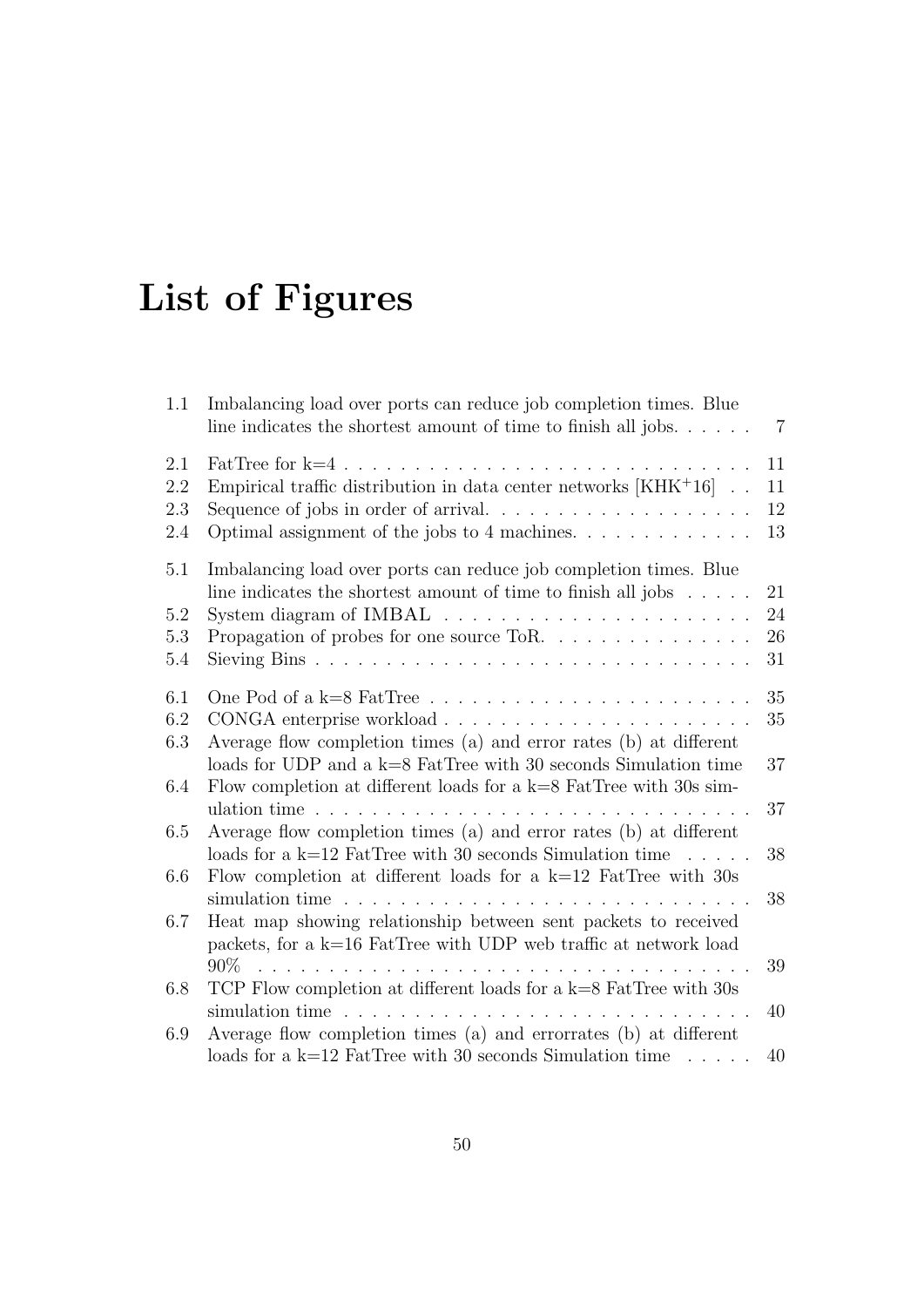# List of Figures

- 1.1 Imbalancing load over ports can reduce job completion times. Blue line indicates the shortest amount of time to finish all jobs. . . . . . 7
- 2.1 FatTree for k=4 . . . . . . . . . . . . . . . . . . . . . . . . . . . . 11
- 2.2 Empirical traffic distribution in data center networks [KHK+16] . . 11
- 2.3 Sequence of jobs in order of arrival. . . . . . . . . . . . . . . . . . . 12
- 2.4 Optimal assignment of the jobs to 4 machines. . . . . . . . . . . . . 13
- 5.1 Imbalancing load over ports can reduce job completion times. Blue line indicates the shortest amount of time to finish all jobs . . . . . 21
- 5.2 System diagram of IMBAL . . . . . . . . . . . . . . . . . . . . . . 24
- 5.3 Propagation of probes for one source ToR. . . . . . . . . . . . . . . 26
- 5.4 Sieving Bins . . . . . . . . . . . . . . . . . . . . . . . . . . . . . . . 31
- 6.1 One Pod of a k=8 FatTree . . . . . . . . . . . . . . . . . . . . . . . 35
- 6.2 CONGA enterprise workload . . . . . . . . . . . . . . . . . . . . . . 35
- 6.3 Average flow completion times (a) and error rates (b) at different loads for UDP and a k=8 FatTree with 30 seconds Simulation time 37
- 6.4 Flow completion at different loads for a k=8 FatTree with 30s simulation time . . . . . . . . . . . . . . . . . . . . . . . . . . . . . . . 37
- 6.5 Average flow completion times (a) and error rates (b) at different loads for a k=12 FatTree with 30 seconds Simulation time . . . . . 38
- 6.6 Flow completion at different loads for a k=12 FatTree with 30s simulation time . . . . . . . . . . . . . . . . . . . . . . . . . . . . . 38
- 6.7 Heat map showing relationship between sent packets to received packets, for a k=16 FatTree with UDP web traffic at network load 90% . . . . . . . . . . . . . . . . . . . . . . . . . . . . . . . . . . . 39
- 6.8 TCP Flow completion at different loads for a k=8 FatTree with 30s simulation time . . . . . . . . . . . . . . . . . . . . . . . . . . . . . 40
- 6.9 Average flow completion times (a) and errorrates (b) at different loads for a k=12 FatTree with 30 seconds Simulation time . . . . . 40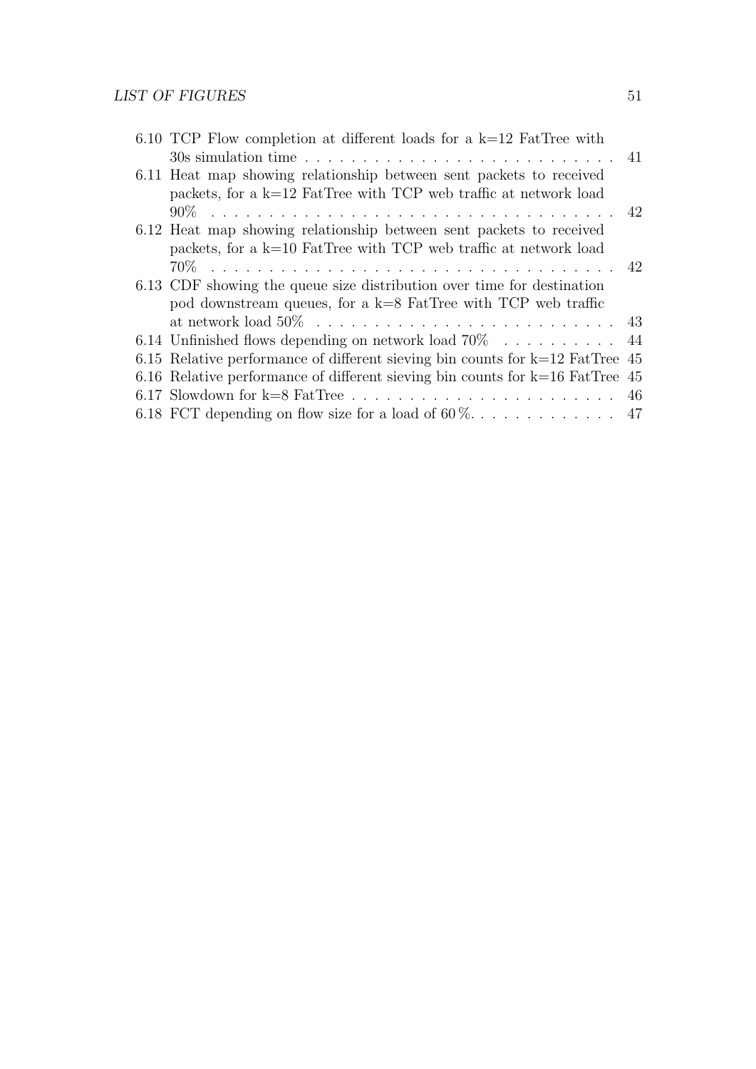6.10 TCP Flow completion at different loads for a k=12 FatTree with 30s simulation time . . . . . . . . . . . . . . . . . . . . . . . . . . . 41
6.11 Heat map showing relationship between sent packets to received packets, for a k=12 FatTree with TCP web traffic at network load 90% . . . . . . . . . . . . . . . . . . . . . . . . . . . . . . . . . . . . 42
6.12 Heat map showing relationship between sent packets to received packets, for a k=10 FatTree with TCP web traffic at network load 70% . . . . . . . . . . . . . . . . . . . . . . . . . . . . . . . . . . . . 42
6.13 CDF showing the queue size distribution over time for destination pod downstream queues, for a k=8 FatTree with TCP web traffic at network load 50% . . . . . . . . . . . . . . . . . . . . . . . . . . 43
6.14 Unfinished flows depending on network load 70% . . . . . . . . . . 44
6.15 Relative performance of different sieving bin counts for k=12 FatTree 45
6.16 Relative performance of different sieving bin counts for k=16 FatTree 45
6.17 Slowdown for k=8 FatTree . . . . . . . . . . . . . . . . . . . . . . . 46
6.18 FCT depending on flow size for a load of 60 %. . . . . . . . . . . . . 47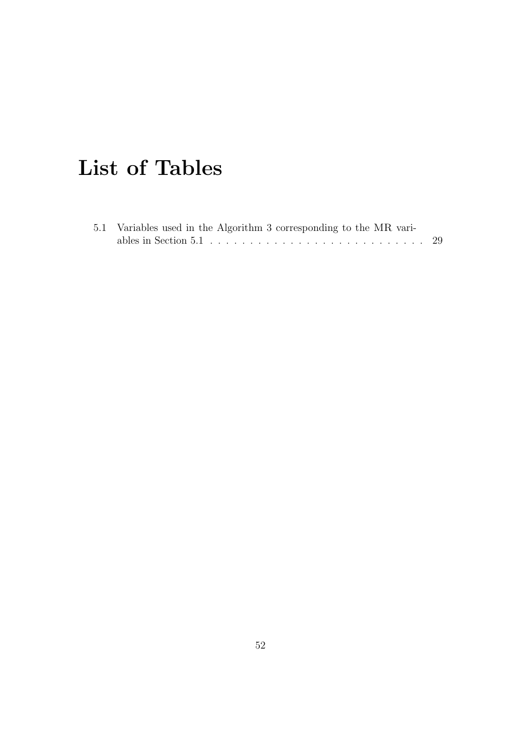# List of Tables

5.1 Variables used in the Algorithm 3 corresponding to the MR variables in Section 5.1 . . . . . . . . . . . . . . . . . . . . . . . . . . . . 29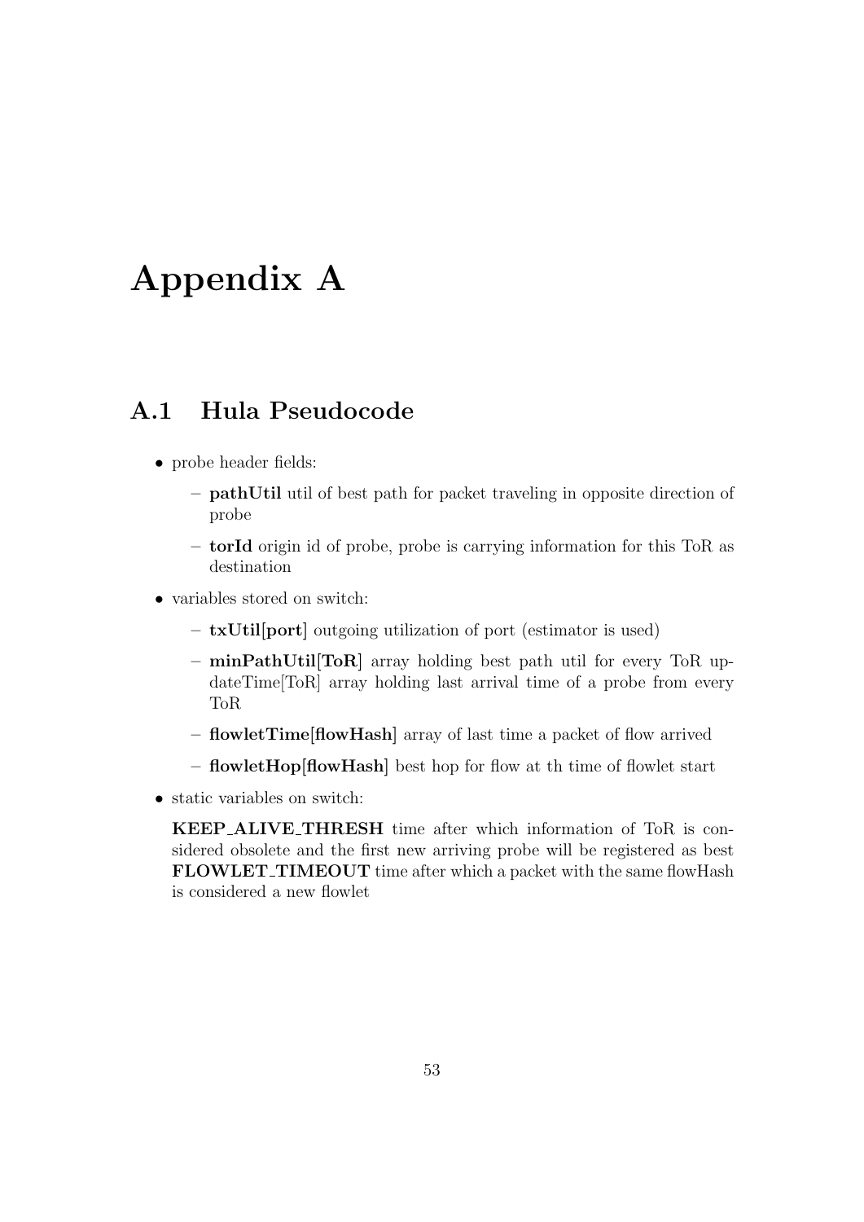# Appendix A

## A.1 Hula Pseudocode

- probe header fields:
  - **pathUtil** util of best path for packet traveling in opposite direction of probe
  - **torId** origin id of probe, probe is carrying information for this ToR as destination
- variables stored on switch:
  - **txUtil[port]** outgoing utilization of port (estimator is used)
  - **minPathUtil[ToR]** array holding best path util for every ToR updateTime[ToR] array holding last arrival time of a probe from every ToR
  - **flowletTime[flowHash]** array of last time a packet of flow arrived
  - **flowletHop[flowHash]** best hop for flow at th time of flowlet start
- static variables on switch:

  **KEEP_ALIVE_THRESH** time after which information of ToR is considered obsolete and the first new arriving probe will be registered as best **FLOWLET_TIMEOUT** time after which a packet with the same flowHash is considered a new flowlet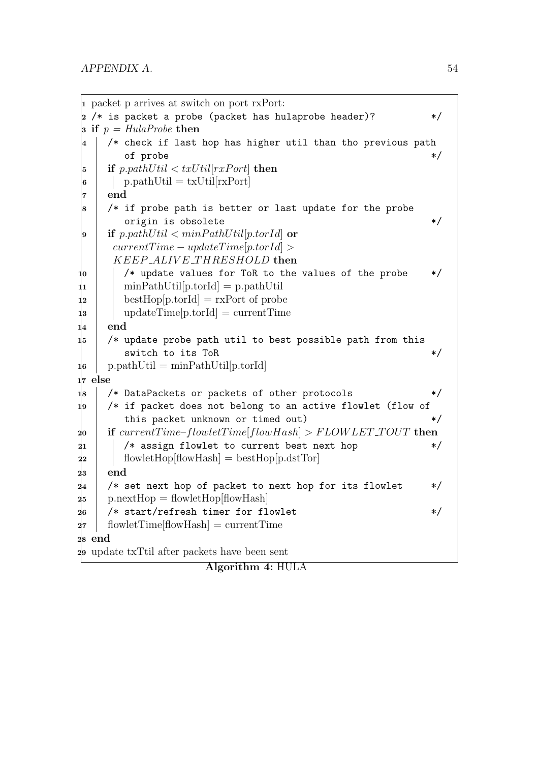```
1  packet p arrives at switch on port rxPort:
2  /* is packet a probe (packet has hulaprobe header)?          */
3  if p = HulaProbe then
4      /* check if last hop has higher util than tho previous path
          of probe                                               */
5      if p.pathUtil < txUtil[rxPort] then
6          p.pathUtil = txUtil[rxPort]
7      end
8      /* if probe path is better or last update for the probe
          origin is obsolete                                     */
9      if p.pathUtil < minPathUtil[p.torId] or
        currentTime − updateTime[p.torId] >
        KEEP_ALIVE_THRESHOLD then
10         /* update values for ToR to the values of the probe    */
11         minPathUtil[p.torId] = p.pathUtil
12         bestHop[p.torId] = rxPort of probe
13         updateTime[p.torId] = currentTime
14     end
15     /* update probe path util to best possible path from this
          switch to its ToR                                      */
16     p.pathUtil = minPathUtil[p.torId]
17 else
18     /* DataPackets or packets of other protocols              */
19     /* if packet does not belong to an active flowlet (flow of
          this packet unknown or timed out)                      */
20     if currentTime–flowletTime[flowHash] > FLOWLET_TOUT then
21         /* assign flowlet to current best next hop            */
22         flowletHop[flowHash] = bestHop[p.dstTor]
23     end
24     /* set next hop of packet to next hop for its flowlet     */
25     p.nextHop = flowletHop[flowHash]
26     /* start/refresh timer for flowlet                        */
27     flowletTime[flowHash] = currentTime
28 end
29 update txTtil after packets have been sent
```

**Algorithm 4:** HULA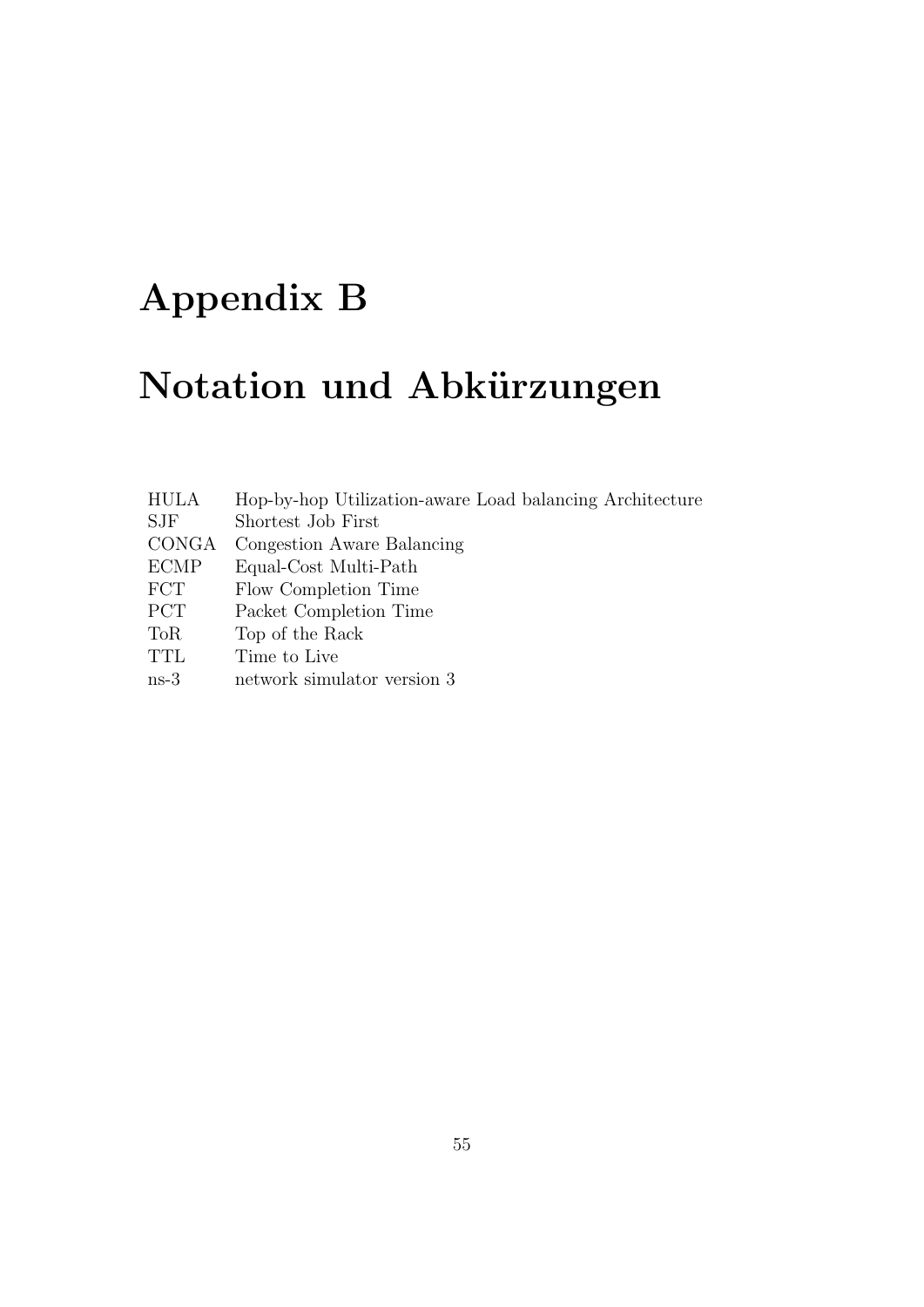# Appendix B

# Notation und Abkürzungen

| | |
|---|---|
| HULA | Hop-by-hop Utilization-aware Load balancing Architecture |
| SJF | Shortest Job First |
| CONGA | Congestion Aware Balancing |
| ECMP | Equal-Cost Multi-Path |
| FCT | Flow Completion Time |
| PCT | Packet Completion Time |
| ToR | Top of the Rack |
| TTL | Time to Live |
| ns-3 | network simulator version 3 |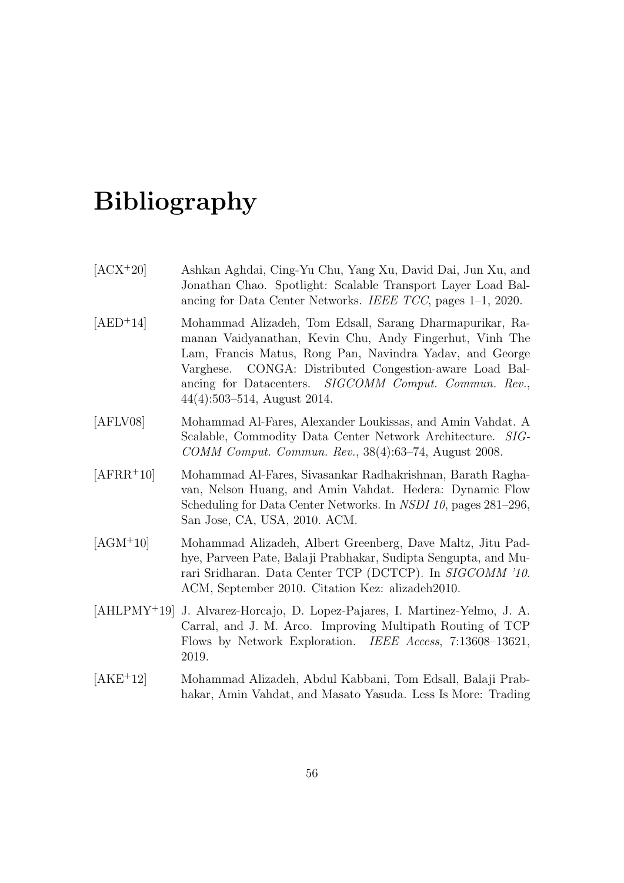# Bibliography

[ACX+20] Ashkan Aghdai, Cing-Yu Chu, Yang Xu, David Dai, Jun Xu, and Jonathan Chao. Spotlight: Scalable Transport Layer Load Balancing for Data Center Networks. *IEEE TCC*, pages 1–1, 2020.

[AED+14] Mohammad Alizadeh, Tom Edsall, Sarang Dharmapurikar, Ramanan Vaidyanathan, Kevin Chu, Andy Fingerhut, Vinh The Lam, Francis Matus, Rong Pan, Navindra Yadav, and George Varghese. CONGA: Distributed Congestion-aware Load Balancing for Datacenters. *SIGCOMM Comput. Commun. Rev.*, 44(4):503–514, August 2014.

[AFLV08] Mohammad Al-Fares, Alexander Loukissas, and Amin Vahdat. A Scalable, Commodity Data Center Network Architecture. *SIGCOMM Comput. Commun. Rev.*, 38(4):63–74, August 2008.

[AFRR+10] Mohammad Al-Fares, Sivasankar Radhakrishnan, Barath Raghavan, Nelson Huang, and Amin Vahdat. Hedera: Dynamic Flow Scheduling for Data Center Networks. In *NSDI 10*, pages 281–296, San Jose, CA, USA, 2010. ACM.

[AGM+10] Mohammad Alizadeh, Albert Greenberg, Dave Maltz, Jitu Padhye, Parveen Pate, Balaji Prabhakar, Sudipta Sengupta, and Murari Sridharan. Data Center TCP (DCTCP). In *SIGCOMM '10*. ACM, September 2010. Citation Kez: alizadeh2010.

[AHLPMY+19] J. Alvarez-Horcajo, D. Lopez-Pajares, I. Martinez-Yelmo, J. A. Carral, and J. M. Arco. Improving Multipath Routing of TCP Flows by Network Exploration. *IEEE Access*, 7:13608–13621, 2019.

[AKE+12] Mohammad Alizadeh, Abdul Kabbani, Tom Edsall, Balaji Prabhakar, Amin Vahdat, and Masato Yasuda. Less Is More: Trading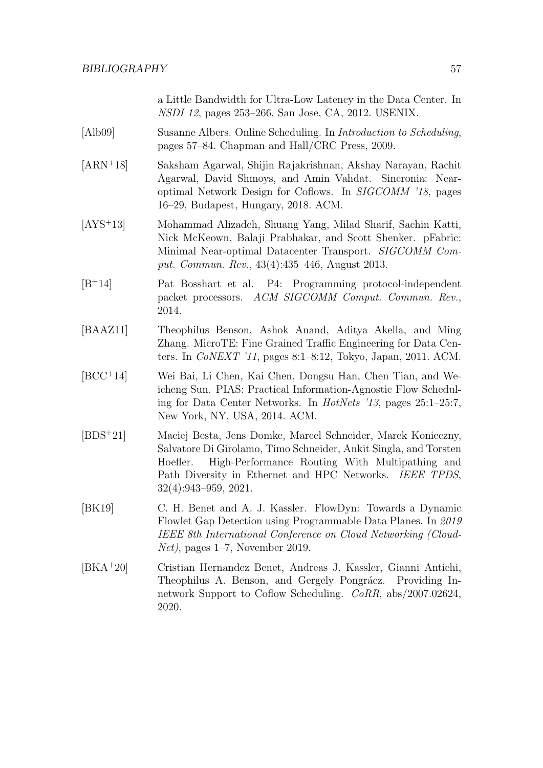a Little Bandwidth for Ultra-Low Latency in the Data Center. In *NSDI 12*, pages 253–266, San Jose, CA, 2012. USENIX.

[Alb09] Susanne Albers. Online Scheduling. In *Introduction to Scheduling*, pages 57–84. Chapman and Hall/CRC Press, 2009.

[ARN+18] Saksham Agarwal, Shijin Rajakrishnan, Akshay Narayan, Rachit Agarwal, David Shmoys, and Amin Vahdat. Sincronia: Near-optimal Network Design for Coflows. In *SIGCOMM '18*, pages 16–29, Budapest, Hungary, 2018. ACM.

[AYS+13] Mohammad Alizadeh, Shuang Yang, Milad Sharif, Sachin Katti, Nick McKeown, Balaji Prabhakar, and Scott Shenker. pFabric: Minimal Near-optimal Datacenter Transport. *SIGCOMM Comput. Commun. Rev.*, 43(4):435–446, August 2013.

[B+14] Pat Bosshart et al. P4: Programming protocol-independent packet processors. *ACM SIGCOMM Comput. Commun. Rev.*, 2014.

[BAAZ11] Theophilus Benson, Ashok Anand, Aditya Akella, and Ming Zhang. MicroTE: Fine Grained Traffic Engineering for Data Centers. In *CoNEXT '11*, pages 8:1–8:12, Tokyo, Japan, 2011. ACM.

[BCC+14] Wei Bai, Li Chen, Kai Chen, Dongsu Han, Chen Tian, and Weicheng Sun. PIAS: Practical Information-Agnostic Flow Scheduling for Data Center Networks. In *HotNets '13*, pages 25:1–25:7, New York, NY, USA, 2014. ACM.

[BDS+21] Maciej Besta, Jens Domke, Marcel Schneider, Marek Konieczny, Salvatore Di Girolamo, Timo Schneider, Ankit Singla, and Torsten Hoefler. High-Performance Routing With Multipathing and Path Diversity in Ethernet and HPC Networks. *IEEE TPDS*, 32(4):943–959, 2021.

[BK19] C. H. Benet and A. J. Kassler. FlowDyn: Towards a Dynamic Flowlet Gap Detection using Programmable Data Planes. In *2019 IEEE 8th International Conference on Cloud Networking (CloudNet)*, pages 1–7, November 2019.

[BKA+20] Cristian Hernandez Benet, Andreas J. Kassler, Gianni Antichi, Theophilus A. Benson, and Gergely Pongrácz. Providing In-network Support to Coflow Scheduling. *CoRR*, abs/2007.02624, 2020.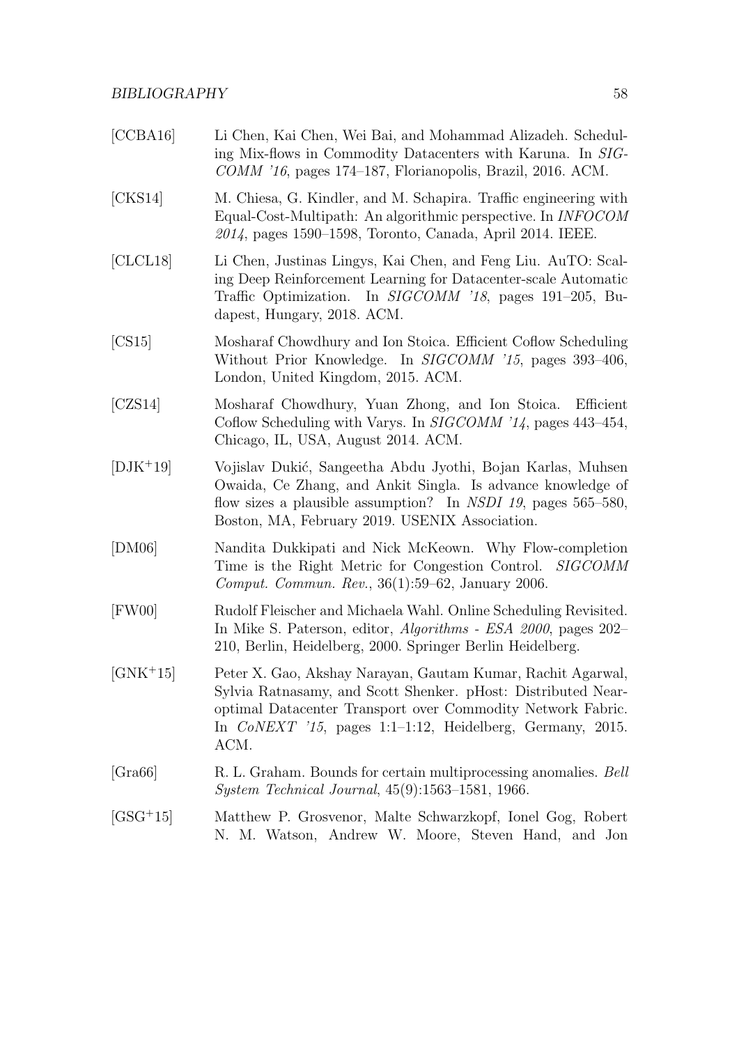[CCBA16] Li Chen, Kai Chen, Wei Bai, and Mohammad Alizadeh. Scheduling Mix-flows in Commodity Datacenters with Karuna. In *SIGCOMM '16*, pages 174–187, Florianopolis, Brazil, 2016. ACM.

[CKS14] M. Chiesa, G. Kindler, and M. Schapira. Traffic engineering with Equal-Cost-Multipath: An algorithmic perspective. In *INFOCOM 2014*, pages 1590–1598, Toronto, Canada, April 2014. IEEE.

[CLCL18] Li Chen, Justinas Lingys, Kai Chen, and Feng Liu. AuTO: Scaling Deep Reinforcement Learning for Datacenter-scale Automatic Traffic Optimization. In *SIGCOMM '18*, pages 191–205, Budapest, Hungary, 2018. ACM.

[CS15] Mosharaf Chowdhury and Ion Stoica. Efficient Coflow Scheduling Without Prior Knowledge. In *SIGCOMM '15*, pages 393–406, London, United Kingdom, 2015. ACM.

[CZS14] Mosharaf Chowdhury, Yuan Zhong, and Ion Stoica. Efficient Coflow Scheduling with Varys. In *SIGCOMM '14*, pages 443–454, Chicago, IL, USA, August 2014. ACM.

[DJK+19] Vojislav Dukić, Sangeetha Abdu Jyothi, Bojan Karlas, Muhsen Owaida, Ce Zhang, and Ankit Singla. Is advance knowledge of flow sizes a plausible assumption? In *NSDI 19*, pages 565–580, Boston, MA, February 2019. USENIX Association.

[DM06] Nandita Dukkipati and Nick McKeown. Why Flow-completion Time is the Right Metric for Congestion Control. *SIGCOMM Comput. Commun. Rev.*, 36(1):59–62, January 2006.

[FW00] Rudolf Fleischer and Michaela Wahl. Online Scheduling Revisited. In Mike S. Paterson, editor, *Algorithms - ESA 2000*, pages 202–210, Berlin, Heidelberg, 2000. Springer Berlin Heidelberg.

[GNK+15] Peter X. Gao, Akshay Narayan, Gautam Kumar, Rachit Agarwal, Sylvia Ratnasamy, and Scott Shenker. pHost: Distributed Near-optimal Datacenter Transport over Commodity Network Fabric. In *CoNEXT '15*, pages 1:1–1:12, Heidelberg, Germany, 2015. ACM.

[Gra66] R. L. Graham. Bounds for certain multiprocessing anomalies. *Bell System Technical Journal*, 45(9):1563–1581, 1966.

[GSG+15] Matthew P. Grosvenor, Malte Schwarzkopf, Ionel Gog, Robert N. M. Watson, Andrew W. Moore, Steven Hand, and Jon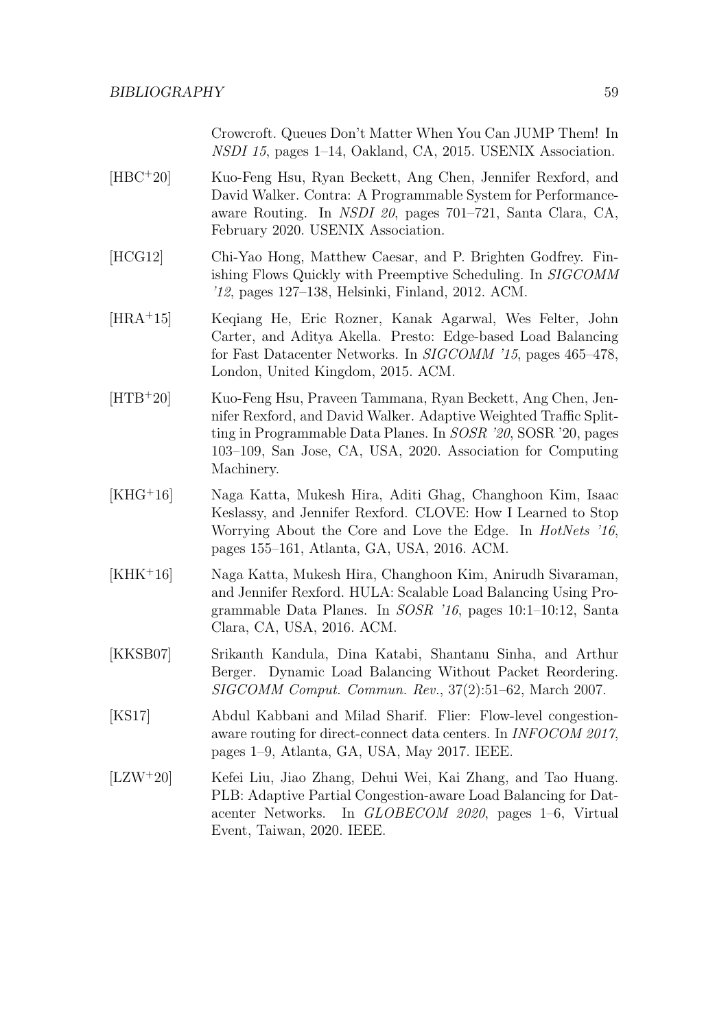Crowcroft. Queues Don't Matter When You Can JUMP Them! In *NSDI 15*, pages 1–14, Oakland, CA, 2015. USENIX Association.

[HBC+20] Kuo-Feng Hsu, Ryan Beckett, Ang Chen, Jennifer Rexford, and David Walker. Contra: A Programmable System for Performance-aware Routing. In *NSDI 20*, pages 701–721, Santa Clara, CA, February 2020. USENIX Association.

[HCG12] Chi-Yao Hong, Matthew Caesar, and P. Brighten Godfrey. Finishing Flows Quickly with Preemptive Scheduling. In *SIGCOMM '12*, pages 127–138, Helsinki, Finland, 2012. ACM.

[HRA+15] Keqiang He, Eric Rozner, Kanak Agarwal, Wes Felter, John Carter, and Aditya Akella. Presto: Edge-based Load Balancing for Fast Datacenter Networks. In *SIGCOMM '15*, pages 465–478, London, United Kingdom, 2015. ACM.

[HTB+20] Kuo-Feng Hsu, Praveen Tammana, Ryan Beckett, Ang Chen, Jennifer Rexford, and David Walker. Adaptive Weighted Traffic Splitting in Programmable Data Planes. In *SOSR '20*, SOSR '20, pages 103–109, San Jose, CA, USA, 2020. Association for Computing Machinery.

[KHG+16] Naga Katta, Mukesh Hira, Aditi Ghag, Changhoon Kim, Isaac Keslassy, and Jennifer Rexford. CLOVE: How I Learned to Stop Worrying About the Core and Love the Edge. In *HotNets '16*, pages 155–161, Atlanta, GA, USA, 2016. ACM.

[KHK+16] Naga Katta, Mukesh Hira, Changhoon Kim, Anirudh Sivaraman, and Jennifer Rexford. HULA: Scalable Load Balancing Using Programmable Data Planes. In *SOSR '16*, pages 10:1–10:12, Santa Clara, CA, USA, 2016. ACM.

[KKSB07] Srikanth Kandula, Dina Katabi, Shantanu Sinha, and Arthur Berger. Dynamic Load Balancing Without Packet Reordering. *SIGCOMM Comput. Commun. Rev.*, 37(2):51–62, March 2007.

[KS17] Abdul Kabbani and Milad Sharif. Flier: Flow-level congestion-aware routing for direct-connect data centers. In *INFOCOM 2017*, pages 1–9, Atlanta, GA, USA, May 2017. IEEE.

[LZW+20] Kefei Liu, Jiao Zhang, Dehui Wei, Kai Zhang, and Tao Huang. PLB: Adaptive Partial Congestion-aware Load Balancing for Datacenter Networks. In *GLOBECOM 2020*, pages 1–6, Virtual Event, Taiwan, 2020. IEEE.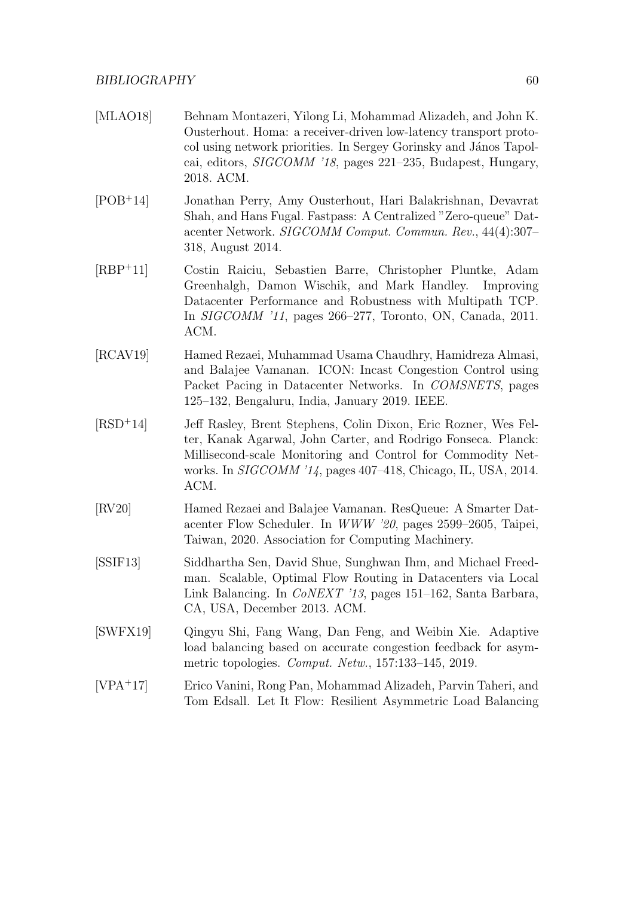[MLAO18] Behnam Montazeri, Yilong Li, Mohammad Alizadeh, and John K. Ousterhout. Homa: a receiver-driven low-latency transport protocol using network priorities. In Sergey Gorinsky and János Tapolcai, editors, *SIGCOMM '18*, pages 221–235, Budapest, Hungary, 2018. ACM.

[POB+14] Jonathan Perry, Amy Ousterhout, Hari Balakrishnan, Devavrat Shah, and Hans Fugal. Fastpass: A Centralized "Zero-queue" Datacenter Network. *SIGCOMM Comput. Commun. Rev.*, 44(4):307–318, August 2014.

[RBP+11] Costin Raiciu, Sebastien Barre, Christopher Pluntke, Adam Greenhalgh, Damon Wischik, and Mark Handley. Improving Datacenter Performance and Robustness with Multipath TCP. In *SIGCOMM '11*, pages 266–277, Toronto, ON, Canada, 2011. ACM.

[RCAV19] Hamed Rezaei, Muhammad Usama Chaudhry, Hamidreza Almasi, and Balajee Vamanan. ICON: Incast Congestion Control using Packet Pacing in Datacenter Networks. In *COMSNETS*, pages 125–132, Bengaluru, India, January 2019. IEEE.

[RSD+14] Jeff Rasley, Brent Stephens, Colin Dixon, Eric Rozner, Wes Felter, Kanak Agarwal, John Carter, and Rodrigo Fonseca. Planck: Millisecond-scale Monitoring and Control for Commodity Networks. In *SIGCOMM '14*, pages 407–418, Chicago, IL, USA, 2014. ACM.

[RV20] Hamed Rezaei and Balajee Vamanan. ResQueue: A Smarter Datacenter Flow Scheduler. In *WWW '20*, pages 2599–2605, Taipei, Taiwan, 2020. Association for Computing Machinery.

[SSIF13] Siddhartha Sen, David Shue, Sunghwan Ihm, and Michael Freedman. Scalable, Optimal Flow Routing in Datacenters via Local Link Balancing. In *CoNEXT '13*, pages 151–162, Santa Barbara, CA, USA, December 2013. ACM.

[SWFX19] Qingyu Shi, Fang Wang, Dan Feng, and Weibin Xie. Adaptive load balancing based on accurate congestion feedback for asymmetric topologies. *Comput. Netw.*, 157:133–145, 2019.

[VPA+17] Erico Vanini, Rong Pan, Mohammad Alizadeh, Parvin Taheri, and Tom Edsall. Let It Flow: Resilient Asymmetric Load Balancing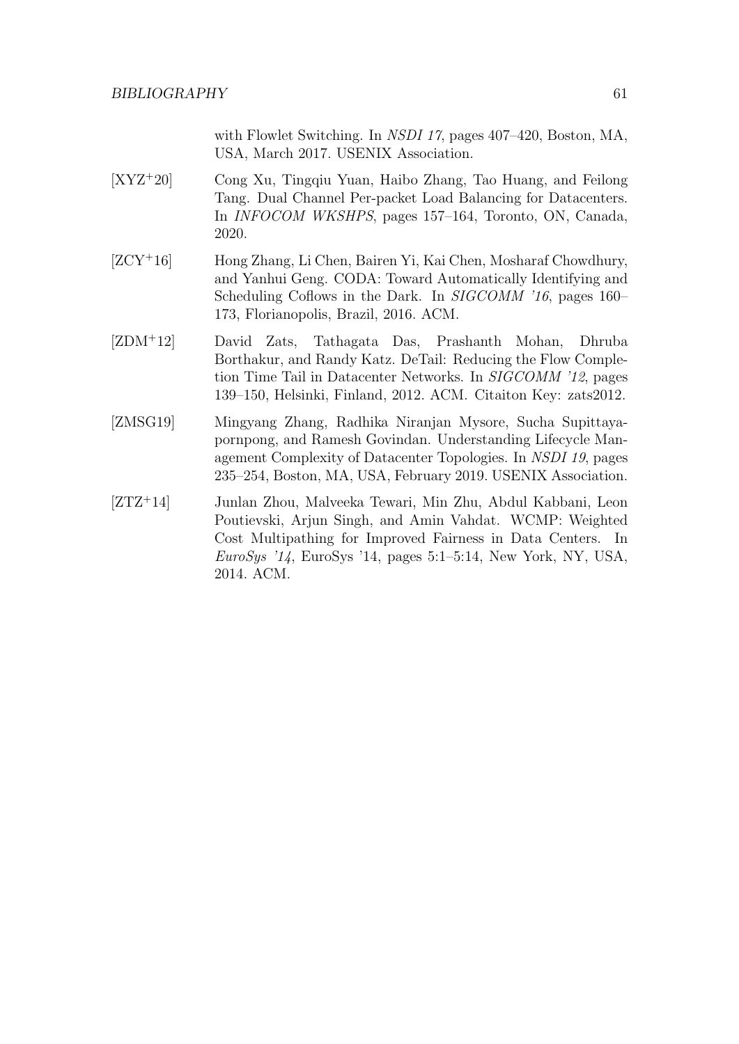with Flowlet Switching. In *NSDI 17*, pages 407–420, Boston, MA, USA, March 2017. USENIX Association.

[XYZ+20] Cong Xu, Tingqiu Yuan, Haibo Zhang, Tao Huang, and Feilong Tang. Dual Channel Per-packet Load Balancing for Datacenters. In *INFOCOM WKSHPS*, pages 157–164, Toronto, ON, Canada, 2020.

[ZCY+16] Hong Zhang, Li Chen, Bairen Yi, Kai Chen, Mosharaf Chowdhury, and Yanhui Geng. CODA: Toward Automatically Identifying and Scheduling Coflows in the Dark. In *SIGCOMM '16*, pages 160–173, Florianopolis, Brazil, 2016. ACM.

[ZDM+12] David Zats, Tathagata Das, Prashanth Mohan, Dhruba Borthakur, and Randy Katz. DeTail: Reducing the Flow Completion Time Tail in Datacenter Networks. In *SIGCOMM '12*, pages 139–150, Helsinki, Finland, 2012. ACM. Citaiton Key: zats2012.

[ZMSG19] Mingyang Zhang, Radhika Niranjan Mysore, Sucha Supittayapornpong, and Ramesh Govindan. Understanding Lifecycle Management Complexity of Datacenter Topologies. In *NSDI 19*, pages 235–254, Boston, MA, USA, February 2019. USENIX Association.

[ZTZ+14] Junlan Zhou, Malveeka Tewari, Min Zhu, Abdul Kabbani, Leon Poutievski, Arjun Singh, and Amin Vahdat. WCMP: Weighted Cost Multipathing for Improved Fairness in Data Centers. In *EuroSys '14*, EuroSys '14, pages 5:1–5:14, New York, NY, USA, 2014. ACM.